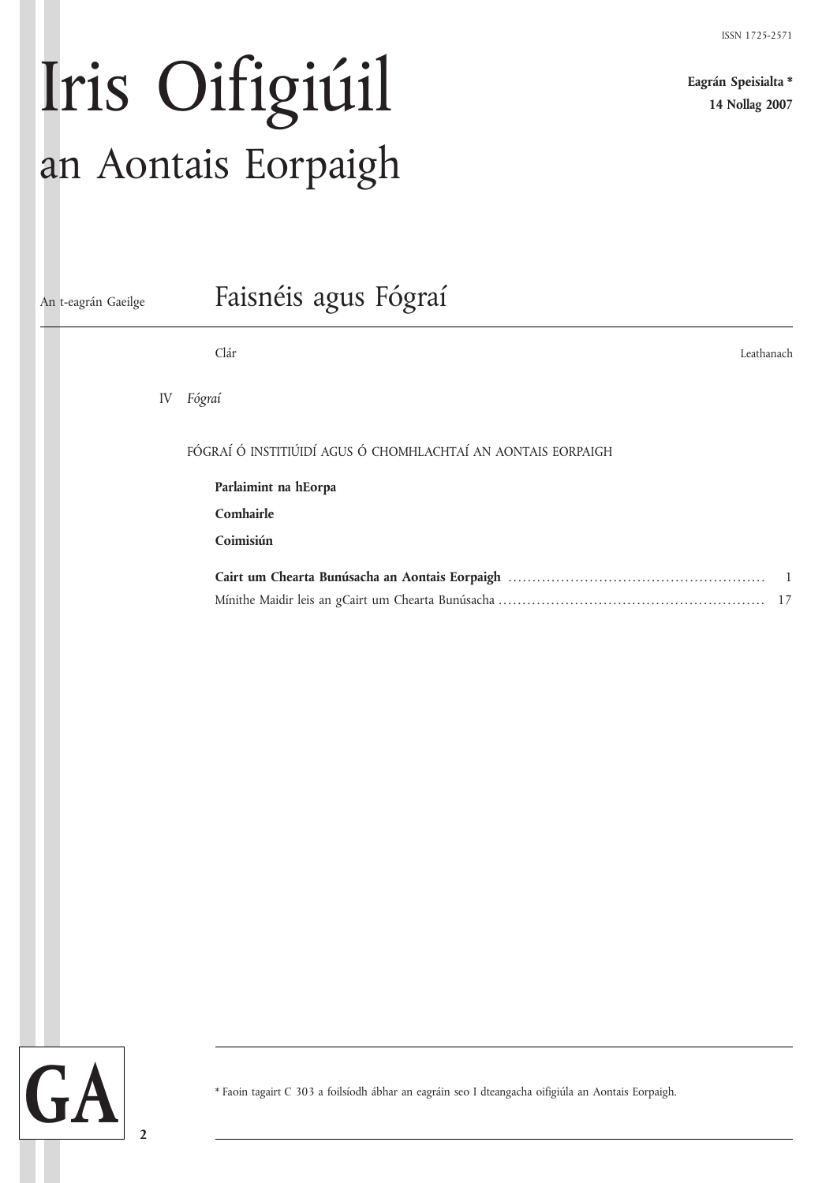ISSN 1725-2571

# Iris Oifigiúil an Aontais Eorpaigh

**Eagrán Speisialta ***
**14 Nollag 2007**

An t-eagrán Gaeilge

## Faisnéis agus Fógraí

| Clár | Leathanach |
|---|---|
| IV *Fógraí* | |
| FÓGRAÍ Ó INSTITIÚIDÍ AGUS Ó CHOMHLACHTAÍ AN AONTAIS EORPAIGH | |
| **Parlaimint na hEorpa** | |
| **Comhairle** | |
| **Coimisiún** | |
| **Cairt um Chearta Bunúsacha an Aontais Eorpaigh** | 1 |
| Mínithe Maidir leis an gCairt um Chearta Bunúsacha | 17 |

GA

* Faoin tagairt C 303 a foilsíodh ábhar an eagráin seo I dteangacha oifigiúla an Aontais Eorpaigh.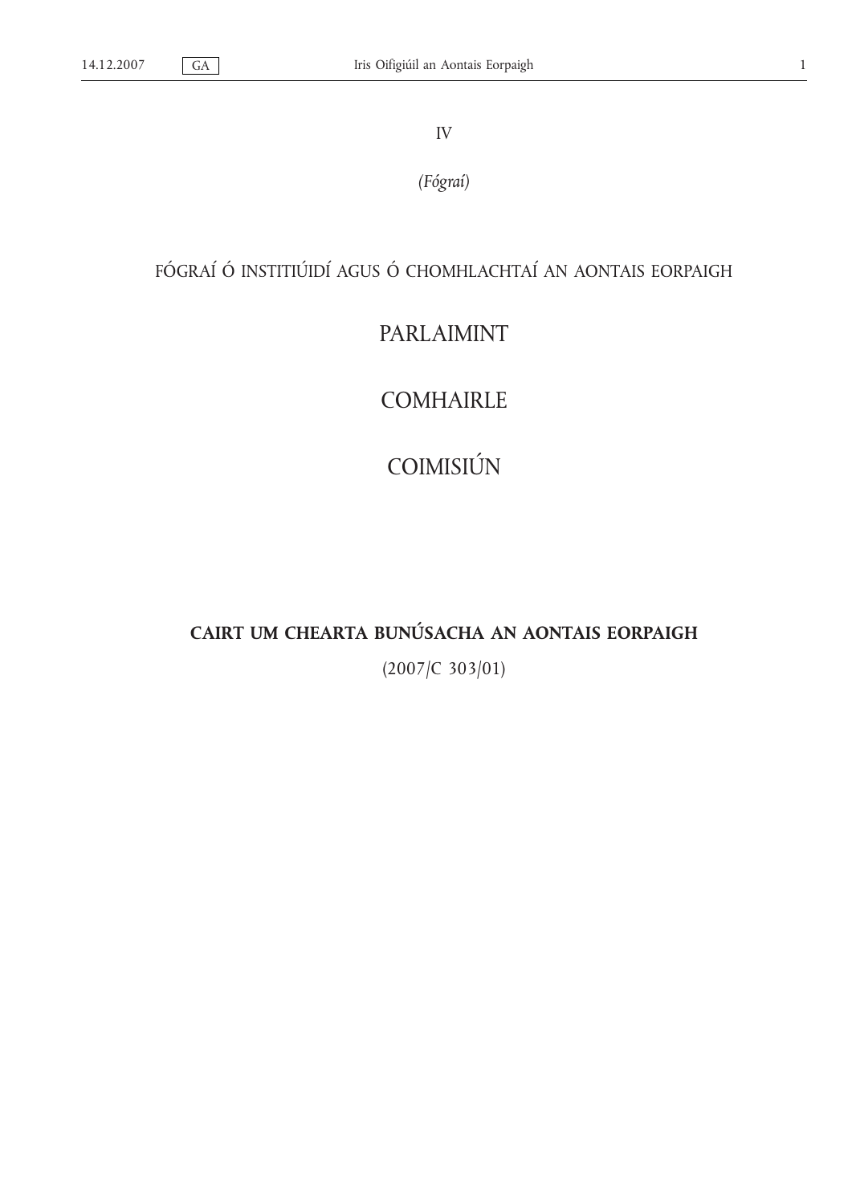IV

*(Fógraí)*

## FÓGRAÍ Ó INSTITIÚIDÍ AGUS Ó CHOMHLACHTAÍ AN AONTAIS EORPAIGH

# PARLAIMINT

# COMHAIRLE

# COIMISIÚN

## CAIRT UM CHEARTA BUNÚSACHA AN AONTAIS EORPAIGH

(2007/C 303/01)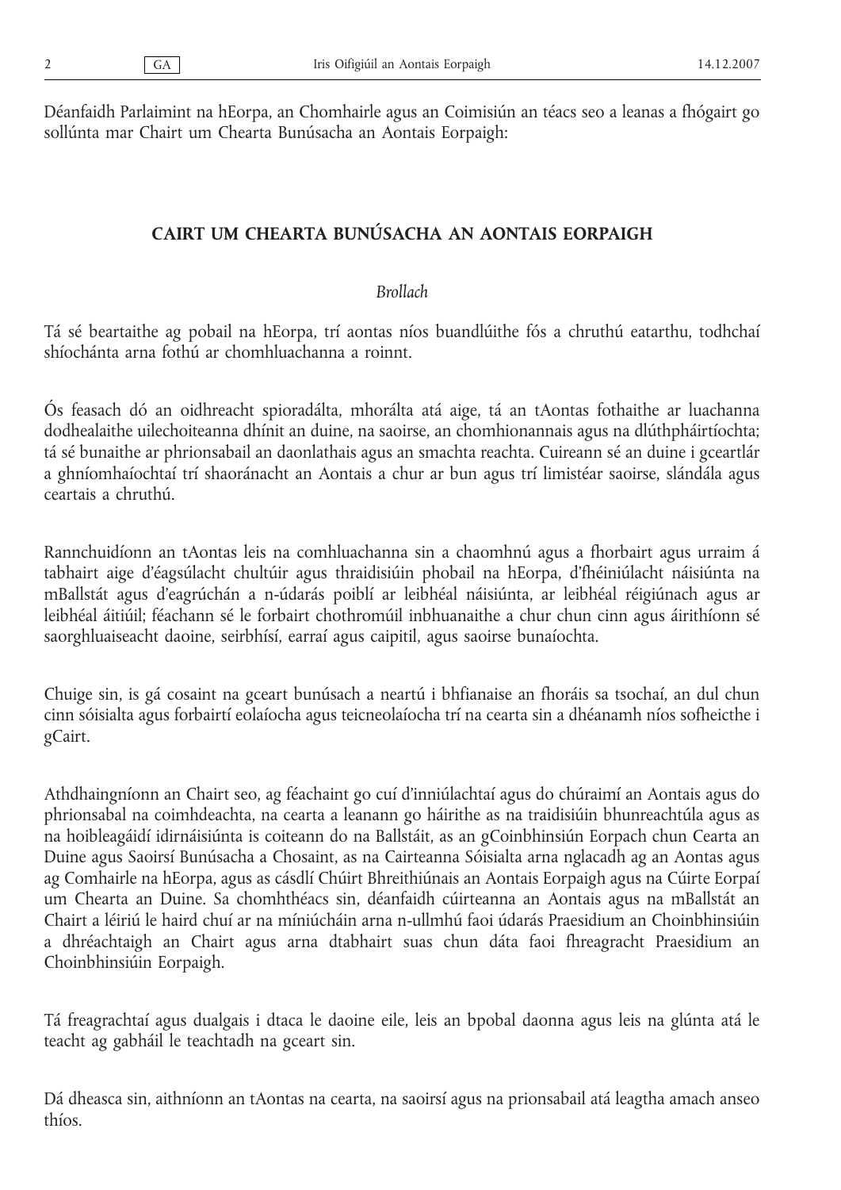Déanfaidh Parlaimint na hEorpa, an Chomhairle agus an Coimisiún an téacs seo a leanas a fhógairt go sollúnta mar Chairt um Chearta Bunúsacha an Aontais Eorpaigh:

# CAIRT UM CHEARTA BUNÚSACHA AN AONTAIS EORPAIGH

## *Brollach*

Tá sé beartaithe ag pobail na hEorpa, trí aontas níos buandlúithe fós a chruthú eatarthu, todhchaí shíochánta arna fothú ar chomhluachanna a roinnt.

Ós feasach dó an oidhreacht spioradálta, mhorálta atá aige, tá an tAontas fothaithe ar luachanna dodhealaithe uilechoiteanna dhínit an duine, na saoirse, an chomhionannais agus na dlúthpháirtíochta; tá sé bunaithe ar phrionsabail an daonlathais agus an smachta reachta. Cuireann sé an duine i gceartlár a ghníomhaíochtaí trí shaoránacht an Aontais a chur ar bun agus trí limistéar saoirse, slándála agus ceartais a chruthú.

Rannchuidíonn an tAontas leis na comhluachanna sin a chaomhnú agus a fhorbairt agus urraim á tabhairt aige d'éagsúlacht chultúir agus thraidisiúin phobail na hEorpa, d'fhéiniúlacht náisiúnta na mBallstát agus d'eagrúchán a n-údarás poiblí ar leibhéal náisiúnta, ar leibhéal réigiúnach agus ar leibhéal áitiúil; féachann sé le forbairt chothromúil inbhuanaithe a chur chun cinn agus áirithíonn sé saorghluaiseacht daoine, seirbhísí, earraí agus caipitil, agus saoirse bunaíochta.

Chuige sin, is gá cosaint na gceart bunúsach a neartú i bhfianaise an fhoráis sa tsochaí, an dul chun cinn sóisialta agus forbairtí eolaíocha agus teicneolaíocha trí na cearta sin a dhéanamh níos sofheicthe i gCairt.

Athdhaingníonn an Chairt seo, ag féachaint go cuí d'inniúlachtaí agus do chúraimí an Aontais agus do phrionsabal na coimhdeachta, na cearta a leanann go háirithe as na traidisiúin bhunreachtúla agus as na hoibleagáidí idirnáisiúnta is coiteann do na Ballstáit, as an gCoinbhinsiún Eorpach chun Cearta an Duine agus Saoirsí Bunúsacha a Chosaint, as na Cairteanna Sóisialta arna nglacadh ag an Aontas agus ag Comhairle na hEorpa, agus as cásdlí Chúirt Bhreithiúnais an Aontais Eorpaigh agus na Cúirte Eorpaí um Chearta an Duine. Sa chomhthéacs sin, déanfaidh cúirteanna an Aontais agus na mBallstát an Chairt a léiriú le haird chuí ar na míniúcháin arna n-ullmhú faoi údarás Praesidium an Choinbhinsiúin a dhréachtaigh an Chairt agus arna dtabhairt suas chun dáta faoi fhreagracht Praesidium an Choinbhinsiúin Eorpaigh.

Tá freagrachtaí agus dualgais i dtaca le daoine eile, leis an bpobal daonna agus leis na glúnta atá le teacht ag gabháil le teachtadh na gceart sin.

Dá dheasca sin, aithníonn an tAontas na cearta, na saoirsí agus na prionsabail atá leagtha amach anseo thíos.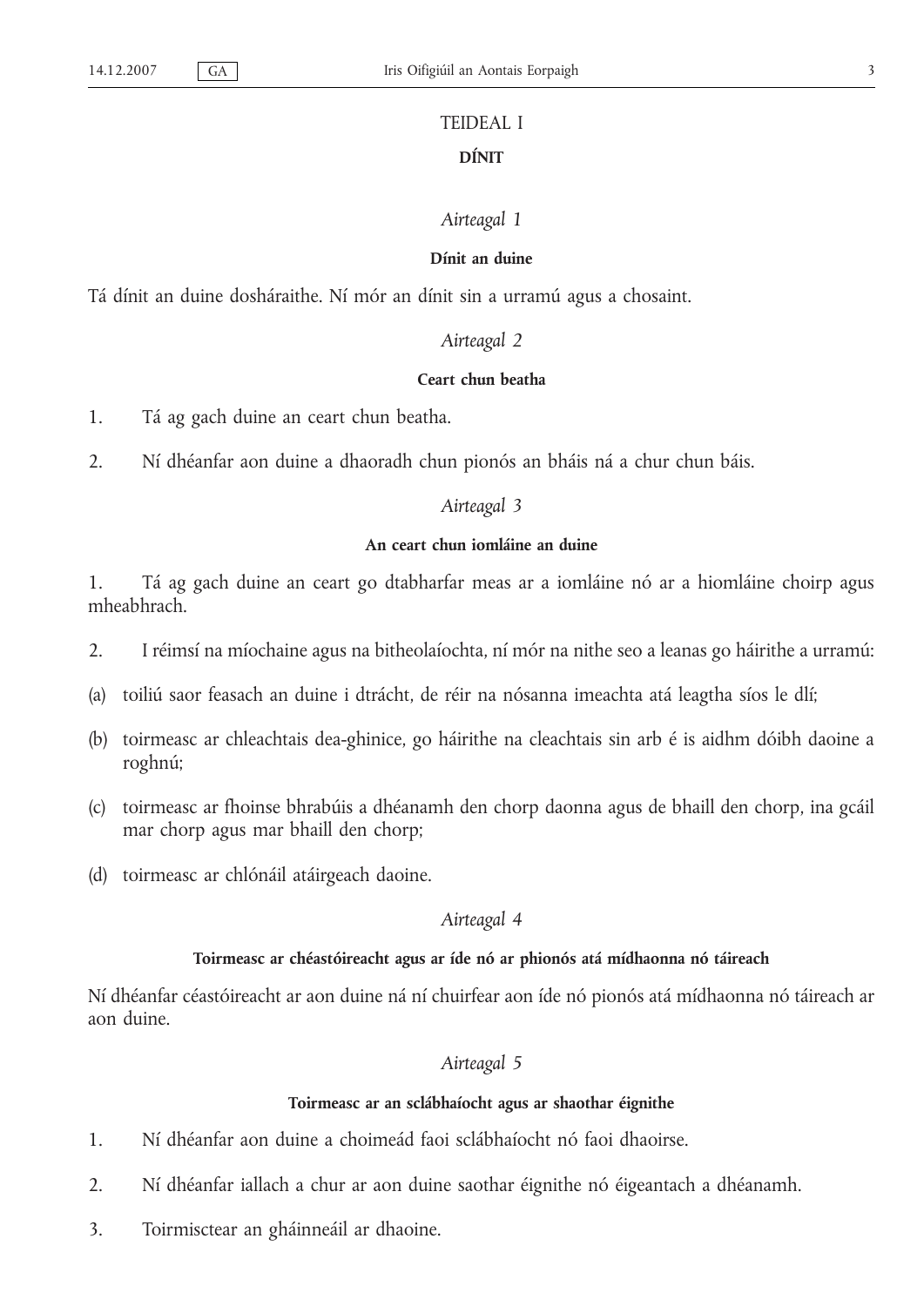# TEIDEAL I

## DÍNIT

*Airteagal 1*

### Dínit an duine

Tá dínit an duine dosháraithe. Ní mór an dínit sin a urramú agus a chosaint.

*Airteagal 2*

### Ceart chun beatha

1. Tá ag gach duine an ceart chun beatha.

2. Ní dhéanfar aon duine a dhaoradh chun pionós an bháis ná a chur chun báis.

*Airteagal 3*

### An ceart chun iomláine an duine

1. Tá ag gach duine an ceart go dtabharfar meas ar a iomláine nó ar a hiomláine choirp agus mheabhrach.

2. I réimsí na míochaine agus na bitheolaíochta, ní mór na nithe seo a leanas go háirithe a urramú:

(a) toiliú saor feasach an duine i dtrácht, de réir na nósanna imeachta atá leagtha síos le dlí;

(b) toirmeasc ar chleachtais dea-ghinice, go háirithe na cleachtais sin arb é is aidhm dóibh daoine a roghnú;

(c) toirmeasc ar fhoinse bhrabúis a dhéanamh den chorp daonna agus de bhaill den chorp, ina gcáil mar chorp agus mar bhaill den chorp;

(d) toirmeasc ar chlónáil atáirgeach daoine.

*Airteagal 4*

### Toirmeasc ar chéastóireacht agus ar íde nó ar phionós atá mídhaonna nó táireach

Ní dhéanfar céastóireacht ar aon duine ná ní chuirfear aon íde nó pionós atá mídhaonna nó táireach ar aon duine.

*Airteagal 5*

### Toirmeasc ar an sclábhaíocht agus ar shaothar éignithe

1. Ní dhéanfar aon duine a choimeád faoi sclábhaíocht nó faoi dhaoirse.

2. Ní dhéanfar iallach a chur ar aon duine saothar éignithe nó éigeantach a dhéanamh.

3. Toirmisctear an gháinneáil ar dhaoine.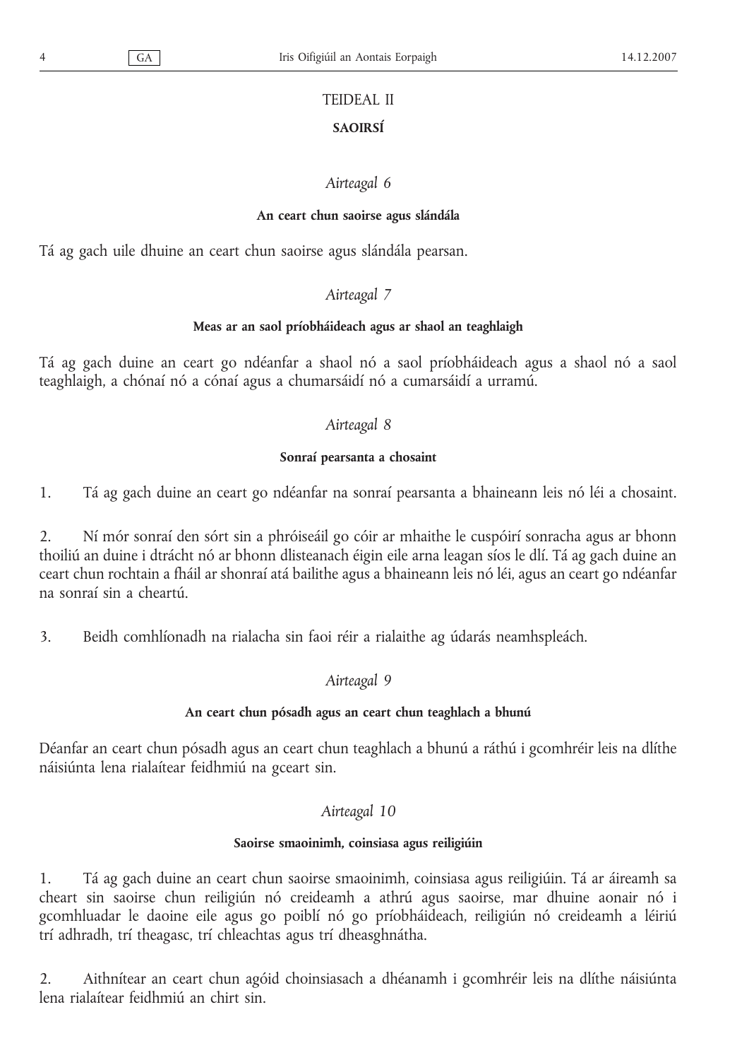# TEIDEAL II

## SAOIRSÍ

### *Airteagal 6*

**An ceart chun saoirse agus slándála**

Tá ag gach uile dhuine an ceart chun saoirse agus slándála pearsan.

### *Airteagal 7*

**Meas ar an saol príobháideach agus ar shaol an teaghlaigh**

Tá ag gach duine an ceart go ndéanfar a shaol nó a saol príobháideach agus a shaol nó a saol teaghlaigh, a chónaí nó a cónaí agus a chumarsáidí nó a cumarsáidí a urramú.

### *Airteagal 8*

**Sonraí pearsanta a chosaint**

1. Tá ag gach duine an ceart go ndéanfar na sonraí pearsanta a bhaineann leis nó léi a chosaint.

2. Ní mór sonraí den sórt sin a phróiseáil go cóir ar mhaithe le cuspóirí sonracha agus ar bhonn thoiliú an duine i dtrácht nó ar bhonn dlisteanach éigin eile arna leagan síos le dlí. Tá ag gach duine an ceart chun rochtain a fháil ar shonraí atá bailithe agus a bhaineann leis nó léi, agus an ceart go ndéanfar na sonraí sin a cheartú.

3. Beidh comhlíonadh na rialacha sin faoi réir a rialaithe ag údarás neamhspleách.

### *Airteagal 9*

**An ceart chun pósadh agus an ceart chun teaghlach a bhunú**

Déanfar an ceart chun pósadh agus an ceart chun teaghlach a bhunú a ráthú i gcomhréir leis na dlíthe náisiúnta lena rialaítear feidhmiú na gceart sin.

### *Airteagal 10*

**Saoirse smaoinimh, coinsiasa agus reiligiúin**

1. Tá ag gach duine an ceart chun saoirse smaoinimh, coinsiasa agus reiligiúin. Tá ar áireamh sa cheart sin saoirse chun reiligiún nó creideamh a athrú agus saoirse, mar dhuine aonair nó i gcomhluadar le daoine eile agus go poiblí nó go príobháideach, reiligiún nó creideamh a léiriú trí adhradh, trí theagasc, trí chleachtas agus trí dheasghnátha.

2. Aithnítear an ceart chun agóid choinsiasach a dhéanamh i gcomhréir leis na dlíthe náisiúnta lena rialaítear feidhmiú an chirt sin.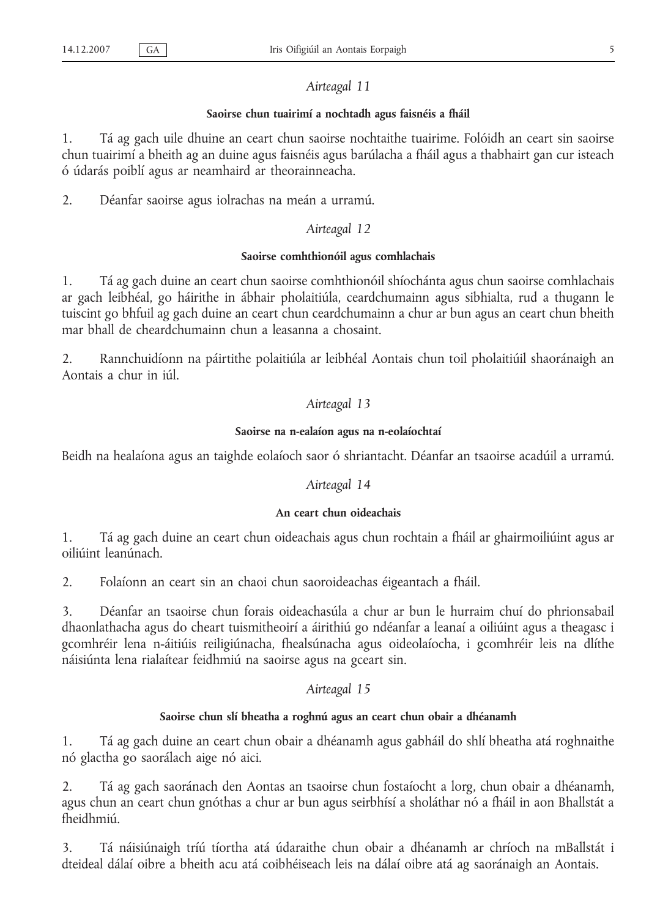*Airteagal 11*

**Saoirse chun tuairimí a nochtadh agus faisnéis a fháil**

1. Tá ag gach uile dhuine an ceart chun saoirse nochtaithe tuairime. Folóidh an ceart sin saoirse chun tuairimí a bheith ag an duine agus faisnéis agus barúlacha a fháil agus a thabhairt gan cur isteach ó údarás poiblí agus ar neamhaird ar theorainneacha.

2. Déanfar saoirse agus iolrachas na meán a urramú.

*Airteagal 12*

**Saoirse comhthionóil agus comhlachais**

1. Tá ag gach duine an ceart chun saoirse comhthionóil shíochánta agus chun saoirse comhlachais ar gach leibhéal, go háirithe in ábhair pholaitiúla, ceardchumainn agus sibhialta, rud a thugann le tuiscint go bhfuil ag gach duine an ceart chun ceardchumainn a chur ar bun agus an ceart chun bheith mar bhall de cheardchumainn chun a leasanna a chosaint.

2. Rannchuidíonn na páirtithe polaitiúla ar leibhéal Aontais chun toil pholaitiúil shaoránaigh an Aontais a chur in iúl.

*Airteagal 13*

**Saoirse na n-ealaíon agus na n-eolaíochtaí**

Beidh na healaíona agus an taighde eolaíoch saor ó shriantacht. Déanfar an tsaoirse acadúil a urramú.

*Airteagal 14*

**An ceart chun oideachais**

1. Tá ag gach duine an ceart chun oideachais agus chun rochtain a fháil ar ghairmoiliúint agus ar oiliúint leanúnach.

2. Folaíonn an ceart sin an chaoi chun saoroideachas éigeantach a fháil.

3. Déanfar an tsaoirse chun forais oideachasúla a chur ar bun le hurraim chuí do phrionsabail dhaonlathacha agus do cheart tuismitheoirí a áirithiú go ndéanfar a leanaí a oiliúint agus a theagasc i gcomhréir lena n-áitiúis reiligiúnacha, fhealsúnacha agus oideolaíocha, i gcomhréir leis na dlíthe náisiúnta lena rialaítear feidhmiú na saoirse agus na gceart sin.

*Airteagal 15*

**Saoirse chun slí bheatha a roghnú agus an ceart chun obair a dhéanamh**

1. Tá ag gach duine an ceart chun obair a dhéanamh agus gabháil do shlí bheatha atá roghnaithe nó glactha go saorálach aige nó aici.

2. Tá ag gach saoránach den Aontas an tsaoirse chun fostaíocht a lorg, chun obair a dhéanamh, agus chun an ceart chun gnóthas a chur ar bun agus seirbhísí a sholáthar nó a fháil in aon Bhallstát a fheidhmiú.

3. Tá náisiúnaigh tríú tíortha atá údaraithe chun obair a dhéanamh ar chríoch na mBallstát i dteideal dálaí oibre a bheith acu atá coibhéiseach leis na dálaí oibre atá ag saoránaigh an Aontais.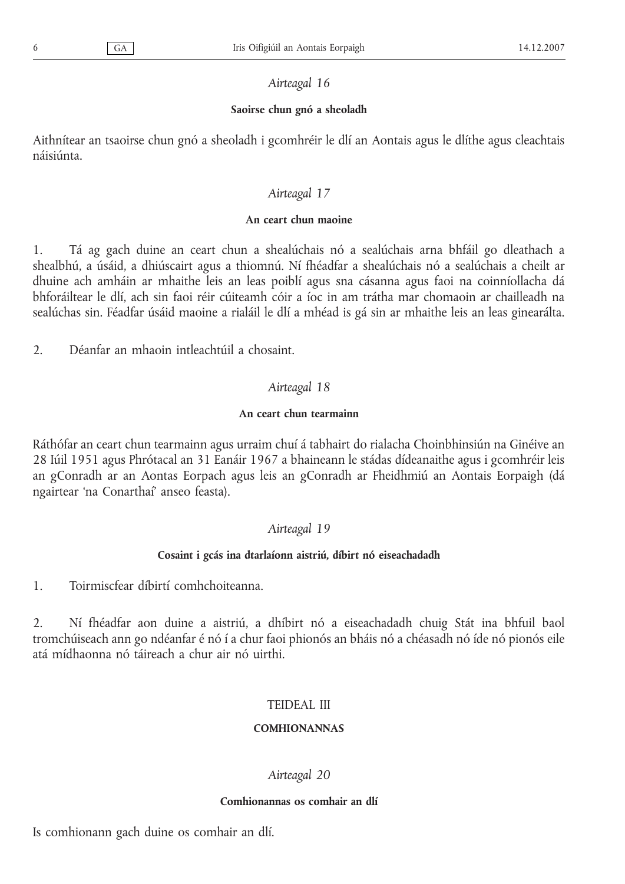*Airteagal 16*

**Saoirse chun gnó a sheoladh**

Aithnítear an tsaoirse chun gnó a sheoladh i gcomhréir le dlí an Aontais agus le dlíthe agus cleachtais náisiúnta.

*Airteagal 17*

**An ceart chun maoine**

1. Tá ag gach duine an ceart chun a shealúchais nó a sealúchais arna bhfáil go dleathach a shealbhú, a úsáid, a dhiúscairt agus a thiomnú. Ní fhéadfar a shealúchais nó a sealúchais a cheilt ar dhuine ach amháin ar mhaithe leis an leas poiblí agus sna cásanna agus faoi na coinníollacha dá bhforáiltear le dlí, ach sin faoi réir cúiteamh cóir a íoc in am trátha mar chomaoin ar chailleadh na sealúchas sin. Féadfar úsáid maoine a rialáil le dlí a mhéad is gá sin ar mhaithe leis an leas ginearálta.

2. Déanfar an mhaoin intleachtúil a chosaint.

*Airteagal 18*

**An ceart chun tearmainn**

Ráthófar an ceart chun tearmainn agus urraim chuí á tabhairt do rialacha Choinbhinsiún na Ginéive an 28 Iúil 1951 agus Phrótacal an 31 Eanáir 1967 a bhaineann le stádas dídeanaithe agus i gcomhréir leis an gConradh ar an Aontas Eorpach agus leis an gConradh ar Fheidhmiú an Aontais Eorpaigh (dá ngairtear 'na Conarthaí' anseo feasta).

*Airteagal 19*

**Cosaint i gcás ina dtarlaíonn aistriú, díbirt nó eiseachadadh**

1. Toirmiscfear díbirtí comhchoiteanna.

2. Ní fhéadfar aon duine a aistriú, a dhíbirt nó a eiseachadadh chuig Stát ina bhfuil baol tromchúiseach ann go ndéanfar é nó í a chur faoi phionós an bháis nó a chéasadh nó íde nó pionós eile atá mídhaonna nó táireach a chur air nó uirthi.

## TEIDEAL III

## COMHIONANNAS

*Airteagal 20*

**Comhionannas os comhair an dlí**

Is comhionann gach duine os comhair an dlí.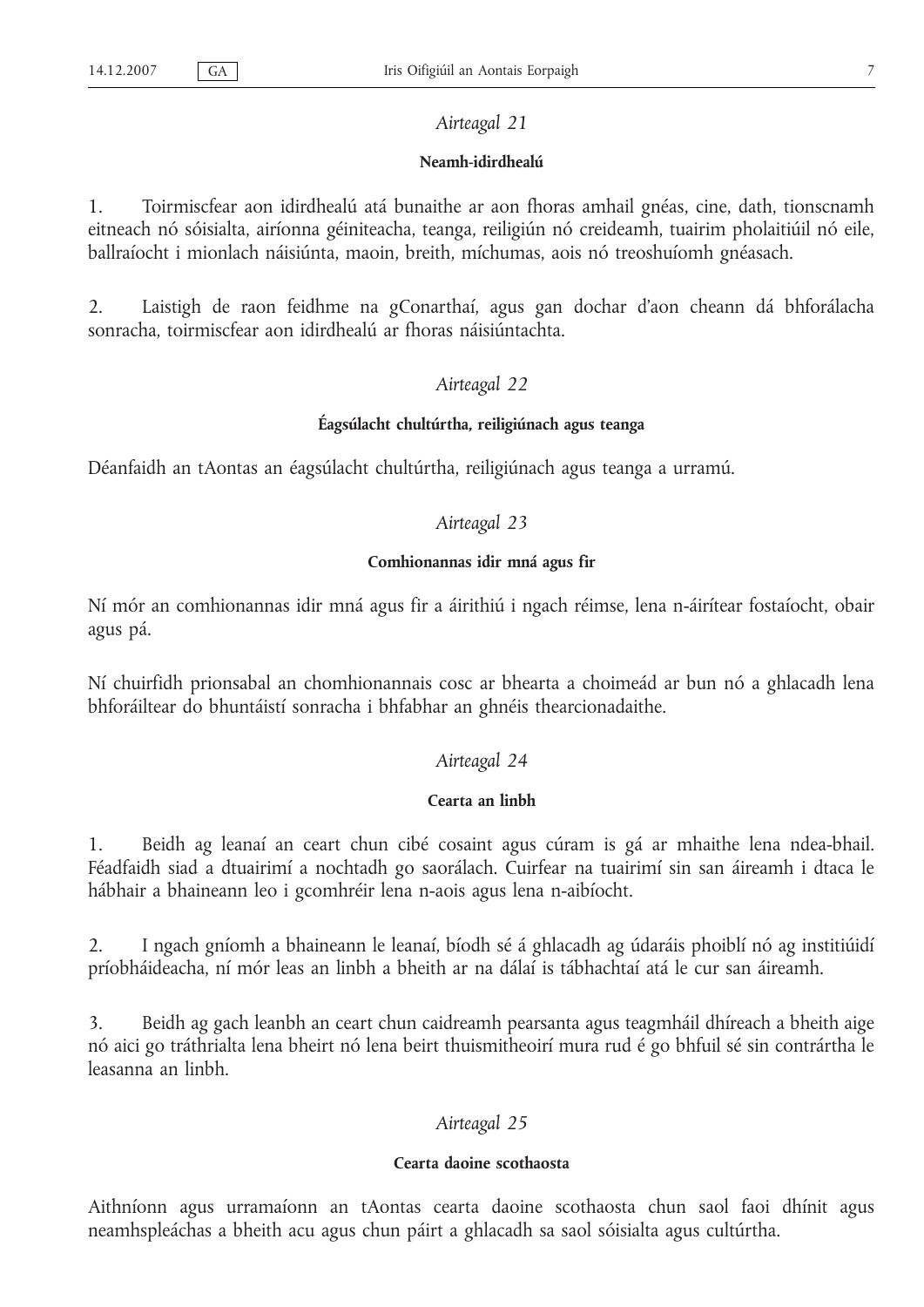*Airteagal 21*

**Neamh-idirdhealú**

1. Toirmiscfear aon idirdhealú atá bunaithe ar aon fhoras amhail gnéas, cine, dath, tionscnamh eitneach nó sóisialta, airíonna géiniteacha, teanga, reiligiún nó creideamh, tuairim pholaitiúil nó eile, ballraíocht i mionlach náisiúnta, maoin, breith, míchumas, aois nó treoshuíomh gnéasach.

2. Laistigh de raon feidhme na gConarthaí, agus gan dochar d'aon cheann dá bhforálacha sonracha, toirmiscfear aon idirdhealú ar fhoras náisiúntachta.

*Airteagal 22*

**Éagsúlacht chultúrtha, reiligiúnach agus teanga**

Déanfaidh an tAontas an éagsúlacht chultúrtha, reiligiúnach agus teanga a urramú.

*Airteagal 23*

**Comhionannas idir mná agus fir**

Ní mór an comhionannas idir mná agus fir a áirithiú i ngach réimse, lena n-áirítear fostaíocht, obair agus pá.

Ní chuirfidh prionsabal an chomhionannais cosc ar bhearta a choimeád ar bun nó a ghlacadh lena bhforáiltear do bhuntáistí sonracha i bhfabhar an ghnéis thearcionadaithe.

*Airteagal 24*

**Cearta an linbh**

1. Beidh ag leanaí an ceart chun cibé cosaint agus cúram is gá ar mhaithe lena ndea-bhail. Féadfaidh siad a dtuairimí a nochtadh go saorálach. Cuirfear na tuairimí sin san áireamh i dtaca le hábhair a bhaineann leo i gcomhréir lena n-aois agus lena n-aibíocht.

2. I ngach gníomh a bhaineann le leanaí, bíodh sé á ghlacadh ag údaráis phoiblí nó ag institiúidí príobháideacha, ní mór leas an linbh a bheith ar na dálaí is tábhachtaí atá le cur san áireamh.

3. Beidh ag gach leanbh an ceart chun caidreamh pearsanta agus teagmháil dhíreach a bheith aige nó aici go tráthrialta lena bheirt nó lena beirt thuismitheoirí mura rud é go bhfuil sé sin contrártha le leasanna an linbh.

*Airteagal 25*

**Cearta daoine scothaosta**

Aithníonn agus urramaíonn an tAontas cearta daoine scothaosta chun saol faoi dhínit agus neamhspleáchas a bheith acu agus chun páirt a ghlacadh sa saol sóisialta agus cultúrtha.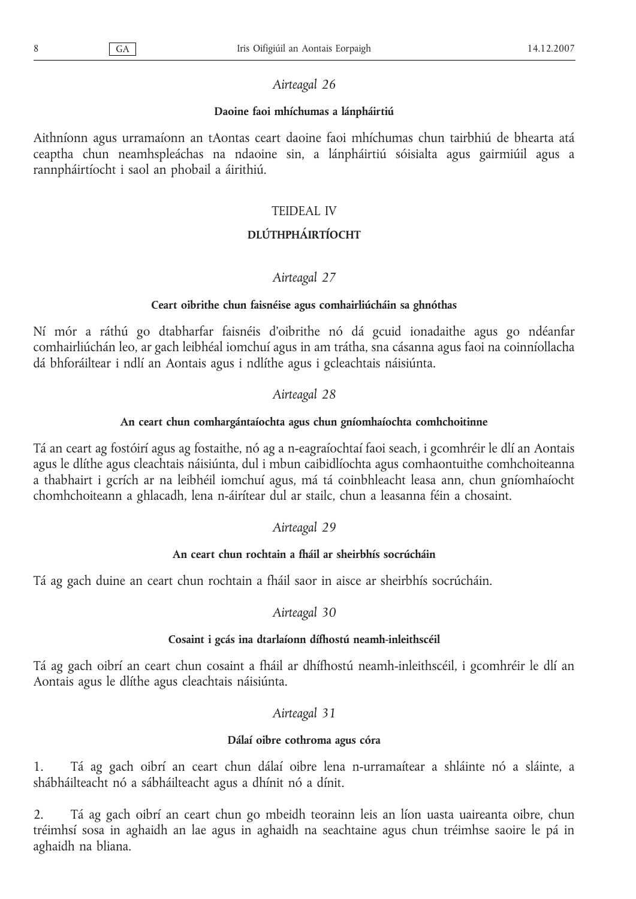*Airteagal 26*

**Daoine faoi mhíchumas a lánpháirtiú**

Aithníonn agus urramaíonn an tAontas ceart daoine faoi mhíchumas chun tairbhiú de bhearta atá ceaptha chun neamhspleáchas na ndaoine sin, a lánpháirtiú sóisialta agus gairmiúil agus a rannpháirtíocht i saol an phobail a áirithiú.

## TEIDEAL IV

## DLÚTHPHÁIRTÍOCHT

*Airteagal 27*

**Ceart oibrithe chun faisnéise agus comhairliúcháin sa ghnóthas**

Ní mór a ráthú go dtabharfar faisnéis d'oibrithe nó dá gcuid ionadaithe agus go ndéanfar comhairliúchán leo, ar gach leibhéal iomchuí agus in am trátha, sna cásanna agus faoi na coinníollacha dá bhforáiltear i ndlí an Aontais agus i ndlíthe agus i gcleachtais náisiúnta.

*Airteagal 28*

**An ceart chun comhargántaíochta agus chun gníomhaíochta comhchoitinne**

Tá an ceart ag fostóirí agus ag fostaithe, nó ag a n-eagraíochtaí faoi seach, i gcomhréir le dlí an Aontais agus le dlíthe agus cleachtais náisiúnta, dul i mbun caibidlíochta agus comhaontuithe comhchoiteanna a thabhairt i gcrích ar na leibhéil iomchuí agus, má tá coinbhleacht leasa ann, chun gníomhaíocht chomhchoiteann a ghlacadh, lena n-áirítear dul ar stailc, chun a leasanna féin a chosaint.

*Airteagal 29*

**An ceart chun rochtain a fháil ar sheirbhís socrúcháin**

Tá ag gach duine an ceart chun rochtain a fháil saor in aisce ar sheirbhís socrúcháin.

*Airteagal 30*

**Cosaint i gcás ina dtarlaíonn dífhostú neamh-inleithscéil**

Tá ag gach oibrí an ceart chun cosaint a fháil ar dhífhostú neamh-inleithscéil, i gcomhréir le dlí an Aontais agus le dlíthe agus cleachtais náisiúnta.

*Airteagal 31*

**Dálaí oibre cothroma agus córa**

1. Tá ag gach oibrí an ceart chun dálaí oibre lena n-urramaítear a shláinte nó a sláinte, a shábháilteacht nó a sábháilteacht agus a dhínit nó a dínit.

2. Tá ag gach oibrí an ceart chun go mbeidh teorainn leis an líon uasta uaireanta oibre, chun tréimhsí sosa in aghaidh an lae agus in aghaidh na seachtaine agus chun tréimhse saoire le pá in aghaidh na bliana.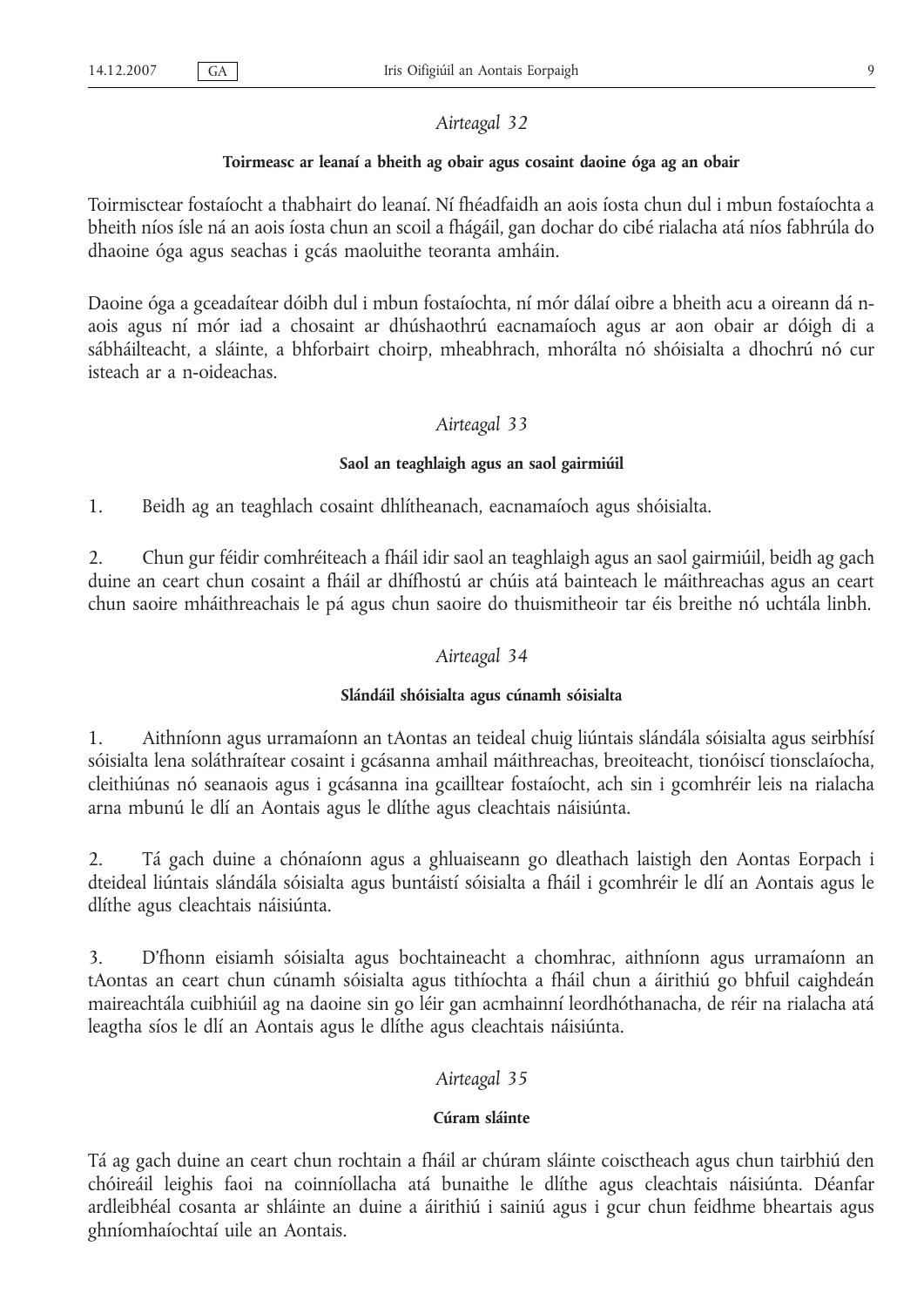*Airteagal 32*

**Toirmeasc ar leanaí a bheith ag obair agus cosaint daoine óga ag an obair**

Toirmisctear fostaíocht a thabhairt do leanaí. Ní fhéadfaidh an aois íosta chun dul i mbun fostaíochta a bheith níos ísle ná an aois íosta chun an scoil a fhágáil, gan dochar do cibé rialacha atá níos fabhrúla do dhaoine óga agus seachas i gcás maoluithe teoranta amháin.

Daoine óga a gceadaítear dóibh dul i mbun fostaíochta, ní mór dálaí oibre a bheith acu a oireann dá n-aois agus ní mór iad a chosaint ar dhúshaothrú eacnamaíoch agus ar aon obair ar dóigh di a sábháilteacht, a sláinte, a bhforbairt choirp, mheabhrach, mhorálta nó shóisialta a dhochrú nó cur isteach ar a n-oideachas.

*Airteagal 33*

**Saol an teaghlaigh agus an saol gairmiúil**

1. Beidh ag an teaghlach cosaint dhlítheanach, eacnamaíoch agus shóisialta.

2. Chun gur féidir comhréiteach a fháil idir saol an teaghlaigh agus an saol gairmiúil, beidh ag gach duine an ceart chun cosaint a fháil ar dhífhostú ar chúis atá bainteach le máithreachas agus an ceart chun saoire mháithreachais le pá agus chun saoire do thuismitheoir tar éis breithe nó uchtála linbh.

*Airteagal 34*

**Slándáil shóisialta agus cúnamh sóisialta**

1. Aithníonn agus urramaíonn an tAontas an teideal chuig liúntais slándála sóisialta agus seirbhísí sóisialta lena soláthraítear cosaint i gcásanna amhail máithreachas, breoiteacht, tionóiscí tionsclaíocha, cleithiúnas nó seanaois agus i gcásanna ina gcailltear fostaíocht, ach sin i gcomhréir leis na rialacha arna mbunú le dlí an Aontais agus le dlíthe agus cleachtais náisiúnta.

2. Tá gach duine a chónaíonn agus a ghluaiseann go dleathach laistigh den Aontas Eorpach i dteideal liúntais slándála sóisialta agus buntáistí sóisialta a fháil i gcomhréir le dlí an Aontais agus le dlíthe agus cleachtais náisiúnta.

3. D'fhonn eisiamh sóisialta agus bochtaineacht a chomhrac, aithníonn agus urramaíonn an tAontas an ceart chun cúnamh sóisialta agus tithíochta a fháil chun a áirithiú go bhfuil caighdeán maireachtála cuibhiúil ag na daoine sin go léir gan acmhainní leordhóthanacha, de réir na rialacha atá leagtha síos le dlí an Aontais agus le dlíthe agus cleachtais náisiúnta.

*Airteagal 35*

**Cúram sláinte**

Tá ag gach duine an ceart chun rochtain a fháil ar chúram sláinte coisctheach agus chun tairbhiú den chóireáil leighis faoi na coinníollacha atá bunaithe le dlíthe agus cleachtais náisiúnta. Déanfar ardleibhéal cosanta ar shláinte an duine a áirithiú i sainiú agus i gcur chun feidhme bheartais agus ghníomhaíochtaí uile an Aontais.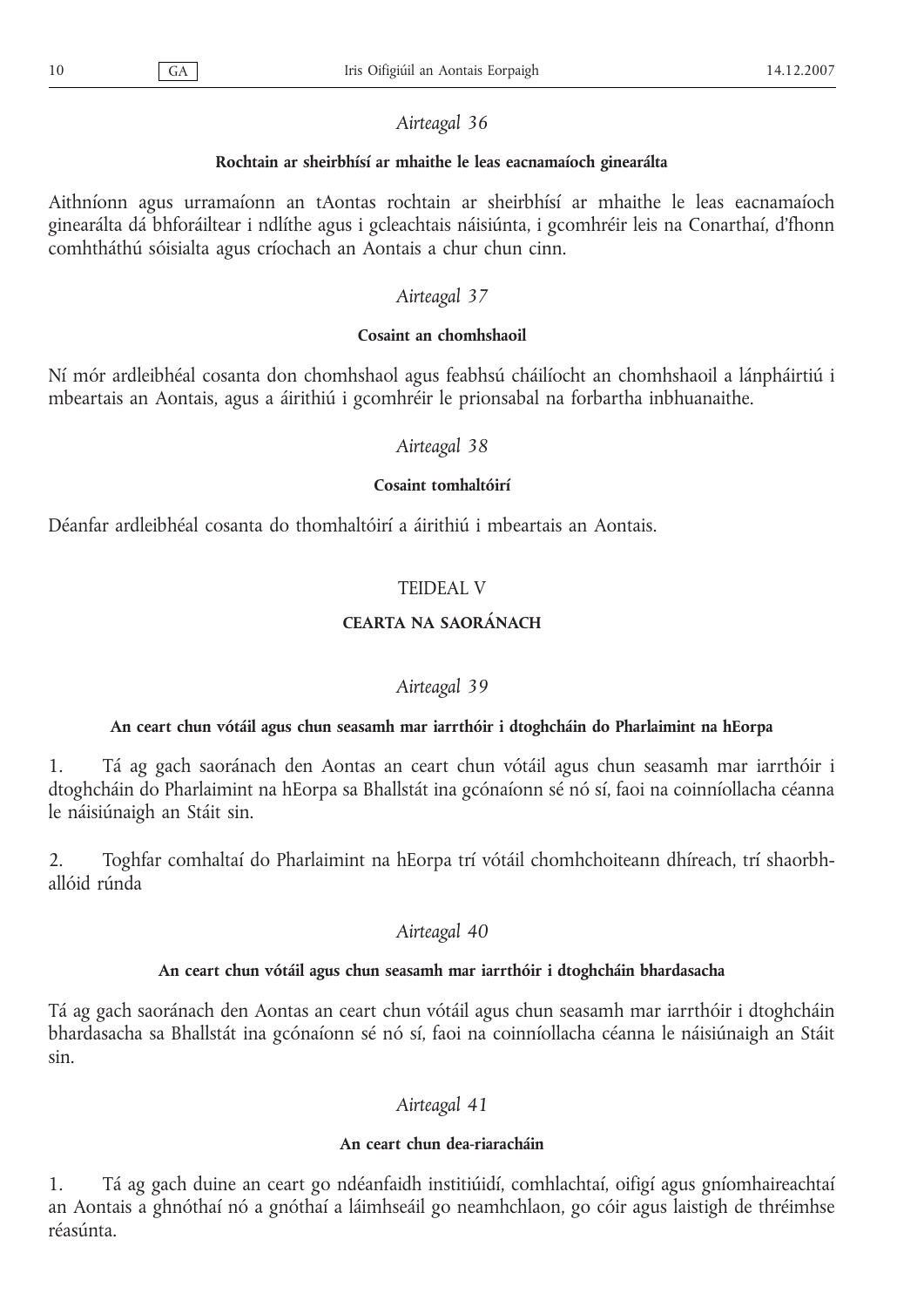*Airteagal 36*

**Rochtain ar sheirbhísí ar mhaithe le leas eacnamaíoch ginearálta**

Aithníonn agus urramaíonn an tAontas rochtain ar sheirbhísí ar mhaithe le leas eacnamaíoch ginearálta dá bhforáiltear i ndlíthe agus i gcleachtais náisiúnta, i gcomhréir leis na Conarthaí, d'fhonn comhtháthú sóisialta agus críochach an Aontais a chur chun cinn.

*Airteagal 37*

**Cosaint an chomhshaoil**

Ní mór ardleibhéal cosanta don chomhshaol agus feabhsú cháilíocht an chomhshaoil a lánpháirtiú i mbeartais an Aontais, agus a áirithiú i gcomhréir le prionsabal na forbartha inbhuanaithe.

*Airteagal 38*

**Cosaint tomhaltóirí**

Déanfar ardleibhéal cosanta do thomhaltóirí a áirithiú i mbeartais an Aontais.

## TEIDEAL V

## CEARTA NA SAORÁNACH

*Airteagal 39*

**An ceart chun vótáil agus chun seasamh mar iarrthóir i dtoghcháin do Pharlaimint na hEorpa**

1. Tá ag gach saoránach den Aontas an ceart chun vótáil agus chun seasamh mar iarrthóir i dtoghcháin do Pharlaimint na hEorpa sa Bhallstát ina gcónaíonn sé nó sí, faoi na coinníollacha céanna le náisiúnaigh an Stáit sin.

2. Toghfar comhaltaí do Pharlaimint na hEorpa trí vótáil chomhchoiteann dhíreach, trí shaorbhallóid rúnda

*Airteagal 40*

**An ceart chun vótáil agus chun seasamh mar iarrthóir i dtoghcháin bhardasacha**

Tá ag gach saoránach den Aontas an ceart chun vótáil agus chun seasamh mar iarrthóir i dtoghcháin bhardasacha sa Bhallstát ina gcónaíonn sé nó sí, faoi na coinníollacha céanna le náisiúnaigh an Stáit sin.

*Airteagal 41*

**An ceart chun dea-riaracháin**

1. Tá ag gach duine an ceart go ndéanfaidh institiúidí, comhlachtaí, oifigí agus gníomhaireachtaí an Aontais a ghnóthaí nó a gnóthaí a láimhseáil go neamhchlaon, go cóir agus laistigh de thréimhse réasúnta.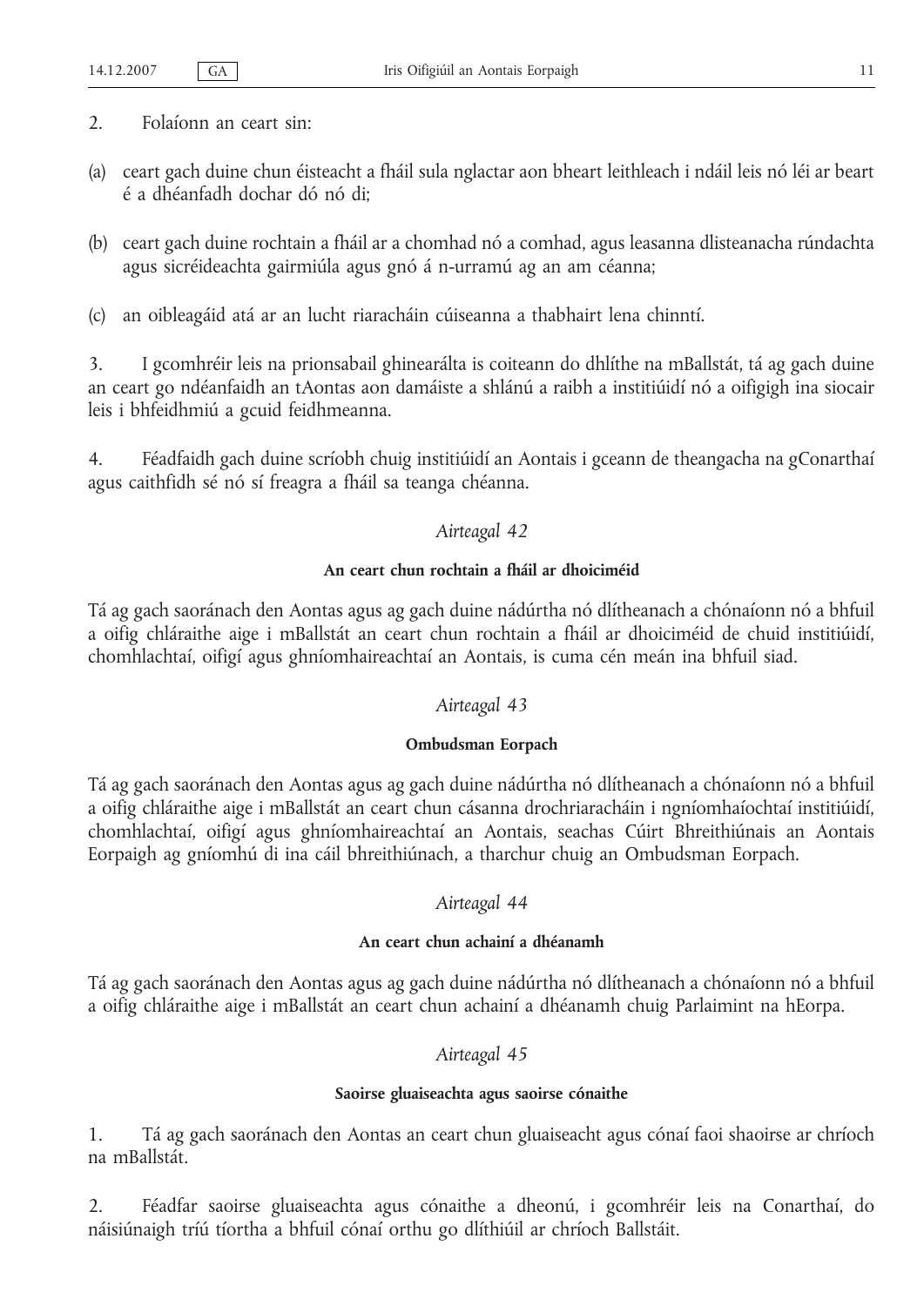2. Folaíonn an ceart sin:

(a) ceart gach duine chun éisteacht a fháil sula nglactar aon bheart leithleach i ndáil leis nó léi ar beart é a dhéanfadh dochar dó nó di;

(b) ceart gach duine rochtain a fháil ar a chomhad nó a comhad, agus leasanna dlisteanacha rúndachta agus sicréideachta gairmiúla agus gnó á n-urramú ag an am céanna;

(c) an oibleagáid atá ar an lucht riaracháin cúiseanna a thabhairt lena chinntí.

3. I gcomhréir leis na prionsabail ghinearálta is coiteann do dhlíthe na mBallstát, tá ag gach duine an ceart go ndéanfaidh an tAontas aon damáiste a shlánú a raibh a institiúidí nó a oifigigh ina siocair leis i bhfeidhmiú a gcuid feidhmeanna.

4. Féadfaidh gach duine scríobh chuig institiúidí an Aontais i gceann de theangacha na gConarthaí agus caithfidh sé nó sí freagra a fháil sa teanga chéanna.

*Airteagal 42*

**An ceart chun rochtain a fháil ar dhoiciméid**

Tá ag gach saoránach den Aontas agus ag gach duine nádúrtha nó dlítheanach a chónaíonn nó a bhfuil a oifig chláraithe aige i mBallstát an ceart chun rochtain a fháil ar dhoiciméid de chuid institiúidí, chomhlachtaí, oifigí agus ghníomhaireachtaí an Aontais, is cuma cén meán ina bhfuil siad.

*Airteagal 43*

**Ombudsman Eorpach**

Tá ag gach saoránach den Aontas agus ag gach duine nádúrtha nó dlítheanach a chónaíonn nó a bhfuil a oifig chláraithe aige i mBallstát an ceart chun cásanna drochriaracháin i ngníomhaíochtaí institiúidí, chomhlachtaí, oifigí agus ghníomhaireachtaí an Aontais, seachas Cúirt Bhreithiúnais an Aontais Eorpaigh ag gníomhú di ina cáil bhreithiúnach, a tharchur chuig an Ombudsman Eorpach.

*Airteagal 44*

**An ceart chun achainí a dhéanamh**

Tá ag gach saoránach den Aontas agus ag gach duine nádúrtha nó dlítheanach a chónaíonn nó a bhfuil a oifig chláraithe aige i mBallstát an ceart chun achainí a dhéanamh chuig Parlaimint na hEorpa.

*Airteagal 45*

**Saoirse gluaiseachta agus saoirse cónaithe**

1. Tá ag gach saoránach den Aontas an ceart chun gluaiseacht agus cónaí faoi shaoirse ar chríoch na mBallstát.

2. Féadfar saoirse gluaiseachta agus cónaithe a dheonú, i gcomhréir leis na Conarthaí, do náisiúnaigh tríú tíortha a bhfuil cónaí orthu go dlíthiúil ar chríoch Ballstáit.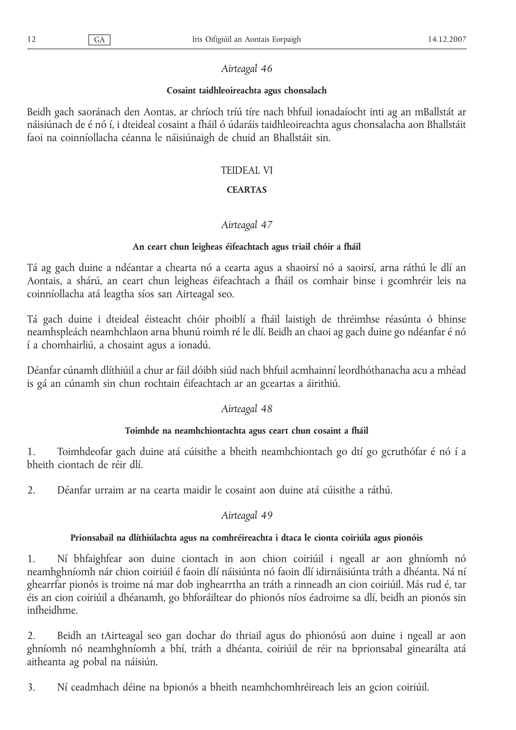*Airteagal 46*

**Cosaint taidhleoireachta agus chonsalach**

Beidh gach saoránach den Aontas, ar chríoch tríú tíre nach bhfuil ionadaíocht inti ag an mBallstát ar náisiúnach de é nó í, i dteideal cosaint a fháil ó údaráis taidhleoireachta agus chonsalacha aon Bhallstáit faoi na coinníollacha céanna le náisiúnaigh de chuid an Bhallstáit sin.

## TEIDEAL VI

## CEARTAS

*Airteagal 47*

**An ceart chun leigheas éifeachtach agus triail chóir a fháil**

Tá ag gach duine a ndéantar a chearta nó a cearta agus a shaoirsí nó a saoirsí, arna ráthú le dlí an Aontais, a shárú, an ceart chun leigheas éifeachtach a fháil os comhair binse i gcomhréir leis na coinníollacha atá leagtha síos san Airteagal seo.

Tá gach duine i dteideal éisteacht chóir phoiblí a fháil laistigh de thréimhse réasúnta ó bhinse neamhspleách neamhchlaon arna bhunú roimh ré le dlí. Beidh an chaoi ag gach duine go ndéanfar é nó í a chomhairliú, a chosaint agus a ionadú.

Déanfar cúnamh dlíthiúil a chur ar fáil dóibh siúd nach bhfuil acmhainní leordhóthanacha acu a mhéad is gá an cúnamh sin chun rochtain éifeachtach ar an gceartas a áirithiú.

*Airteagal 48*

**Toimhde na neamhchiontachta agus ceart chun cosaint a fháil**

1. Toimhdeofar gach duine atá cúisithe a bheith neamhchiontach go dtí go gcruthófar é nó í a bheith ciontach de réir dlí.

2. Déanfar urraim ar na cearta maidir le cosaint aon duine atá cúisithe a ráthú.

*Airteagal 49*

**Prionsabail na dlíthiúlachta agus na comhréireachta i dtaca le cionta coiriúla agus pionóis**

1. Ní bhfaighfear aon duine ciontach in aon chion coiriúil i ngeall ar aon ghníomh nó neamhghníomh nár chion coiriúil é faoin dlí náisiúnta nó faoin dlí idirnáisiúnta tráth a dhéanta. Ná ní ghearrfar pionós is troime ná mar dob inghearrtha an tráth a rinneadh an cion coiriúil. Más rud é, tar éis an cion coiriúil a dhéanamh, go bhforáiltear do phionós níos éadroime sa dlí, beidh an pionós sin infheidhme.

2. Beidh an tAirteagal seo gan dochar do thriail agus do phionósú aon duine i ngeall ar aon ghníomh nó neamhghníomh a bhí, tráth a dhéanta, coiriúil de réir na bprionsabal ginearálta atá aitheanta ag pobal na náisiún.

3. Ní ceadmhach déine na bpionós a bheith neamhchomhréireach leis an gcion coiriúil.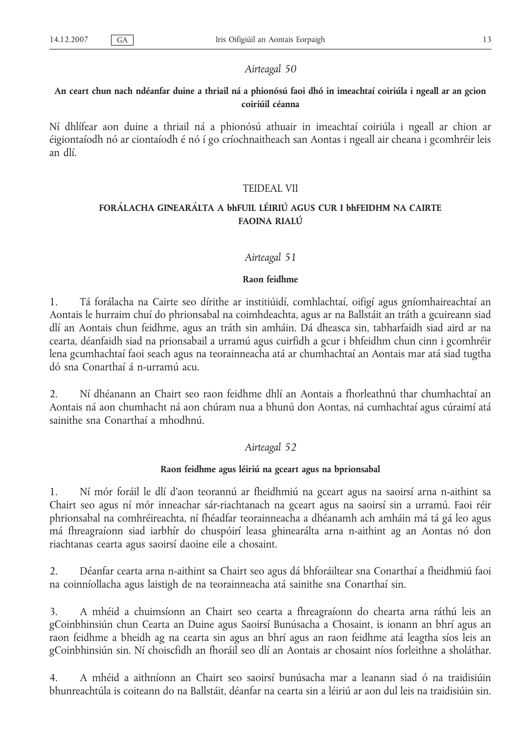### *Airteagal 50*

**An ceart chun nach ndéanfar duine a thriail ná a phionósú faoi dhó in imeachtaí coiriúla i ngeall ar an gcion coiriúil céanna**

Ní dhlífear aon duine a thriail ná a phionósú athuair in imeachtaí coiriúla i ngeall ar chion ar éigiontaíodh nó ar ciontaíodh é nó í go críochnaitheach san Aontas i ngeall air cheana i gcomhréir leis an dlí.

## TEIDEAL VII

## FORÁLACHA GINEARÁLTA A bhFUIL LÉIRIÚ AGUS CUR I bhFEIDHM NA CAIRTE FAOINA RIALÚ

### *Airteagal 51*

**Raon feidhme**

1. Tá forálacha na Cairte seo dírithe ar institiúidí, comhlachtaí, oifigí agus gníomhaireachtaí an Aontais le hurraim chuí do phrionsabal na coimhdeachta, agus ar na Ballstáit an tráth a gcuireann siad dlí an Aontais chun feidhme, agus an tráth sin amháin. Dá dheasca sin, tabharfaidh siad aird ar na cearta, déanfaidh siad na prionsabail a urramú agus cuirfidh a gcur i bhfeidhm chun cinn i gcomhréir lena gcumhachtaí faoi seach agus na teorainneacha atá ar chumhachtaí an Aontais mar atá siad tugtha dó sna Conarthaí á n-urramú acu.

2. Ní dhéanann an Chairt seo raon feidhme dhlí an Aontais a fhorleathnú thar chumhachtaí an Aontais ná aon chumhacht ná aon chúram nua a bhunú don Aontas, ná cumhachtaí agus cúraimí atá sainithe sna Conarthaí a mhodhnú.

### *Airteagal 52*

**Raon feidhme agus léiriú na gceart agus na bprionsabal**

1. Ní mór foráil le dlí d'aon teorannú ar fheidhmiú na gceart agus na saoirsí arna n-aithint sa Chairt seo agus ní mór inneachar sár-riachtanach na gceart agus na saoirsí sin a urramú. Faoi réir phrionsabal na comhréireachta, ní fhéadfar teorainneacha a dhéanamh ach amháin má tá gá leo agus má fhreagraíonn siad iarbhír do chuspóirí leasa ghinearálta arna n-aithint ag an Aontas nó don riachtanas cearta agus saoirsí daoine eile a chosaint.

2. Déanfar cearta arna n-aithint sa Chairt seo agus dá bhforáiltear sna Conarthaí a fheidhmiú faoi na coinníollacha agus laistigh de na teorainneacha atá sainithe sna Conarthaí sin.

3. A mhéid a chuimsíonn an Chairt seo cearta a fhreagraíonn do chearta arna ráthú leis an gCoinbhinsiún chun Cearta an Duine agus Saoirsí Bunúsacha a Chosaint, is ionann an bhrí agus an raon feidhme a bheidh ag na cearta sin agus an bhrí agus an raon feidhme atá leagtha síos leis an gCoinbhinsiún sin. Ní choiscfidh an fhoráil seo dlí an Aontais ar chosaint níos forleithne a sholáthar.

4. A mhéid a aithníonn an Chairt seo saoirsí bunúsacha mar a leanann siad ó na traidisiúin bhunreachtúla is coiteann do na Ballstáit, déanfar na cearta sin a léiriú ar aon dul leis na traidisiúin sin.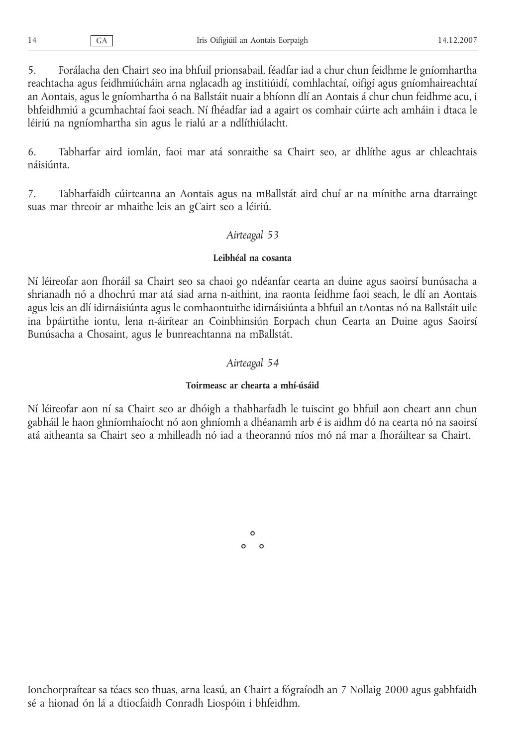5. Forálacha den Chairt seo ina bhfuil prionsabail, féadfar iad a chur chun feidhme le gníomhartha reachtacha agus feidhmiúcháin arna nglacadh ag institiúidí, comhlachtaí, oifigí agus gníomhaireachtaí an Aontais, agus le gníomhartha ó na Ballstáit nuair a bhíonn dlí an Aontais á chur chun feidhme acu, i bhfeidhmiú a gcumhachtaí faoi seach. Ní fhéadfar iad a agairt os comhair cúirte ach amháin i dtaca le léiriú na ngníomhartha sin agus le rialú ar a ndlíthiúlacht.

6. Tabharfar aird iomlán, faoi mar atá sonraithe sa Chairt seo, ar dhlíthe agus ar chleachtais náisiúnta.

7. Tabharfaidh cúirteanna an Aontais agus na mBallstát aird chuí ar na mínithe arna dtarraingt suas mar threoir ar mhaithe leis an gCairt seo a léiriú.

*Airteagal 53*

**Leibhéal na cosanta**

Ní léireofar aon fhoráil sa Chairt seo sa chaoi go ndéanfar cearta an duine agus saoirsí bunúsacha a shrianadh nó a dhochrú mar atá siad arna n-aithint, ina raonta feidhme faoi seach, le dlí an Aontais agus leis an dlí idirnáisiúnta agus le comhaontuithe idirnáisiúnta a bhfuil an tAontas nó na Ballstáit uile ina bpáirtithe iontu, lena n-áirítear an Coinbhinsiún Eorpach chun Cearta an Duine agus Saoirsí Bunúsacha a Chosaint, agus le bunreachtanna na mBallstát.

*Airteagal 54*

**Toirmeasc ar chearta a mhí-úsáid**

Ní léireofar aon ní sa Chairt seo ar dhóigh a thabharfadh le tuiscint go bhfuil aon cheart ann chun gabháil le haon ghníomhaíocht nó aon ghníomh a dhéanamh arb é is aidhm dó na cearta nó na saoirsí atá aitheanta sa Chairt seo a mhilleadh nó iad a theorannú níos mó ná mar a fhoráiltear sa Chairt.

° ° °

Ionchorpraítear sa téacs seo thuas, arna leasú, an Chairt a fógraíodh an 7 Nollaig 2000 agus gabhfaidh sé a hionad ón lá a dtiocfaidh Conradh Liospóin i bhfeidhm.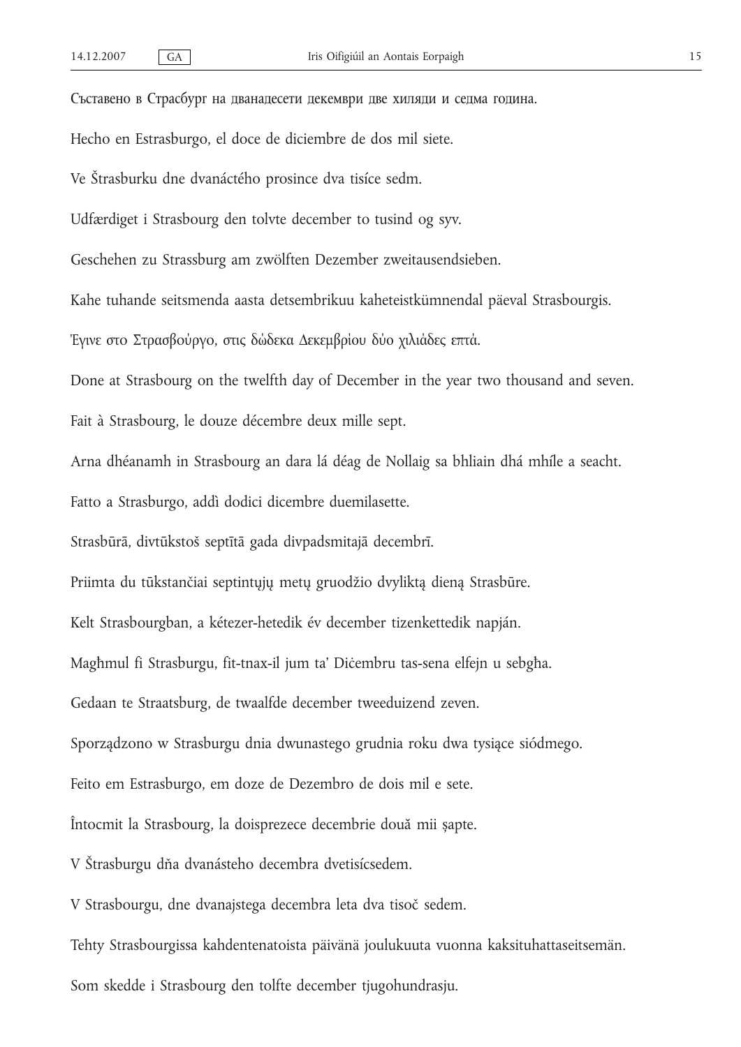Съставено в Страсбург на дванадесети декември две хиляди и седма година.

Hecho en Estrasburgo, el doce de diciembre de dos mil siete.

Ve Štrasburku dne dvanáctého prosince dva tisíce sedm.

Udfærdiget i Strasbourg den tolvte december to tusind og syv.

Geschehen zu Strassburg am zwölften Dezember zweitausendsieben.

Kahe tuhande seitsmenda aasta detsembrikuu kaheteistkümnendal päeval Strasbourgis.

Έγινε στο Στρασβούργο, στις δώδεκα Δεκεμβρίου δύο χιλιάδες επτά.

Done at Strasbourg on the twelfth day of December in the year two thousand and seven.

Fait à Strasbourg, le douze décembre deux mille sept.

Arna dhéanamh in Strasbourg an dara lá déag de Nollaig sa bhliain dhá mhíle a seacht.

Fatto a Strasburgo, addì dodici dicembre duemilasette.

Strasbūrā, divtūkstoš septītā gada divpadsmitajā decembrī.

Priimta du tūkstančiai septintųjų metų gruodžio dvyliktą dieną Strasbūre.

Kelt Strasbourgban, a kétezer-hetedik év december tizenkettedik napján.

Magħmul fi Strasburgu, fit-tnax-il jum ta' Diċembru tas-sena elfejn u sebgħa.

Gedaan te Straatsburg, de twaalfde december tweeduizend zeven.

Sporządzono w Strasburgu dnia dwunastego grudnia roku dwa tysiące siódmego.

Feito em Estrasburgo, em doze de Dezembro de dois mil e sete.

Întocmit la Strasbourg, la doisprezece decembrie două mii șapte.

V Štrasburgu dňa dvanásteho decembra dvetisícsedem.

V Strasbourgu, dne dvanajstega decembra leta dva tisoč sedem.

Tehty Strasbourgissa kahdentenatoista päivänä joulukuuta vuonna kaksituhattaseitsemän.

Som skedde i Strasbourg den tolfte december tjugohundrasju.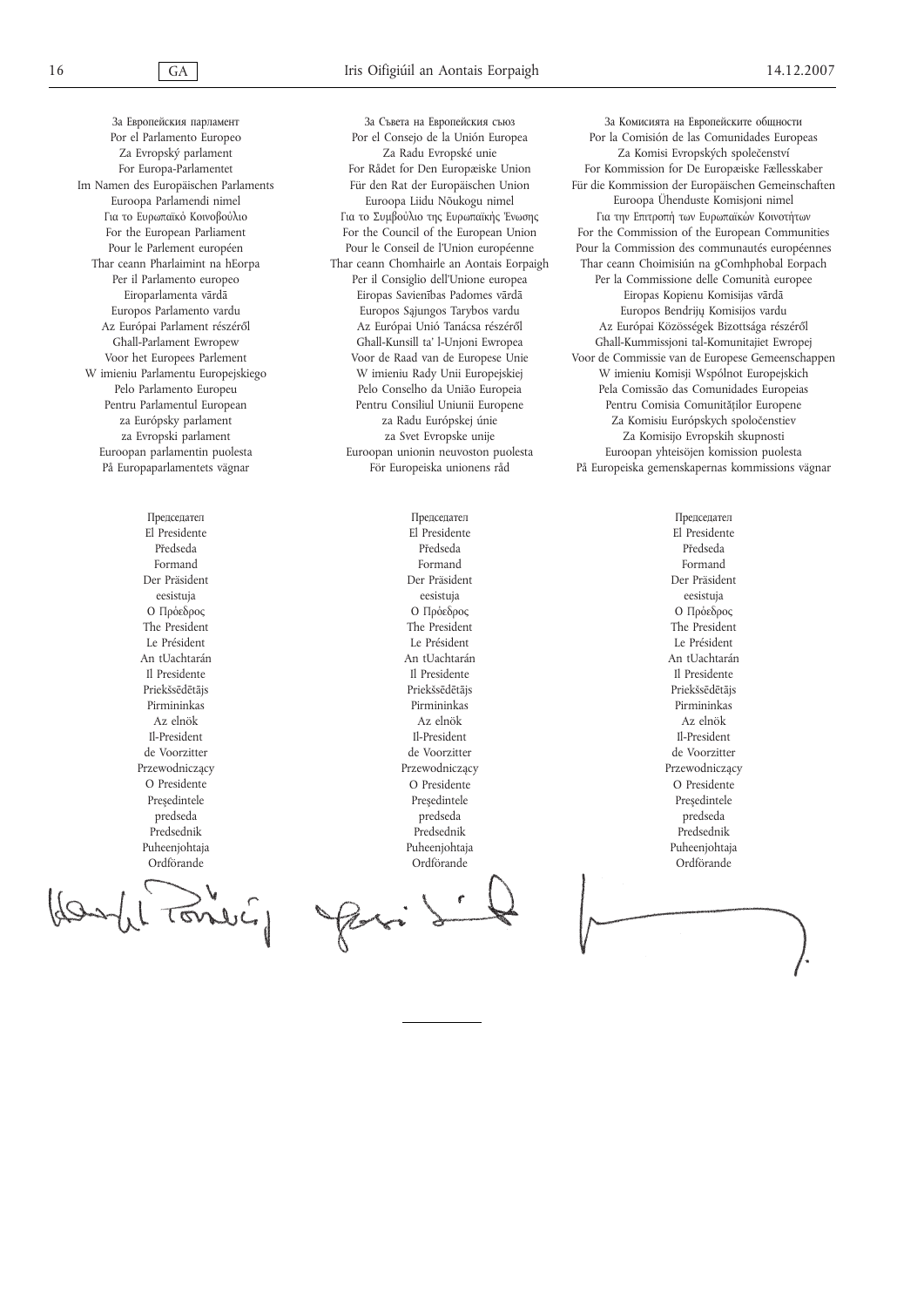| За Европейския парламент | За Съвета на Европейския съюз | За Комисията на Европейските общности |
|---|---|---|
| Por el Parlamento Europeo | Por el Consejo de la Unión Europea | Por la Comisión de las Comunidades Europeas |
| Za Evropský parlament | Za Radu Evropské unie | Za Komisi Evropských společenství |
| For Europa-Parlamentet | For Rådet for Den Europæiske Union | For Kommission for De Europæiske Fællesskaber |
| Im Namen des Europäischen Parlaments | Für den Rat der Europäischen Union | Für die Kommission der Europäischen Gemeinschaften |
| Euroopa Parlamendi nimel | Euroopa Liidu Nõukogu nimel | Euroopa Ühenduste Komisjoni nimel |
| Για το Ευρωπαϊκό Κοινοβούλιο | Για το Συμβούλιο της Ευρωπαϊκής Ένωσης | Για την Επιτροπή των Ευρωπαϊκών Κοινοτήτων |
| For the European Parliament | For the Council of the European Union | For the Commission of the European Communities |
| Pour le Parlement européen | Pour le Conseil de l'Union européenne | Pour la Commission des communautés européennes |
| Thar ceann Pharlaimint na hEorpa | Thar ceann Chomhairle an Aontais Eorpaigh | Thar ceann Choimisiún na gComhphobal Eorpach |
| Per il Parlamento europeo | Per il Consiglio dell'Unione europea | Per la Commissione delle Comunità europee |
| Eiroparlamenta vārdā | Eiropas Savienības Padomes vārdā | Eiropas Kopienu Komisijas vārdā |
| Europos Parlamento vardu | Europos Sąjungos Tarybos vardu | Europos Bendrijų Komisijos vardu |
| Az Európai Parlament részéről | Az Európai Unió Tanácsa részéről | Az Európai Közösségek Bizottsága részéről |
| Għall-Parlament Ewropew | Għall-Kunsill ta' l-Unjoni Ewropea | Għall-Kummissjoni tal-Komunitajiet Ewropej |
| Voor het Europees Parlement | Voor de Raad van de Europese Unie | Voor de Commissie van de Europese Gemeenschappen |
| W imieniu Parlamentu Europejskiego | W imieniu Rady Unii Europejskiej | W imieniu Komisji Wspólnot Europejskich |
| Pelo Parlamento Europeu | Pelo Conselho da União Europeia | Pela Comissão das Comunidades Europeias |
| Pentru Parlamentul European | Pentru Consiliul Uniunii Europene | Pentru Comisia Comunităților Europene |
| za Európsky parlament | za Radu Európskej únie | Za Komisiu Európskych spoločenstiev |
| za Evropski parlament | za Svet Evropske unije | Za Komisijo Evropskih skupnosti |
| Euroopan parlamentin puolesta | Euroopan unionin neuvoston puolesta | Euroopan yhteisöjen komission puolesta |
| På Europaparlamentets vägnar | För Europeiska unionens råd | På Europeiska gemenskapernas kommissions vägnar |
| Председател | Председател | Председател |
| El Presidente | El Presidente | El Presidente |
| Předseda | Předseda | Předseda |
| Formand | Formand | Formand |
| Der Präsident | Der Präsident | Der Präsident |
| eesistuja | eesistuja | eesistuja |
| Ο Πρόεδρος | Ο Πρόεδρος | Ο Πρόεδρος |
| The President | The President | The President |
| Le Président | Le Président | Le Président |
| An tUachtarán | An tUachtarán | An tUachtarán |
| Il Presidente | Il Presidente | Il Presidente |
| Priekšsēdētājs | Priekšsēdētājs | Priekšsēdētājs |
| Pirmininkas | Pirmininkas | Pirmininkas |
| Az elnök | Az elnök | Az elnök |
| Il-President | Il-President | Il-President |
| de Voorzitter | de Voorzitter | de Voorzitter |
| Przewodniczący | Przewodniczący | Przewodniczący |
| O Presidente | O Presidente | O Presidente |
| Preşedintele | Preşedintele | Preşedintele |
| predseda | predseda | predseda |
| Predsednik | Predsednik | Predsednik |
| Puheenjohtaja | Puheenjohtaja | Puheenjohtaja |
| Ordförande | Ordförande | Ordförande |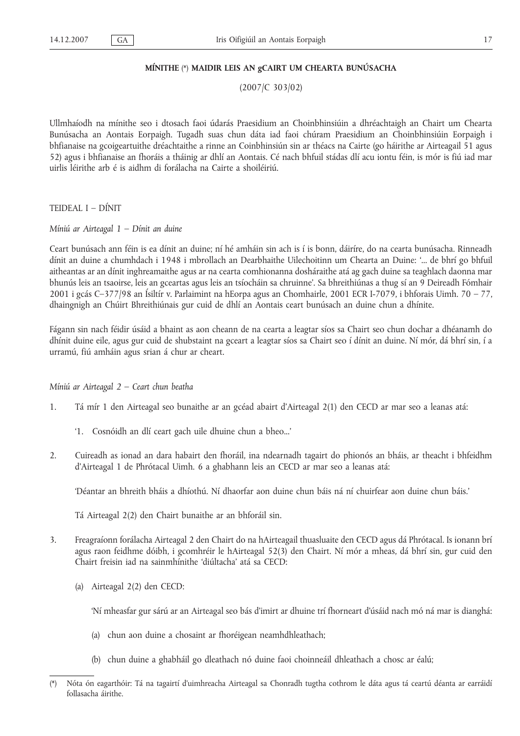**MÍNITHE (\*) MAIDIR LEIS AN gCAIRT UM CHEARTA BUNÚSACHA**

(2007/C 303/02)

Ullmhaíodh na mínithe seo i dtosach faoi údarás Praesidium an Choinbhinsiúin a dhréachtaigh an Chairt um Chearta Bunúsacha an Aontais Eorpaigh. Tugadh suas chun dáta iad faoi chúram Praesidium an Choinbhinsiúin Eorpaigh i bhfianaise na gcoigeartuithe dréachtaithe a rinne an Coinbhinsiún sin ar théacs na Cairte (go háirithe ar Airteagail 51 agus 52) agus i bhfianaise an fhoráis a tháinig ar dhlí an Aontais. Cé nach bhfuil stádas dlí acu iontu féin, is mór is fiú iad mar uirlis léirithe arb é is aidhm di forálacha na Cairte a shoiléiriú.

## TEIDEAL I – DÍNIT

*Míniú ar Airteagal 1 – Dínit an duine*

Ceart bunúsach ann féin is ea dínit an duine; ní hé amháin sin ach is í is bonn, dáiríre, do na cearta bunúsacha. Rinneadh dínit an duine a chumhdach i 1948 i mbrollach an Dearbhaithe Uilechoitinn um Chearta an Duine: '... de bhrí go bhfuil aitheantas ar an dínit inghreamaithe agus ar na cearta comhionanna dosháraithe atá ag gach duine sa teaghlach daonna mar bhunús leis an tsaoirse, leis an gceartas agus leis an tsíocháin sa chruinne'. Sa bhreithiúnas a thug sí an 9 Deireadh Fómhair 2001 i gcás C–377/98 an Ísiltír v. Parlaimint na hEorpa agus an Chomhairle, 2001 ECR I-7079, i bhforais Uimh. 70 – 77, dhaingnigh an Chúirt Bhreithiúnais gur cuid de dhlí an Aontais ceart bunúsach an duine chun a dhínite.

Fágann sin nach féidir úsáid a bhaint as aon cheann de na cearta a leagtar síos sa Chairt seo chun dochar a dhéanamh do dhínit duine eile, agus gur cuid de shubstaint na gceart a leagtar síos sa Chairt seo í dínit an duine. Ní mór, dá bhrí sin, í a urramú, fiú amháin agus srian á chur ar cheart.

*Míniú ar Airteagal 2 – Ceart chun beatha*

1. Tá mír 1 den Airteagal seo bunaithe ar an gcéad abairt d'Airteagal 2(1) den CECD ar mar seo a leanas atá:

   '1. Cosnóidh an dlí ceart gach uile dhuine chun a bheo...'

2. Cuireadh as ionad an dara habairt den fhoráil, ina ndearnadh tagairt do phionós an bháis, ar theacht i bhfeidhm d'Airteagal 1 de Phrótacal Uimh. 6 a ghabhann leis an CECD ar mar seo a leanas atá:

   'Déantar an bhreith bháis a dhíothú. Ní dhaorfar aon duine chun báis ná ní chuirfear aon duine chun báis.'

   Tá Airteagal 2(2) den Chairt bunaithe ar an bhforáil sin.

3. Freagraíonn forálacha Airteagal 2 den Chairt do na hAirteagail thuasluaite den CECD agus dá Phrótacal. Is ionann brí agus raon feidhme dóibh, i gcomhréir le hAirteagal 52(3) den Chairt. Ní mór a mheas, dá bhrí sin, gur cuid den Chairt freisin iad na sainmhínithe 'diúltacha' atá sa CECD:

   (a) Airteagal 2(2) den CECD:

   'Ní mheasfar gur sárú ar an Airteagal seo bás d'imirt ar dhuine trí fhorneart d'úsáid nach mó ná mar is dianghá:

   (a) chun aon duine a chosaint ar fhoréigean neamhdhleathach;

   (b) chun duine a ghabháil go dleathach nó duine faoi choinneáil dhleathach a chosc ar éalú;

---

(\*) Nóta ón eagarthóir: Tá na tagairtí d'uimhreacha Airteagal sa Chonradh tugtha cothrom le dáta agus tá ceartú déanta ar earráidí follasacha áirithe.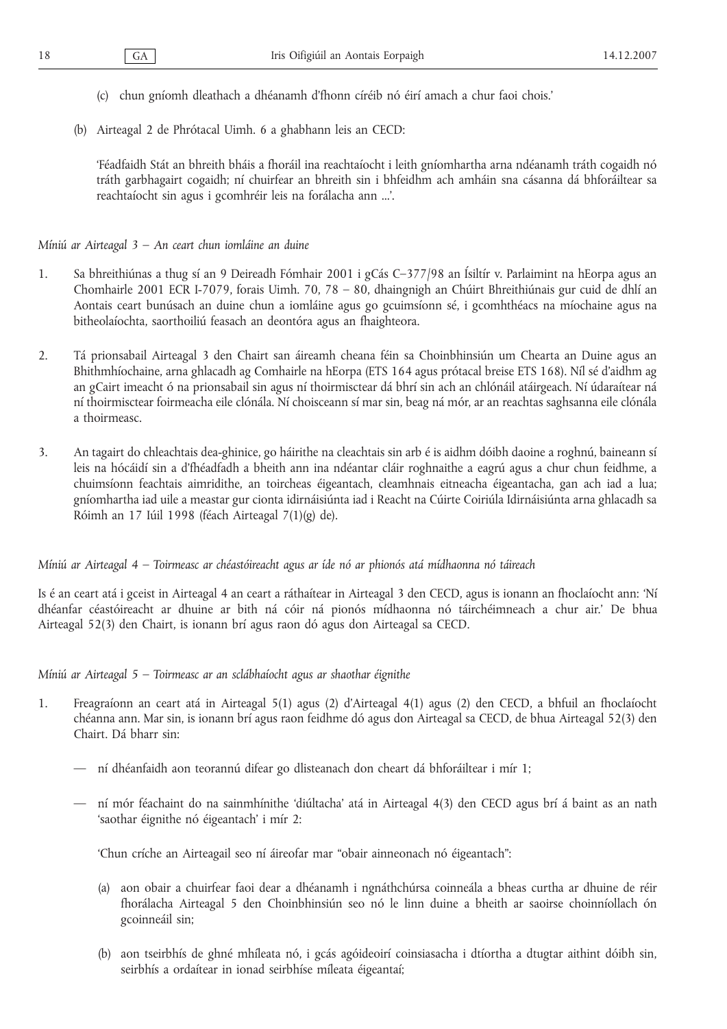(c) chun gníomh dleathach a dhéanamh d'fhonn círéib nó éirí amach a chur faoi chois.'

(b) Airteagal 2 de Phrótacal Uimh. 6 a ghabhann leis an CECD:

'Féadfaidh Stát an bhreith bháis a fhoráil ina reachtaíocht i leith gníomhartha arna ndéanamh tráth cogaidh nó tráth garbhagairt cogaidh; ní chuirfear an bhreith sin i bhfeidhm ach amháin sna cásanna dá bhforáiltear sa reachtaíocht sin agus i gcomhréir leis na forálacha ann ...'.

*Míniú ar Airteagal 3 — An ceart chun iomláine an duine*

1. Sa bhreithiúnas a thug sí an 9 Deireadh Fómhair 2001 i gCás C–377/98 an Ísiltír v. Parlaimint na hEorpa agus an Chomhairle 2001 ECR I-7079, forais Uimh. 70, 78 – 80, dhaingnigh an Chúirt Bhreithiúnais gur cuid de dhlí an Aontais ceart bunúsach an duine chun a iomláine agus go gcuimsíonn sé, i gcomhthéacs na míochaine agus na bitheolaíochta, saorthoiliú feasach an deontóra agus an fhaighteora.

2. Tá prionsabail Airteagal 3 den Chairt san áireamh cheana féin sa Choinbhinsiún um Chearta an Duine agus an Bhithmhíochaine, arna ghlacadh ag Comhairle na hEorpa (ETS 164 agus prótacal breise ETS 168). Níl sé d'aidhm ag an gCairt imeacht ó na prionsabail sin agus ní thoirmisctear dá bhrí sin ach an chlónáil atáirgeach. Ní údaraítear ná ní thoirmisctear foirmeacha eile clónála. Ní choisceann sí mar sin, beag ná mór, ar an reachtas saghsanna eile clónála a thoirmeasc.

3. An tagairt do chleachtais dea-ghinice, go háirithe na cleachtais sin arb é is aidhm dóibh daoine a roghnú, baineann sí leis na hócáidí sin a d'fhéadfadh a bheith ann ina ndéantar cláir roghnaithe a eagrú agus a chur chun feidhme, a chuimsíonn feachtais aimridithe, an toircheas éigeantach, cleamhnais eitneacha éigeantacha, gan ach iad a lua; gníomhartha iad uile a meastar gur cionta idirnáisiúnta iad i Reacht na Cúirte Coiriúla Idirnáisiúnta arna ghlacadh sa Róimh an 17 Iúil 1998 (féach Airteagal 7(1)(g) de).

*Míniú ar Airteagal 4 — Toirmeasc ar chéastóireacht agus ar íde nó ar phionós atá mídhaonna nó táireach*

Is é an ceart atá i gceist in Airteagal 4 an ceart a ráthaítear in Airteagal 3 den CECD, agus is ionann an fhoclaíocht ann: 'Ní dhéanfar céastóireacht ar dhuine ar bith ná cóir ná pionós mídhaonna nó táirchéimneach a chur air.' De bhua Airteagal 52(3) den Chairt, is ionann brí agus raon dó agus don Airteagal sa CECD.

*Míniú ar Airteagal 5 — Toirmeasc ar an sclábhaíocht agus ar shaothar éignithe*

1. Freagraíonn an ceart atá in Airteagal 5(1) agus (2) d'Airteagal 4(1) agus (2) den CECD, a bhfuil an fhoclaíocht chéanna ann. Mar sin, is ionann brí agus raon feidhme dó agus don Airteagal sa CECD, de bhua Airteagal 52(3) den Chairt. Dá bharr sin:

   — ní dhéanfaidh aon teorannú difear go dlisteanach don cheart dá bhforáiltear i mír 1;

   — ní mór féachaint do na sainmhínithe 'diúltacha' atá in Airteagal 4(3) den CECD agus brí á baint as an nath 'saothar éignithe nó éigeantach' i mír 2:

   'Chun críche an Airteagail seo ní áireofar mar "obair ainneonach nó éigeantach":

   (a) aon obair a chuirfear faoi dear a dhéanamh i ngnáthchúrsa coinneála a bheas curtha ar dhuine de réir fhorálacha Airteagal 5 den Choinbhinsiún seo nó le linn duine a bheith ar saoirse choinníollach ón gcoinneáil sin;

   (b) aon tseirbhís de ghné mhíleata nó, i gcás agóideoirí coinsiasacha i dtíortha a dtugtar aithint dóibh sin, seirbhís a ordaítear in ionad seirbhíse míleata éigeantaí;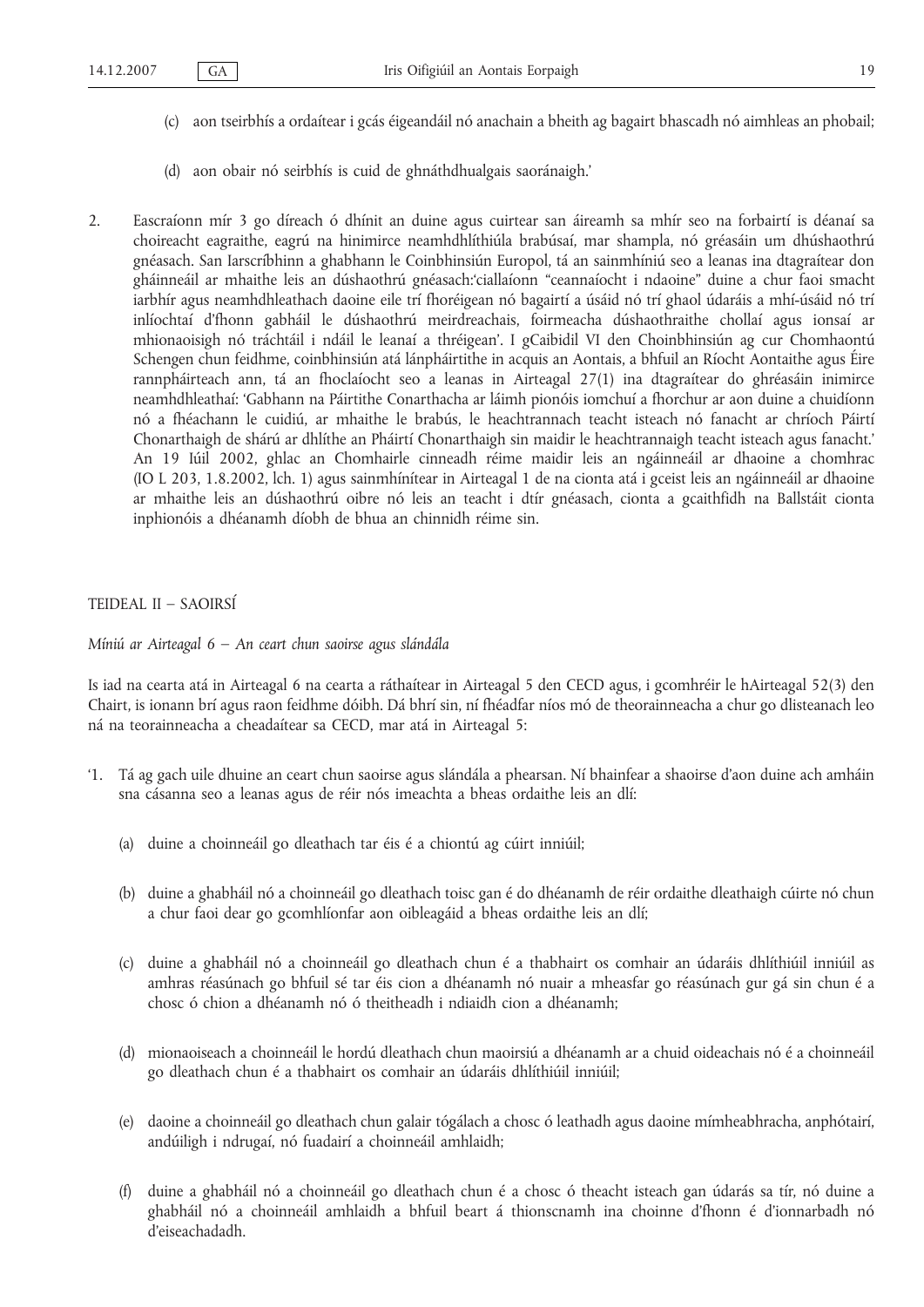(c) aon tseirbhís a ordaítear i gcás éigeandáil nó anachain a bheith ag bagairt bhascadh nó aimhleas an phobail;

(d) aon obair nó seirbhís is cuid de ghnáthdhualgais saoránaigh.'

2. Eascraíonn mír 3 go díreach ó dhínit an duine agus cuirtear san áireamh sa mhír seo na forbairtí is déanaí sa choireacht eagraithe, eagrú na hinimirce neamhdhlíthiúla brabúsaí, mar shampla, nó gréasáin um dhúshaothrú gnéasach. San Iarscríbhinn a ghabhann le Coinbhinsiún Europol, tá an sainmhíniú seo a leanas ina dtagraítear don gháinneáil ar mhaithe leis an dúshaothrú gnéasach:'ciallaíonn "ceannaíocht i ndaoine" duine a chur faoi smacht iarbhír agus neamhdhleathach daoine eile trí fhoréigean nó bagairtí a úsáid nó trí ghaol údaráis a mhí-úsáid nó trí inlíochtaí d'fhonn gabháil le dúshaothrú meirdreachais, foirmeacha dúshaothraithe chollaí agus ionsaí ar mhionaoisigh nó tráchtáil i ndáil le leanaí a thréigean'. I gCaibidil VI den Choinbhinsiún ag cur Chomhaontú Schengen chun feidhme, coinbhinsiún atá lánpháirtithe in acquis an Aontais, a bhfuil an Ríocht Aontaithe agus Éire rannpháirteach ann, tá an fhoclaíocht seo a leanas in Airteagal 27(1) ina dtagraítear do ghréasáin inimirce neamhdhleathaí: 'Gabhann na Páirtithe Conarthacha ar láimh pionóis iomchuí a fhorchur ar aon duine a chuidíonn nó a fhéachann le cuidiú, ar mhaithe le brabús, le heachtrannach teacht isteach nó fanacht ar chríoch Páirtí Chonarthaigh de shárú ar dhlíthe an Pháirtí Chonarthaigh sin maidir le heachtrannaigh teacht isteach agus fanacht.' An 19 Iúil 2002, ghlac an Chomhairle cinneadh réime maidir leis an ngáinneáil ar dhaoine a chomhrac (IO L 203, 1.8.2002, lch. 1) agus sainmhínítear in Airteagal 1 de na cionta atá i gceist leis an ngáinneáil ar dhaoine ar mhaithe leis an dúshaothrú oibre nó leis an teacht i dtír gnéasach, cionta a gcaithfidh na Ballstáit cionta inphionóis a dhéanamh díobh de bhua an chinnidh réime sin.

## TEIDEAL II – SAOIRSÍ

*Míniú ar Airteagal 6 – An ceart chun saoirse agus slándála*

Is iad na cearta atá in Airteagal 6 na cearta a ráthaítear in Airteagal 5 den CECD agus, i gcomhréir le hAirteagal 52(3) den Chairt, is ionann brí agus raon feidhme dóibh. Dá bhrí sin, ní fhéadfar níos mó de theorainneacha a chur go dlisteanach leo ná na teorainneacha a cheadaítear sa CECD, mar atá in Airteagal 5:

'1. Tá ag gach uile dhuine an ceart chun saoirse agus slándála a phearsan. Ní bhainfear a shaoirse d'aon duine ach amháin sna cásanna seo a leanas agus de réir nós imeachta a bheas ordaithe leis an dlí:

(a) duine a choinneáil go dleathach tar éis é a chiontú ag cúirt inniúil;

(b) duine a ghabháil nó a choinneáil go dleathach toisc gan é do dhéanamh de réir ordaithe dleathaigh cúirte nó chun a chur faoi dear go gcomhlíonfar aon oibleagáid a bheas ordaithe leis an dlí;

(c) duine a ghabháil nó a choinneáil go dleathach chun é a thabhairt os comhair an údaráis dhlíthiúil inniúil as amhras réasúnach go bhfuil sé tar éis cion a dhéanamh nó nuair a mheasfar go réasúnach gur gá sin chun é a chosc ó chion a dhéanamh nó ó theitheadh i ndiaidh cion a dhéanamh;

(d) mionaoiseach a choinneáil le hordú dleathach chun maoirsiú a dhéanamh ar a chuid oideachais nó é a choinneáil go dleathach chun é a thabhairt os comhair an údaráis dhlíthiúil inniúil;

(e) daoine a choinneáil go dleathach chun galair tógálach a chosc ó leathadh agus daoine mímheabhracha, anphótairí, andúiligh i ndrugaí, nó fuadairí a choinneáil amhlaidh;

(f) duine a ghabháil nó a choinneáil go dleathach chun é a chosc ó theacht isteach gan údarás sa tír, nó duine a ghabháil nó a choinneáil amhlaidh a bhfuil beart á thionscnamh ina choinne d'fhonn é d'ionnarbadh nó d'eiseachadadh.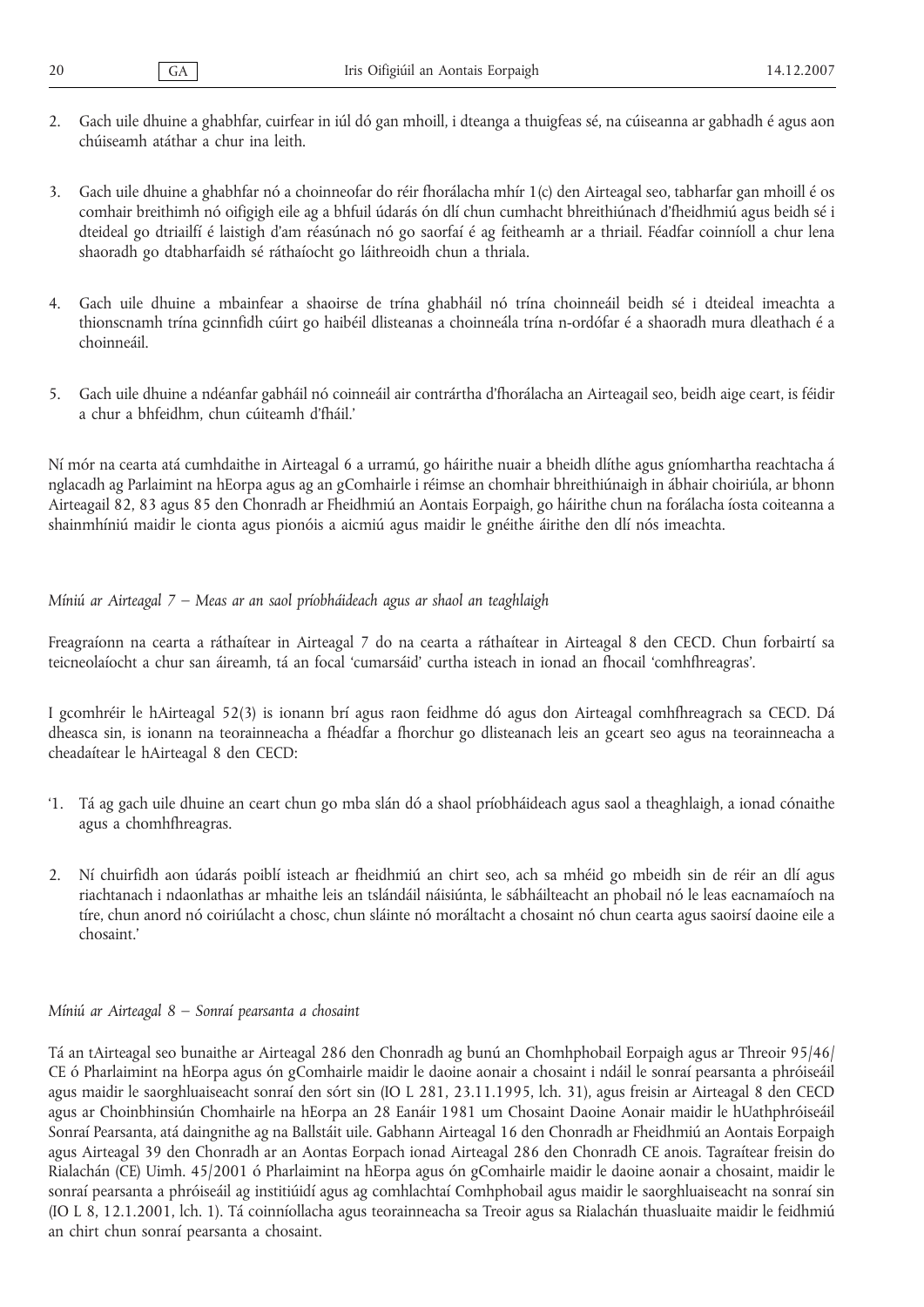2. Gach uile dhuine a ghabhfar, cuirfear in iúl dó gan mhoill, i dteanga a thuigfeas sé, na cúiseanna ar gabhadh é agus aon chúiseamh atáthar a chur ina leith.

3. Gach uile dhuine a ghabhfar nó a choinneofar do réir fhorálacha mhír 1(c) den Airteagal seo, tabharfar gan mhoill é os comhair breithimh nó oifigigh eile ag a bhfuil údarás ón dlí chun cumhacht bhreithiúnach d'fheidhmiú agus beidh sé i dteideal go dtriailfí é laistigh d'am réasúnach nó go saorfaí é ag feitheamh ar a thriail. Féadfar coinníoll a chur lena shaoradh go dtabharfaidh sé ráthaíocht go láithreoidh chun a thriala.

4. Gach uile dhuine a mbainfear a shaoirse de trína ghabháil nó trína choinneáil beidh sé i dteideal imeachta a thionscnamh trína gcinnfidh cúirt go haibéil dlisteanas a choinneála trína n-ordófar é a shaoradh mura dleathach é a choinneáil.

5. Gach uile dhuine a ndéanfar gabháil nó coinneáil air contrártha d'fhorálacha an Airteagail seo, beidh aige ceart, is féidir a chur a bhfeidhm, chun cúiteamh d'fháil.'

Ní mór na cearta atá cumhdaithe in Airteagal 6 a urramú, go háirithe nuair a bheidh dlíthe agus gníomhartha reachtacha á nglacadh ag Parlaimint na hEorpa agus ag an gComhairle i réimse an chomhair bhreithiúnaigh in ábhair choiriúla, ar bhonn Airteagail 82, 83 agus 85 den Chonradh ar Fheidhmiú an Aontais Eorpaigh, go háirithe chun na forálacha íosta coiteanna a shainmhíniú maidir le cionta agus pionóis a aicmiú agus maidir le gnéithe áirithe den dlí nós imeachta.

*Míniú ar Airteagal 7 – Meas ar an saol príobháideach agus ar shaol an teaghlaigh*

Freagraíonn na cearta a ráthaítear in Airteagal 7 do na cearta a ráthaítear in Airteagal 8 den CECD. Chun forbairtí sa teicneolaíocht a chur san áireamh, tá an focal 'cumarsáid' curtha isteach in ionad an fhocail 'comhfhreagras'.

I gcomhréir le hAirteagal 52(3) is ionann brí agus raon feidhme dó agus don Airteagal comhfhreagrach sa CECD. Dá dheasca sin, is ionann na teorainneacha a fhéadfar a fhorchur go dlisteanach leis an gceart seo agus na teorainneacha a cheadaítear le hAirteagal 8 den CECD:

'1. Tá ag gach uile dhuine an ceart chun go mba slán dó a shaol príobháideach agus saol a theaghlaigh, a ionad cónaithe agus a chomhfhreagras.

2. Ní chuirfidh aon údarás poiblí isteach ar fheidhmiú an chirt seo, ach sa méid go mbeidh sin de réir an dlí agus riachtanach i ndaonlathas ar mhaithe leis an tslándáil náisiúnta, le sábháilteacht an phobail nó le leas eacnamaíoch na tíre, chun anord nó coiriúlacht a chosc, chun sláinte nó moráltacht a chosaint nó chun cearta agus saoirsí daoine eile a chosaint.'

*Míniú ar Airteagal 8 – Sonraí pearsanta a chosaint*

Tá an tAirteagal seo bunaithe ar Airteagal 286 den Chonradh ag bunú an Chomhphobail Eorpaigh agus ar Threoir 95/46/CE ó Pharlaimint na hEorpa agus ón gComhairle maidir le daoine aonair a chosaint i ndáil le sonraí pearsanta a phróiseáil agus maidir le saorghluaiseacht sonraí den sórt sin (IO L 281, 23.11.1995, lch. 31), agus freisin ar Airteagal 8 den CECD agus ar Choinbhinsiún Chomhairle na hEorpa an 28 Eanáir 1981 um Chosaint Daoine Aonair maidir le hUathphróiseáil Sonraí Pearsanta, atá daingnithe ag na Ballstáit uile. Gabhann Airteagal 16 den Chonradh ar Fheidhmiú an Aontais Eorpaigh agus Airteagal 39 den Chonradh ar an Aontas Eorpach ionad Airteagal 286 den Chonradh CE anois. Tagraítear freisin do Rialachán (CE) Uimh. 45/2001 ó Pharlaimint na hEorpa agus ón gComhairle maidir le daoine aonair a chosaint, maidir le sonraí pearsanta a phróiseáil ag institiúidí agus ag comhlachtaí Comhphobail agus maidir le saorghluaiseacht na sonraí sin (IO L 8, 12.1.2001, lch. 1). Tá coinníollacha agus teorainneacha sa Treoir agus sa Rialachán thuasluaite maidir le feidhmiú an chirt chun sonraí pearsanta a chosaint.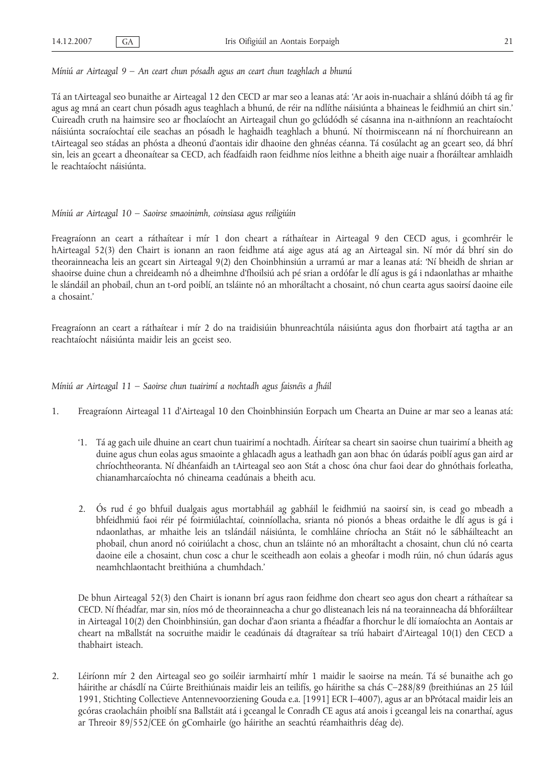*Míniú ar Airteagal 9 – An ceart chun pósadh agus an ceart chun teaghlach a bhunú*

Tá an tAirteagal seo bunaithe ar Airteagal 12 den CECD ar mar seo a leanas atá: 'Ar aois in-nuachair a shlánú dóibh tá ag fir agus ag mná an ceart chun pósadh agus teaghlach a bhunú, de réir na ndlíthe náisiúnta a bhaineas le feidhmiú an chirt sin.' Cuireadh cruth na haimsire seo ar fhoclaíocht an Airteagail chun go gclúdódh sé cásanna ina n-aithníonn an reachtaíocht náisiúnta socraíochtaí eile seachas an pósadh le haghaidh teaghlach a bhunú. Ní thoirmisceann ná ní fhorchuireann an tAirteagal seo stádas an phósta a dheonú d'aontais idir dhaoine den ghnéas céanna. Tá cosúlacht ag an gceart seo, dá bhrí sin, leis an gceart a dheonaítear sa CECD, ach féadfaidh raon feidhme níos leithne a bheith aige nuair a fhoráiltear amhlaidh le reachtaíocht náisiúnta.

*Míniú ar Airteagal 10 – Saoirse smaoinimh, coinsiasa agus reiligiúin*

Freagraíonn an ceart a ráthaítear i mír 1 don cheart a ráthaítear in Airteagal 9 den CECD agus, i gcomhréir le hAirteagal 52(3) den Chairt is ionann an raon feidhme atá aige agus atá ag an Airteagal sin. Ní mór dá bhrí sin do theorainneacha leis an gceart sin Airteagal 9(2) den Choinbhinsiún a urramú ar mar a leanas atá: 'Ní bheidh de shrian ar shaoirse duine chun a chreideamh nó a dheimhne d'fhoilsiú ach pé srian a ordófar le dlí agus is gá i ndaonlathas ar mhaithe le slándáil an phobail, chun an t-ord poiblí, an tsláinte nó an mhoráltacht a chosaint, nó chun cearta agus saoirsí daoine eile a chosaint.'

Freagraíonn an ceart a ráthaítear i mír 2 do na traidisiúin bhunreachtúla náisiúnta agus don fhorbairt atá tagtha ar an reachtaíocht náisiúnta maidir leis an gceist seo.

*Míniú ar Airteagal 11 – Saoirse chun tuairimí a nochtadh agus faisnéis a fháil*

1. Freagraíonn Airteagal 11 d'Airteagal 10 den Choinbhinsiún Eorpach um Chearta an Duine ar mar seo a leanas atá:

   '1. Tá ag gach uile dhuine an ceart chun tuairimí a nochtadh. Áirítear sa cheart sin saoirse chun tuairimí a bheith ag duine agus chun eolas agus smaointe a ghlacadh agus a leathadh gan aon bhac ón údarás poiblí agus gan aird ar chríochtheoranta. Ní dhéanfaidh an tAirteagal seo aon Stát a chosc óna chur faoi dear do ghnóthais forleatha, chianamharcaíochta nó chineama ceadúnais a bheith acu.

   2. Ós rud é go bhfuil dualgais agus mortabháil ag gabháil le feidhmiú na saoirsí sin, is cead go mbeadh a bhfeidhmiú faoi réir pé foirmiúlachtaí, coinníollacha, srianta nó pionós a bheas ordaithe le dlí agus is gá i ndaonlathas, ar mhaithe leis an tslándáil náisiúnta, le comhláine chríocha an Stáit nó le sábháilteacht an phobail, chun anord nó coiriúlacht a chosc, chun an tsláinte nó an mhoráltacht a chosaint, chun clú nó cearta daoine eile a chosaint, chun cosc a chur le sceitheadh aon eolais a gheofar i modh rúin, nó chun údarás agus neamhchlaontacht breithiúna a chumhdach.'

   De bhun Airteagal 52(3) den Chairt is ionann brí agus raon feidhme don cheart seo agus don cheart a ráthaítear sa CECD. Ní fhéadfar, mar sin, níos mó de theorainneacha a chur go dlisteanach leis ná na teorainneacha dá bhforáiltear in Airteagal 10(2) den Choinbhinsiún, gan dochar d'aon srianta a fhéadfar a fhorchur le dlí iomaíochta an Aontais ar cheart na mBallstát na socruithe maidir le ceadúnais dá dtagraítear sa tríú habairt d'Airteagal 10(1) den CECD a thabhairt isteach.

2. Léiríonn mír 2 den Airteagal seo go soiléir iarmhairtí mhír 1 maidir le saoirse na meán. Tá sé bunaithe ach go háirithe ar chásdlí na Cúirte Breithiúnais maidir leis an teilifís, go háirithe sa chás C–288/89 (breithiúnas an 25 Iúil 1991, Stichting Collectieve Antennevoorziening Gouda e.a. [1991] ECR I–4007), agus ar an bPrótacal maidir leis an gcóras craolacháin phoiblí sna Ballstáit atá i gceangal le Conradh CE agus atá anois i gceangal leis na conarthaí, agus ar Threoir 89/552/CEE ón gComhairle (go háirithe an seachtú réamhaithris déag de).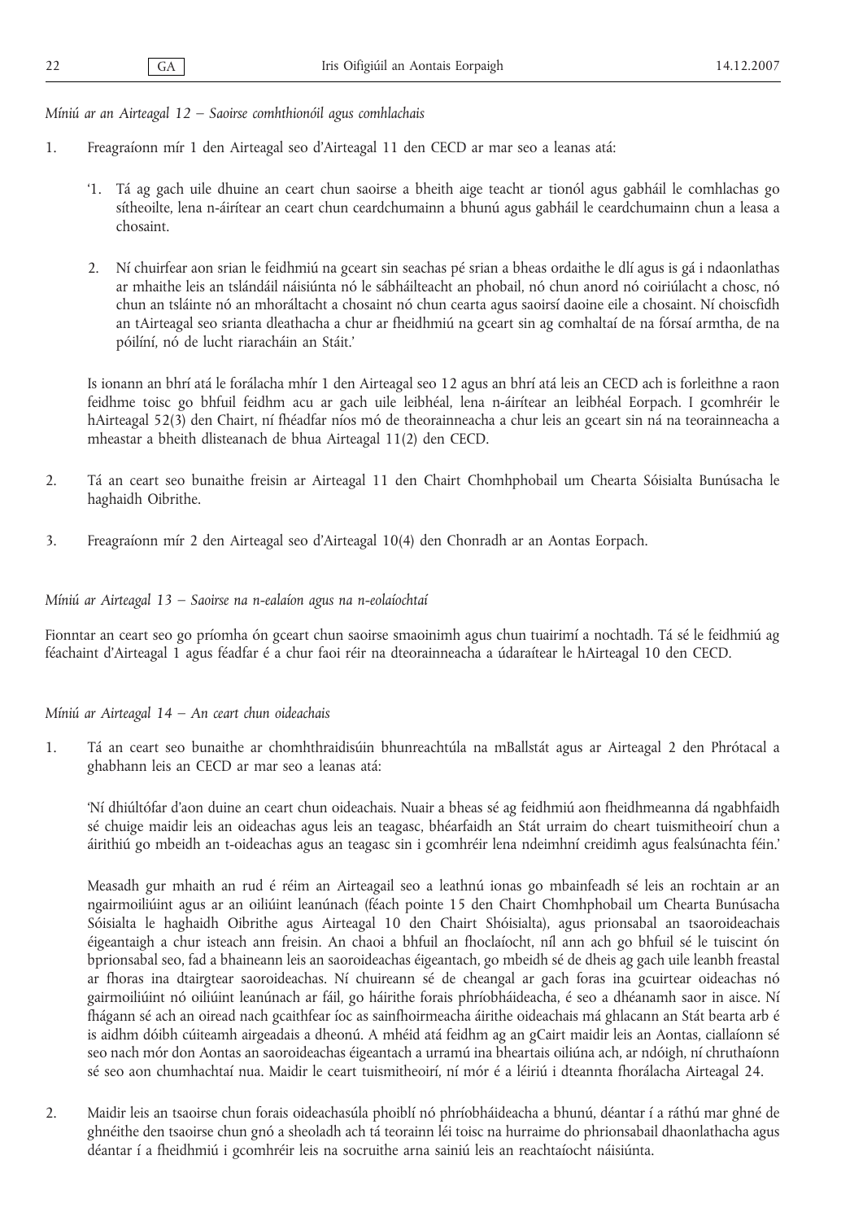*Míniú ar an Airteagal 12 — Saoirse comhthionóil agus comhlachais*

1. Freagraíonn mír 1 den Airteagal seo d'Airteagal 11 den CECD ar mar seo a leanas atá:

   '1. Tá ag gach uile dhuine an ceart chun saoirse a bheith aige teacht ar tionól agus gabháil le comhlachas go sítheoilte, lena n-áirítear an ceart chun ceardchumainn a bhunú agus gabháil le ceardchumainn chun a leasa a chosaint.

   2. Ní chuirfear aon srian le feidhmiú na gceart sin seachas pé srian a bheas ordaithe le dlí agus is gá i ndaonlathas ar mhaithe leis an tslándáil náisiúnta nó le sábháilteacht an phobail, nó chun anord nó coiriúlacht a chosc, nó chun an tsláinte nó an mhoráltacht a chosaint nó chun cearta agus saoirsí daoine eile a chosaint. Ní choiscfidh an tAirteagal seo srianta dleathacha a chur ar fheidhmiú na gceart sin ag comhaltaí de na fórsaí armtha, de na póilíní, nó de lucht riaracháin an Stáit.'

   Is ionann an bhrí atá le forálacha mhír 1 den Airteagal seo 12 agus an bhrí atá leis an CECD ach is forleithne a raon feidhme toisc go bhfuil feidhm acu ar gach uile leibhéal, lena n-áirítear an leibhéal Eorpach. I gcomhréir le hAirteagal 52(3) den Chairt, ní fhéadfar níos mó de theorainneacha a chur leis an gceart sin ná na teorainneacha a mheastar a bheith dlisteanach de bhua Airteagal 11(2) den CECD.

2. Tá an ceart seo bunaithe freisin ar Airteagal 11 den Chairt Chomhphobail um Chearta Sóisialta Bunúsacha le haghaidh Oibrithe.

3. Freagraíonn mír 2 den Airteagal seo d'Airteagal 10(4) den Chonradh ar an Aontas Eorpach.

*Míniú ar Airteagal 13 — Saoirse na n-ealaíon agus na n-eolaíochtaí*

Fionntar an ceart seo go príomha ón gceart chun saoirse smaoinimh agus chun tuairimí a nochtadh. Tá sé le feidhmiú ag féachaint d'Airteagal 1 agus féadfar é a chur faoi réir na dteorainneacha a údaraítear le hAirteagal 10 den CECD.

*Míniú ar Airteagal 14 — An ceart chun oideachais*

1. Tá an ceart seo bunaithe ar chomhthraidisiúin bhunreachtúla na mBallstát agus ar Airteagal 2 den Phrótacal a ghabhann leis an CECD ar mar seo a leanas atá:

   'Ní dhiúltófar d'aon duine an ceart chun oideachais. Nuair a bheas sé ag feidhmiú aon fheidhmeanna dá ngabhfaidh sé chuige maidir leis an oideachas agus leis an teagasc, bhéarfaidh an Stát urraim do cheart tuismitheoirí chun a áirithiú go mbeidh an t-oideachas agus an teagasc sin i gcomhréir lena ndeimhní creidimh agus fealsúnachta féin.'

   Measadh gur mhaith an rud é réim an Airteagail seo a leathnú ionas go mbainfeadh sé leis an rochtain ar an ngairmoiliúint agus ar an oiliúint leanúnach (féach pointe 15 den Chairt Chomhphobail um Chearta Bunúsacha Sóisialta le haghaidh Oibrithe agus Airteagal 10 den Chairt Shóisialta), agus prionsabal an tsaoroideachais éigeantaigh a chur isteach ann freisin. An chaoi a bhfuil an fhoclaíocht, níl ann ach go bhfuil sé le tuiscint ón bprionsabal seo, fad a bhaineann leis an saoroideachas éigeantach, go mbeidh sé de dheis ag gach uile leanbh freastal ar fhoras ina dtairgtear saoroideachas. Ní chuireann sé de cheangal ar gach foras ina gcuirtear oideachas nó gairmoiliúint nó oiliúint leanúnach ar fáil, go háirithe forais phríobháideacha, é seo a dhéanamh saor in aisce. Ní fhágann sé ach an oiread nach gcaithfear íoc as sainfhoirmeacha áirithe oideachais má ghlacann an Stát bearta arb é is aidhm dóibh cúiteamh airgeadais a dheonú. A mhéid atá feidhm ag an gCairt maidir leis an Aontas, ciallaíonn sé seo nach mór don Aontas an saoroideachas éigeantach a urramú ina bheartais oiliúna ach, ar ndóigh, ní chruthaíonn sé seo aon chumhachtaí nua. Maidir le ceart tuismitheoirí, ní mór é a léiriú i dteannta fhorálacha Airteagal 24.

2. Maidir leis an tsaoirse chun forais oideachasúla phoiblí nó phríobháideacha a bhunú, déantar í a ráthú mar ghné de ghnéithe den tsaoirse chun gnó a sheoladh ach tá teorainn léi toisc na hurraime do phrionsabail dhaonlathacha agus déantar í a fheidhmiú i gcomhréir leis na socruithe arna sainiú leis an reachtaíocht náisiúnta.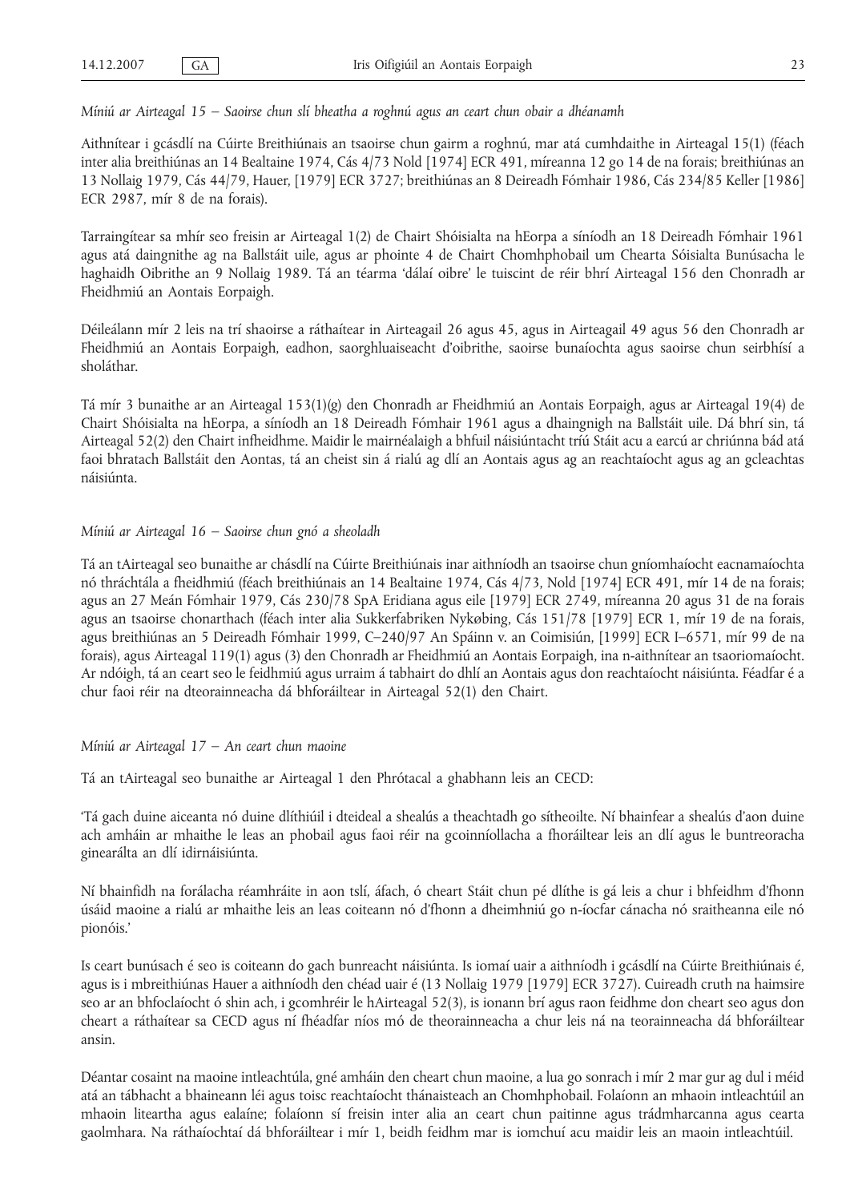*Míniú ar Airteagal 15 — Saoirse chun slí bheatha a roghnú agus an ceart chun obair a dhéanamh*

Aithnítear i gcásdlí na Cúirte Breithiúnais an tsaoirse chun gairm a roghnú, mar atá cumhdaithe in Airteagal 15(1) (féach inter alia breithiúnas an 14 Bealtaine 1974, Cás 4/73 Nold [1974] ECR 491, míreanna 12 go 14 de na forais; breithiúnas an 13 Nollaig 1979, Cás 44/79, Hauer, [1979] ECR 3727; breithiúnas an 8 Deireadh Fómhair 1986, Cás 234/85 Keller [1986] ECR 2987, mír 8 de na forais).

Tarraingítear sa mhír seo freisin ar Airteagal 1(2) de Chairt Shóisialta na hEorpa a síníodh an 18 Deireadh Fómhair 1961 agus atá daingnithe ag na Ballstáit uile, agus ar phointe 4 de Chairt Chomhphobail um Chearta Sóisialta Bunúsacha le haghaidh Oibrithe an 9 Nollaig 1989. Tá an téarma 'dálaí oibre' le tuiscint de réir bhrí Airteagal 156 den Chonradh ar Fheidhmiú an Aontais Eorpaigh.

Déileálann mír 2 leis na trí shaoirse a ráthaítear in Airteagail 26 agus 45, agus in Airteagail 49 agus 56 den Chonradh ar Fheidhmiú an Aontais Eorpaigh, eadhon, saorghluaiseacht d'oibrithe, saoirse bunaíochta agus saoirse chun seirbhísí a sholáthar.

Tá mír 3 bunaithe ar an Airteagal 153(1)(g) den Chonradh ar Fheidhmiú an Aontais Eorpaigh, agus ar Airteagal 19(4) de Chairt Shóisialta na hEorpa, a síníodh an 18 Deireadh Fómhair 1961 agus a dhaingnigh na Ballstáit uile. Dá bhrí sin, tá Airteagal 52(2) den Chairt infheidhme. Maidir le mairnéalaigh a bhfuil náisiúntacht tríú Stáit acu a earcú ar chriúnna bád atá faoi bhratach Ballstáit den Aontas, tá an cheist sin á rialú ag dlí an Aontais agus ag an reachtaíocht agus ag an gcleachtas náisiúnta.

*Míniú ar Airteagal 16 — Saoirse chun gnó a sheoladh*

Tá an tAirteagal seo bunaithe ar chásdlí na Cúirte Breithiúnais inar aithníodh an tsaoirse chun gníomhaíocht eacnamaíochta nó thráchtála a fheidhmiú (féach breithiúnais an 14 Bealtaine 1974, Cás 4/73, Nold [1974] ECR 491, mír 14 de na forais; agus an 27 Meán Fómhair 1979, Cás 230/78 SpA Eridiana agus eile [1979] ECR 2749, míreanna 20 agus 31 de na forais agus an tsaoirse chonarthach (féach inter alia Sukkerfabriken Nykøbing, Cás 151/78 [1979] ECR 1, mír 19 de na forais, agus breithiúnas an 5 Deireadh Fómhair 1999, C–240/97 An Spáinn v. an Coimisiún, [1999] ECR I–6571, mír 99 de na forais), agus Airteagal 119(1) agus (3) den Chonradh ar Fheidhmiú an Aontais Eorpaigh, ina n-aithnítear an tsaoriomaíocht. Ar ndóigh, tá an ceart seo le feidhmiú agus urraim á tabhairt do dhlí an Aontais agus don reachtaíocht náisiúnta. Féadfar é a chur faoi réir na dteorainneacha dá bhforáiltear in Airteagal 52(1) den Chairt.

*Míniú ar Airteagal 17 — An ceart chun maoine*

Tá an tAirteagal seo bunaithe ar Airteagal 1 den Phrótacal a ghabhann leis an CECD:

'Tá gach duine aiceanta nó duine dlíthiúil i dteideal a shealús a theachtadh go sítheoilte. Ní bhainfear a shealús d'aon duine ach amháin ar mhaithe le leas an phobail agus faoi réir na gcoinníollacha a fhoráiltear leis an dlí agus le buntreoracha ginearálta an dlí idirnáisiúnta.

Ní bhainfidh na forálacha réamhráite in aon tslí, áfach, ó cheart Stáit chun pé dlíthe is gá leis a chur i bhfeidhm d'fhonn úsáid maoine a rialú ar mhaithe leis an leas coiteann nó d'fhonn a dheimhniú go n-íocfar cánacha nó sraitheanna eile nó pionóis.'

Is ceart bunúsach é seo is coiteann do gach bunreacht náisiúnta. Is iomaí uair a aithníodh i gcásdlí na Cúirte Breithiúnais é, agus is i mbreithiúnas Hauer a aithníodh den chéad uair é (13 Nollaig 1979 [1979] ECR 3727). Cuireadh cruth na haimsire seo ar an bhfoclaíocht ó shin ach, i gcomhréir le hAirteagal 52(3), is ionann brí agus raon feidhme don cheart seo agus don cheart a ráthaítear sa CECD agus ní fhéadfar níos mó de theorainneacha a chur leis ná na teorainneacha dá bhforáiltear ansin.

Déantar cosaint na maoine intleachtúla, gné amháin den cheart chun maoine, a lua go sonrach i mír 2 mar gur ag dul i méid atá an tábhacht a bhaineann léi agus toisc reachtaíocht thánaisteach an Chomhphobail. Folaíonn an mhaoin intleachtúil an mhaoin liteartha agus ealaíne; folaíonn sí freisin inter alia an ceart chun paitinne agus trádmharcanna agus cearta gaolmhara. Na ráthaíochtaí dá bhforáiltear i mír 1, beidh feidhm mar is iomchuí acu maidir leis an maoin intleachtúil.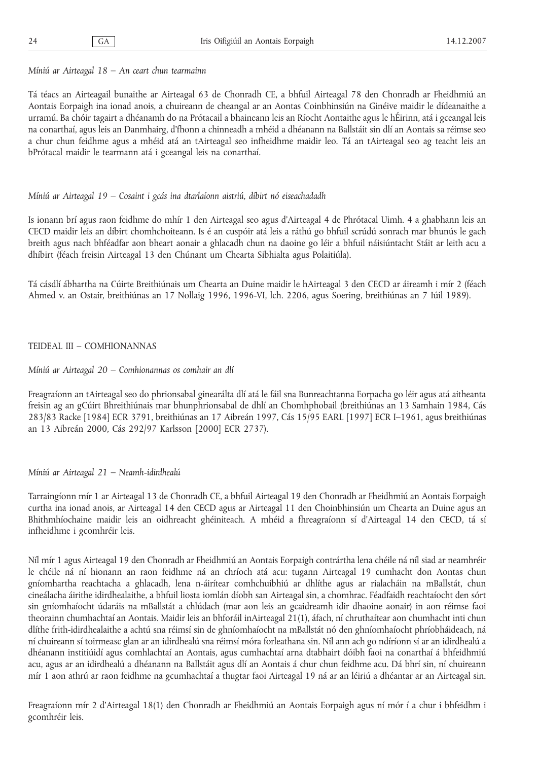*Míniú ar Airteagal 18 — An ceart chun tearmainn*

Tá téacs an Airteagail bunaithe ar Airteagal 63 de Chonradh CE, a bhfuil Airteagal 78 den Chonradh ar Fheidhmiú an Aontais Eorpaigh ina ionad anois, a chuireann de cheangal ar an Aontas Coinbhinsiún na Ginéive maidir le dídeanaithe a urramú. Ba chóir tagairt a dhéanamh do na Prótacail a bhaineann leis an Ríocht Aontaithe agus le hÉirinn, atá i gceangal leis na conarthaí, agus leis an Danmhairg, d'fhonn a chinneadh a mhéid a dhéanann na Ballstáit sin dlí an Aontais sa réimse seo a chur chun feidhme agus a mhéid atá an tAirteagal seo infheidhme maidir leo. Tá an tAirteagal seo ag teacht leis an bPrótacal maidir le tearmann atá i gceangal leis na conarthaí.

*Míniú ar Airteagal 19 — Cosaint i gcás ina dtarlaíonn aistriú, díbirt nó eiseachadadh*

Is ionann brí agus raon feidhme do mhír 1 den Airteagal seo agus d'Airteagal 4 de Phrótacal Uimh. 4 a ghabhann leis an CECD maidir leis an díbirt chomhchoiteann. Is é an cuspóir atá leis a ráthú go bhfuil scrúdú sonrach mar bhunús le gach breith agus nach bhféadfar aon bheart aonair a ghlacadh chun na daoine go léir a bhfuil náisiúntacht Stáit ar leith acu a dhíbirt (féach freisin Airteagal 13 den Chúnant um Chearta Sibhialta agus Polaitiúla).

Tá cásdlí ábhartha na Cúirte Breithiúnais um Chearta an Duine maidir le hAirteagal 3 den CECD ar áireamh i mír 2 (féach Ahmed v. an Ostair, breithiúnas an 17 Nollaig 1996, 1996-VI, lch. 2206, agus Soering, breithiúnas an 7 Iúil 1989).

## TEIDEAL III — COMHIONANNAS

*Míniú ar Airteagal 20 — Comhionannas os comhair an dlí*

Freagraíonn an tAirteagal seo do phrionsabal ginearálta dlí atá le fáil sna Bunreachtanna Eorpacha go léir agus atá aitheanta freisin ag an gCúirt Bhreithiúnais mar bhunphrionsabal de dhlí an Chomhphobail (breithiúnas an 13 Samhain 1984, Cás 283/83 Racke [1984] ECR 3791, breithiúnas an 17 Aibreán 1997, Cás 15/95 EARL [1997] ECR I–1961, agus breithiúnas an 13 Aibreán 2000, Cás 292/97 Karlsson [2000] ECR 2737).

*Míniú ar Airteagal 21 — Neamh-idirdhealú*

Tarraingíonn mír 1 ar Airteagal 13 de Chonradh CE, a bhfuil Airteagal 19 den Chonradh ar Fheidhmiú an Aontais Eorpaigh curtha ina ionad anois, ar Airteagal 14 den CECD agus ar Airteagal 11 den Choinbhinsiún um Chearta an Duine agus an Bhithmhíochaine maidir leis an oidhreacht ghéiniteach. A mhéid a fhreagraíonn sí d'Airteagal 14 den CECD, tá sí infheidhme i gcomhréir leis.

Níl mír 1 agus Airteagal 19 den Chonradh ar Fheidhmiú an Aontais Eorpaigh contrártha lena chéile ná níl siad ar neamhréir le chéile ná ní hionann an raon feidhme ná an chríoch atá acu: tugann Airteagal 19 cumhacht don Aontas chun gníomhartha reachtacha a ghlacadh, lena n-áirítear comhchuibhiú ar dhlíthe agus ar rialacháin na mBallstát, chun cineálacha áirithe idirdhealaithe, a bhfuil liosta iomlán díobh san Airteagal sin, a chomhrac. Féadfaidh reachtaíocht den sórt sin gníomhaíocht údaráis na mBallstát a chlúdach (mar aon leis an gcaidreamh idir dhaoine aonair) in aon réimse faoi theorainn chumhachtaí an Aontais. Maidir leis an bhforáil inAirteagal 21(1), áfach, ní chruthaítear aon chumhacht inti chun dlíthe frith-idirdhealaithe a achtú sna réimsí sin de ghníomhaíocht na mBallstát nó den ghníomhaíocht phríobháideach, ná ní chuireann sí toirmeasc glan ar an idirdhealú sna réimsí móra forleathana sin. Níl ann ach go ndíríonn sí ar an idirdhealú a dhéanann institiúidí agus comhlachtaí an Aontais, agus cumhachtaí arna dtabhairt dóibh faoi na conarthaí á bhfeidhmiú acu, agus ar an idirdhealú a dhéanann na Ballstáit agus dlí an Aontais á chur chun feidhme acu. Dá bhrí sin, ní chuireann mír 1 aon athrú ar raon feidhme na gcumhachtaí a thugtar faoi Airteagal 19 ná ar an léiriú a dhéantar ar an Airteagal sin.

Freagraíonn mír 2 d'Airteagal 18(1) den Chonradh ar Fheidhmiú an Aontais Eorpaigh agus ní mór í a chur i bhfeidhm i gcomhréir leis.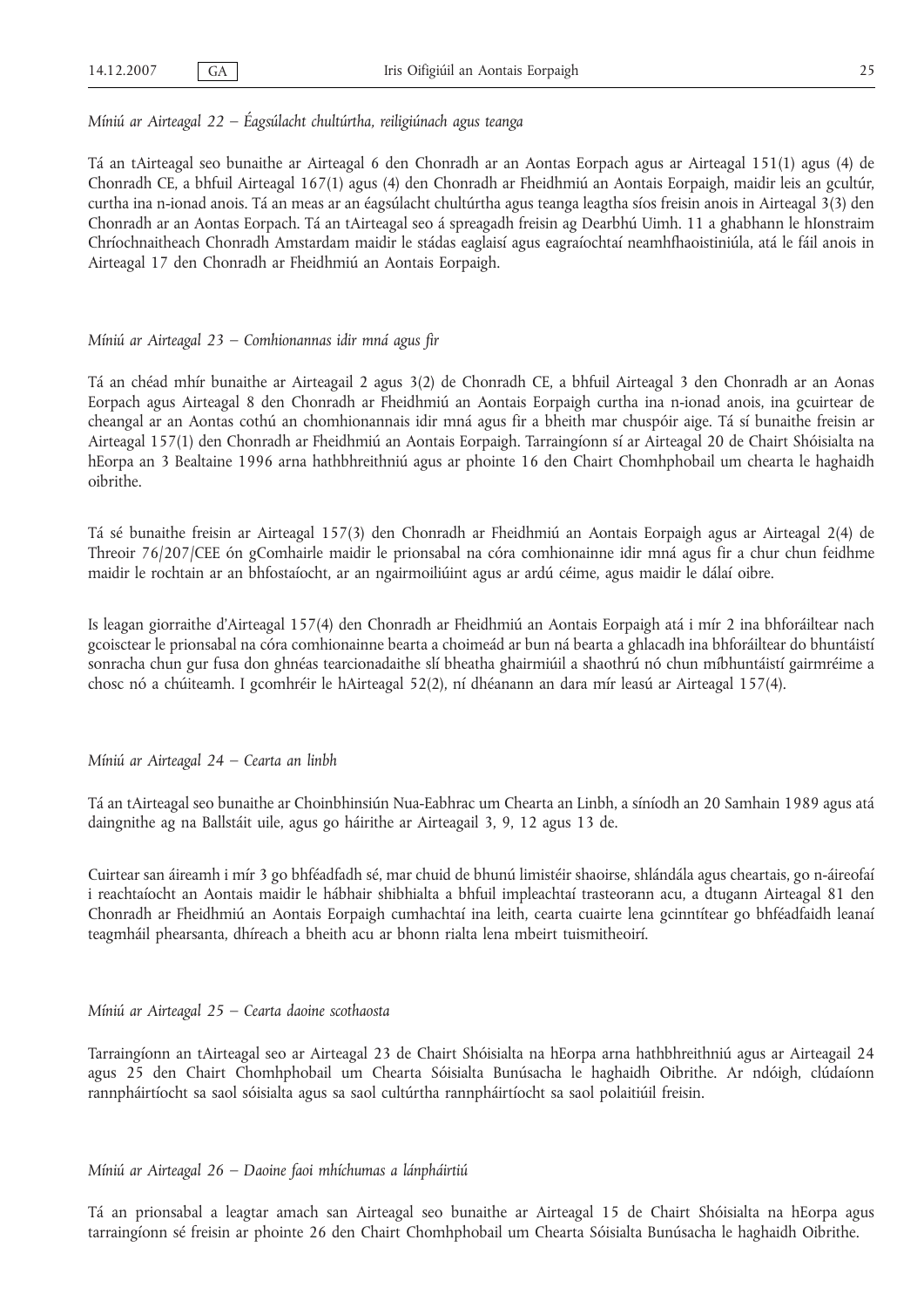*Míniú ar Airteagal 22 — Éagsúlacht chultúrtha, reiligiúnach agus teanga*

Tá an tAirteagal seo bunaithe ar Airteagal 6 den Chonradh ar an Aontas Eorpach agus ar Airteagal 151(1) agus (4) de Chonradh CE, a bhfuil Airteagal 167(1) agus (4) den Chonradh ar Fheidhmiú an Aontais Eorpaigh, maidir leis an gcultúr, curtha ina n-ionad anois. Tá an meas ar an éagsúlacht chultúrtha agus teanga leagtha síos freisin anois in Airteagal 3(3) den Chonradh ar an Aontas Eorpach. Tá an tAirteagal seo á spreagadh freisin ag Dearbhú Uimh. 11 a ghabhann le hIonstraim Chríochnaitheach Chonradh Amstardam maidir le stádas eaglaisí agus eagraíochtaí neamhfhaoistiniúla, atá le fáil anois in Airteagal 17 den Chonradh ar Fheidhmiú an Aontais Eorpaigh.

*Míniú ar Airteagal 23 — Comhionannas idir mná agus fir*

Tá an chéad mhír bunaithe ar Airteagail 2 agus 3(2) de Chonradh CE, a bhfuil Airteagal 3 den Chonradh ar an Aonas Eorpach agus Airteagal 8 den Chonradh ar Fheidhmiú an Aontais Eorpaigh curtha ina n-ionad anois, ina gcuirtear de cheangal ar an Aontas cothú an chomhionannais idir mná agus fir a bheith mar chuspóir aige. Tá sí bunaithe freisin ar Airteagal 157(1) den Chonradh ar Fheidhmiú an Aontais Eorpaigh. Tarraingíonn sí ar Airteagal 20 de Chairt Shóisialta na hEorpa an 3 Bealtaine 1996 arna hathbhreithniú agus ar phointe 16 den Chairt Chomhphobail um chearta le haghaidh oibrithe.

Tá sé bunaithe freisin ar Airteagal 157(3) den Chonradh ar Fheidhmiú an Aontais Eorpaigh agus ar Airteagal 2(4) de Threoir 76/207/CEE ón gComhairle maidir le prionsabal na córa comhionainne idir mná agus fir a chur chun feidhme maidir le rochtain ar an bhfostaíocht, ar an ngairmoiliúint agus ar ardú céime, agus maidir le dálaí oibre.

Is leagan giorraithe d'Airteagal 157(4) den Chonradh ar Fheidhmiú an Aontais Eorpaigh atá i mír 2 ina bhforáiltear nach gcoisctear le prionsabal na córa comhionainne bearta a choimeád ar bun ná bearta a ghlacadh ina bhforáiltear do bhuntáistí sonracha chun gur fusa don ghnéas tearcionadaithe slí bheatha ghairmiúil a shaothrú nó chun míbhuntáistí gairmréime a chosc nó a chúiteamh. I gcomhréir le hAirteagal 52(2), ní dhéanann an dara mír leasú ar Airteagal 157(4).

*Míniú ar Airteagal 24 — Cearta an linbh*

Tá an tAirteagal seo bunaithe ar Choinbhinsiún Nua-Eabhrac um Chearta an Linbh, a síníodh an 20 Samhain 1989 agus atá daingnithe ag na Ballstáit uile, agus go háirithe ar Airteagail 3, 9, 12 agus 13 de.

Cuirtear san áireamh i mír 3 go bhféadfadh sé, mar chuid de bhunú limistéir shaoirse, shlándála agus cheartais, go n-áireofaí i reachtaíocht an Aontais maidir le hábhair shibhialta a bhfuil impleachtaí trasteorann acu, a dtugann Airteagal 81 den Chonradh ar Fheidhmiú an Aontais Eorpaigh cumhachtaí ina leith, cearta cuairte lena gcinntítear go bhféadfaidh leanaí teagmháil phearsanta, dhíreach a bheith acu ar bhonn rialta lena mbeirt tuismitheoirí.

*Míniú ar Airteagal 25 — Cearta daoine scothaosta*

Tarraingíonn an tAirteagal seo ar Airteagal 23 de Chairt Shóisialta na hEorpa arna hathbhreithniú agus ar Airteagail 24 agus 25 den Chairt Chomhphobail um Chearta Sóisialta Bunúsacha le haghaidh Oibrithe. Ar ndóigh, clúdaíonn rannpháirtíocht sa saol sóisialta agus sa saol cultúrtha rannpháirtíocht sa saol polaitiúil freisin.

*Míniú ar Airteagal 26 — Daoine faoi mhíchumas a lánpháirtiú*

Tá an prionsabal a leagtar amach san Airteagal seo bunaithe ar Airteagal 15 de Chairt Shóisialta na hEorpa agus tarraingíonn sé freisin ar phointe 26 den Chairt Chomhphobail um Chearta Sóisialta Bunúsacha le haghaidh Oibrithe.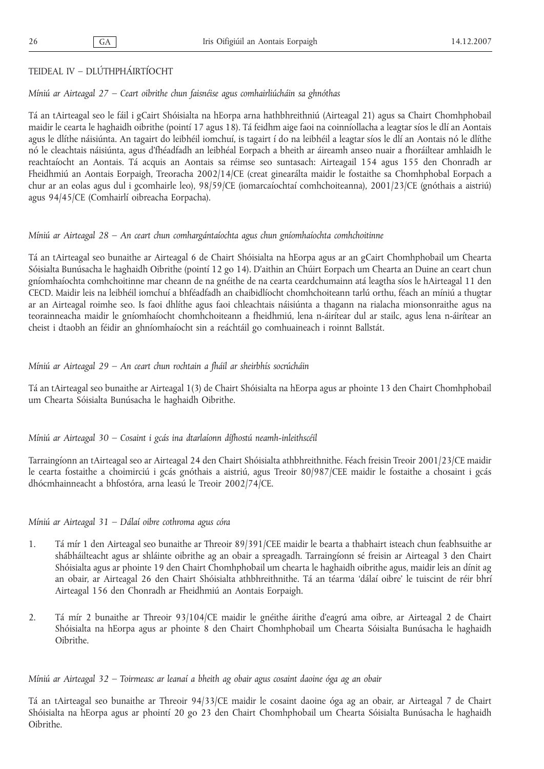## TEIDEAL IV – DLÚTHPHÁIRTÍOCHT

*Míniú ar Airteagal 27 – Ceart oibrithe chun faisnéise agus comhairliúcháin sa ghnóthas*

Tá an tAirteagal seo le fáil i gCairt Shóisialta na hEorpa arna hathbhreithniú (Airteagal 21) agus sa Chairt Chomhphobail maidir le cearta le haghaidh oibrithe (pointí 17 agus 18). Tá feidhm aige faoi na coinníollacha a leagtar síos le dlí an Aontais agus le dlíthe náisiúnta. An tagairt do leibhéil iomchuí, is tagairt í do na leibhéil a leagtar síos le dlí an Aontais nó le dlíthe nó le cleachtais náisiúnta, agus d'fhéadfadh an leibhéal Eorpach a bheith ar áireamh anseo nuair a fhoráiltear amhlaidh le reachtaíocht an Aontais. Tá acquis an Aontais sa réimse seo suntasach: Airteagail 154 agus 155 den Chonradh ar Fheidhmiú an Aontais Eorpaigh, Treoracha 2002/14/CE (creat ginearálta maidir le fostaithe sa Chomhphobal Eorpach a chur ar an eolas agus dul i gcomhairle leo), 98/59/CE (iomarcaíochtaí comhchoiteanna), 2001/23/CE (gnóthais a aistriú) agus 94/45/CE (Comhairlí oibreacha Eorpacha).

*Míniú ar Airteagal 28 – An ceart chun comhargántaíochta agus chun gníomhaíochta comhchoitinne*

Tá an tAirteagal seo bunaithe ar Airteagal 6 de Chairt Shóisialta na hEorpa agus ar an gCairt Chomhphobail um Chearta Sóisialta Bunúsacha le haghaidh Oibrithe (pointí 12 go 14). D'aithin an Chúirt Eorpach um Chearta an Duine an ceart chun gníomhaíochta comhchoitinne mar cheann de na gnéithe de na cearta ceardchumainn atá leagtha síos le hAirteagal 11 den CECD. Maidir leis na leibhéil iomchuí a bhféadfadh an chaibidlíocht chomhchoiteann tarlú orthu, féach an míniú a thugtar ar an Airteagal roimhe seo. Is faoi dhlíthe agus faoi chleachtais náisiúnta a thagann na rialacha mionsonraithe agus na teorainneacha maidir le gníomhaíocht chomhchoiteann a fheidhmiú, lena n-áirítear dul ar stailc, agus lena n-áirítear an cheist i dtaobh an féidir an ghníomhaíocht sin a reáchtáil go comhuaineach i roinnt Ballstát.

*Míniú ar Airteagal 29 – An ceart chun rochtain a fháil ar sheirbhís socrúcháin*

Tá an tAirteagal seo bunaithe ar Airteagal 1(3) de Chairt Shóisialta na hEorpa agus ar phointe 13 den Chairt Chomhphobail um Chearta Sóisialta Bunúsacha le haghaidh Oibrithe.

*Míniú ar Airteagal 30 – Cosaint i gcás ina dtarlaíonn dífhostú neamh-inleithscéil*

Tarraingíonn an tAirteagal seo ar Airteagal 24 den Chairt Shóisialta athbhreithnithe. Féach freisin Treoir 2001/23/CE maidir le cearta fostaithe a choimirciú i gcás gnóthais a aistriú, agus Treoir 80/987/CEE maidir le fostaithe a chosaint i gcás dhócmhainneacht a bhfostóra, arna leasú le Treoir 2002/74/CE.

*Míniú ar Airteagal 31 – Dálaí oibre cothroma agus córa*

1. Tá mír 1 den Airteagal seo bunaithe ar Threoir 89/391/CEE maidir le bearta a thabhairt isteach chun feabhsuithe ar shábháilteacht agus ar shláinte oibrithe ag an obair a spreagadh. Tarraingíonn sé freisin ar Airteagal 3 den Chairt Shóisialta agus ar phointe 19 den Chairt Chomhphobail um chearta le haghaidh oibrithe agus, maidir leis an dínit ag an obair, ar Airteagal 26 den Chairt Shóisialta athbhreithnithe. Tá an téarma 'dálaí oibre' le tuiscint de réir bhrí Airteagal 156 den Chonradh ar Fheidhmiú an Aontais Eorpaigh.

2. Tá mír 2 bunaithe ar Threoir 93/104/CE maidir le gnéithe áirithe d'eagrú ama oibre, ar Airteagal 2 de Chairt Shóisialta na hEorpa agus ar phointe 8 den Chairt Chomhphobail um Chearta Sóisialta Bunúsacha le haghaidh Oibrithe.

*Míniú ar Airteagal 32 – Toirmeasc ar leanaí a bheith ag obair agus cosaint daoine óga ag an obair*

Tá an tAirteagal seo bunaithe ar Threoir 94/33/CE maidir le cosaint daoine óga ag an obair, ar Airteagal 7 de Chairt Shóisialta na hEorpa agus ar phointí 20 go 23 den Chairt Chomhphobail um Chearta Sóisialta Bunúsacha le haghaidh Oibrithe.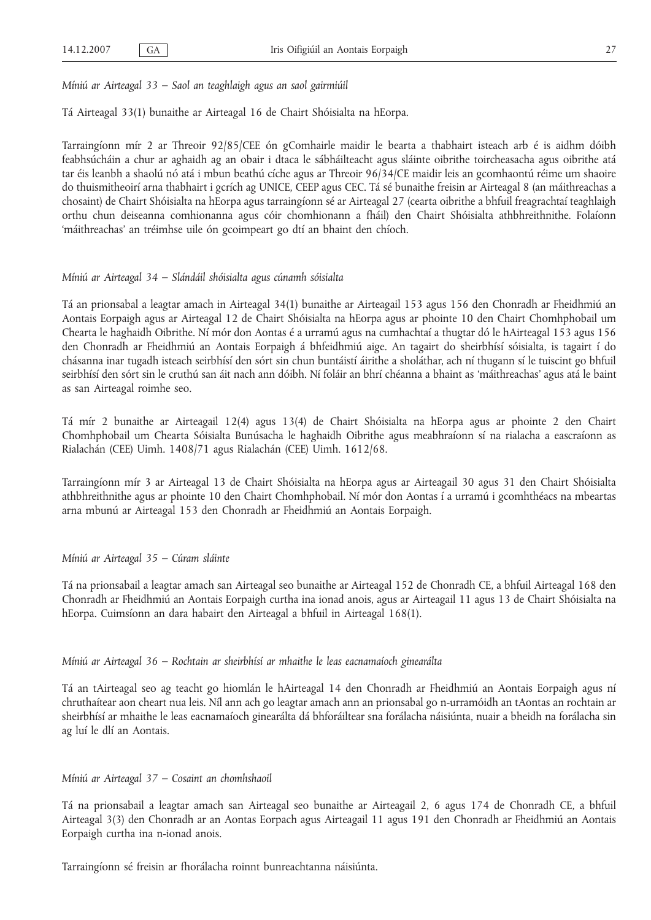*Míniú ar Airteagal 33 – Saol an teaghlaigh agus an saol gairmiúil*

Tá Airteagal 33(1) bunaithe ar Airteagal 16 de Chairt Shóisialta na hEorpa.

Tarraingíonn mír 2 ar Threoir 92/85/CEE ón gComhairle maidir le bearta a thabhairt isteach arb é is aidhm dóibh feabhsúcháin a chur ar aghaidh ag an obair i dtaca le sábháilteacht agus sláinte oibrithe toircheasacha agus oibrithe atá tar éis leanbh a shaolú nó atá i mbun beathú cíche agus ar Threoir 96/34/CE maidir leis an gcomhaontú réime um shaoire do thuismitheoirí arna thabhairt i gcrích ag UNICE, CEEP agus CEC. Tá sé bunaithe freisin ar Airteagal 8 (an máithreachas a chosaint) de Chairt Shóisialta na hEorpa agus tarraingíonn sé ar Airteagal 27 (cearta oibrithe a bhfuil freagrachtaí teaghlaigh orthu chun deiseanna comhionanna agus cóir chomhionann a fháil) den Chairt Shóisialta athbhreithnithe. Folaíonn 'máithreachas' an tréimhse uile ón gcoimpeart go dtí an bhaint den chíoch.

*Míniú ar Airteagal 34 – Slándáil shóisialta agus cúnamh sóisialta*

Tá an prionsabal a leagtar amach in Airteagal 34(1) bunaithe ar Airteagail 153 agus 156 den Chonradh ar Fheidhmiú an Aontais Eorpaigh agus ar Airteagal 12 de Chairt Shóisialta na hEorpa agus ar phointe 10 den Chairt Chomhphobail um Chearta le haghaidh Oibrithe. Ní mór don Aontas é a urramú agus na cumhachtaí a thugtar dó le hAirteagal 153 agus 156 den Chonradh ar Fheidhmiú an Aontais Eorpaigh á bhfeidhmiú aige. An tagairt do sheirbhísí sóisialta, is tagairt í do chásanna inar tugadh isteach seirbhísí den sórt sin chun buntáistí áirithe a sholáthar, ach ní thugann sí le tuiscint go bhfuil seirbhísí den sórt sin le cruthú san áit nach ann dóibh. Ní foláir an bhrí chéanna a bhaint as 'máithreachas' agus atá le baint as san Airteagal roimhe seo.

Tá mír 2 bunaithe ar Airteagail 12(4) agus 13(4) de Chairt Shóisialta na hEorpa agus ar phointe 2 den Chairt Chomhphobail um Chearta Sóisialta Bunúsacha le haghaidh Oibrithe agus meabhraíonn sí na rialacha a eascraíonn as Rialachán (CEE) Uimh. 1408/71 agus Rialachán (CEE) Uimh. 1612/68.

Tarraingíonn mír 3 ar Airteagal 13 de Chairt Shóisialta na hEorpa agus ar Airteagail 30 agus 31 den Chairt Shóisialta athbhreithnithe agus ar phointe 10 den Chairt Chomhphobail. Ní mór don Aontas í a urramú i gcomhthéacs na mbeartas arna mbunú ar Airteagal 153 den Chonradh ar Fheidhmiú an Aontais Eorpaigh.

*Míniú ar Airteagal 35 – Cúram sláinte*

Tá na prionsabail a leagtar amach san Airteagal seo bunaithe ar Airteagal 152 de Chonradh CE, a bhfuil Airteagal 168 den Chonradh ar Fheidhmiú an Aontais Eorpaigh curtha ina ionad anois, agus ar Airteagail 11 agus 13 de Chairt Shóisialta na hEorpa. Cuimsíonn an dara habairt den Airteagal a bhfuil in Airteagal 168(1).

*Míniú ar Airteagal 36 – Rochtain ar sheirbhísí ar mhaithe le leas eacnamaíoch ginearálta*

Tá an tAirteagal seo ag teacht go hiomlán le hAirteagal 14 den Chonradh ar Fheidhmiú an Aontais Eorpaigh agus ní chruthaítear aon cheart nua leis. Níl ann ach go leagtar amach ann an prionsabal go n-urramóidh an tAontas an rochtain ar sheirbhísí ar mhaithe le leas eacnamaíoch ginearálta dá bhforáiltear sna forálacha náisiúnta, nuair a bheidh na forálacha sin ag luí le dlí an Aontais.

*Míniú ar Airteagal 37 – Cosaint an chomhshaoil*

Tá na prionsabail a leagtar amach san Airteagal seo bunaithe ar Airteagail 2, 6 agus 174 de Chonradh CE, a bhfuil Airteagal 3(3) den Chonradh ar an Aontas Eorpach agus Airteagail 11 agus 191 den Chonradh ar Fheidhmiú an Aontais Eorpaigh curtha ina n-ionad anois.

Tarraingíonn sé freisin ar fhorálacha roinnt bunreachtanna náisiúnta.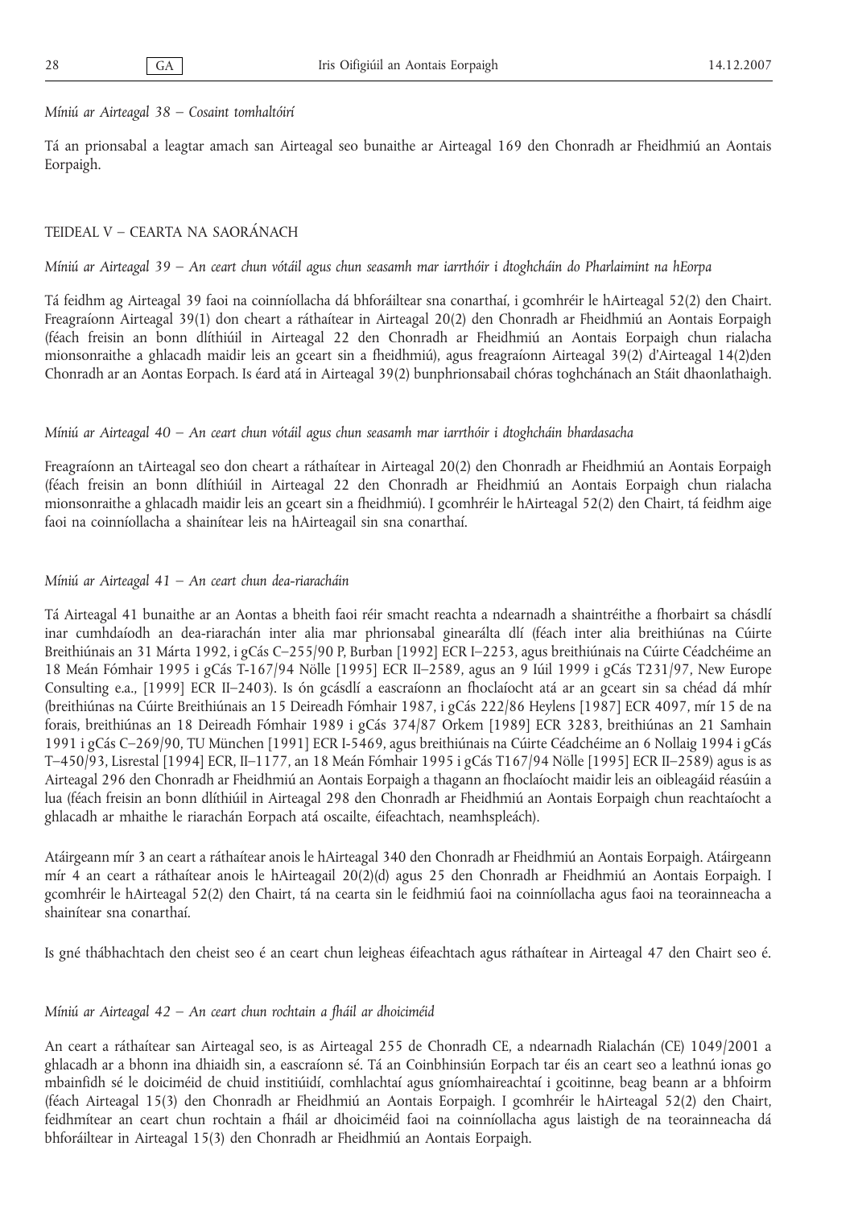*Míniú ar Airteagal 38 – Cosaint tomhaltóirí*

Tá an prionsabal a leagtar amach san Airteagal seo bunaithe ar Airteagal 169 den Chonradh ar Fheidhmiú an Aontais Eorpaigh.

## TEIDEAL V – CEARTA NA SAORÁNACH

*Míniú ar Airteagal 39 – An ceart chun vótáil agus chun seasamh mar iarrthóir i dtoghcháin do Pharlaimint na hEorpa*

Tá feidhm ag Airteagal 39 faoi na coinníollacha dá bhforáiltear sna conarthaí, i gcomhréir le hAirteagal 52(2) den Chairt. Freagraíonn Airteagal 39(1) don cheart a ráthaítear in Airteagal 20(2) den Chonradh ar Fheidhmiú an Aontais Eorpaigh (féach freisin an bonn dlíthiúil in Airteagal 22 den Chonradh ar Fheidhmiú an Aontais Eorpaigh chun rialacha mionsonraithe a ghlacadh maidir leis an gceart sin a fheidhmiú), agus freagraíonn Airteagal 39(2) d'Airteagal 14(2)den Chonradh ar an Aontas Eorpach. Is éard atá in Airteagal 39(2) bunphrionsabail chóras toghchánach an Stáit dhaonlathaigh.

*Míniú ar Airteagal 40 – An ceart chun vótáil agus chun seasamh mar iarrthóir i dtoghcháin bhardasacha*

Freagraíonn an tAirteagal seo don cheart a ráthaítear in Airteagal 20(2) den Chonradh ar Fheidhmiú an Aontais Eorpaigh (féach freisin an bonn dlíthiúil in Airteagal 22 den Chonradh ar Fheidhmiú an Aontais Eorpaigh chun rialacha mionsonraithe a ghlacadh maidir leis an gceart sin a fheidhmiú). I gcomhréir le hAirteagal 52(2) den Chairt, tá feidhm aige faoi na coinníollacha a shainítear leis na hAirteagail sin sna conarthaí.

*Míniú ar Airteagal 41 – An ceart chun dea-riaracháin*

Tá Airteagal 41 bunaithe ar an Aontas a bheith faoi réir smacht reachta a ndearnadh a shaintréithe a fhorbairt sa chásdlí inar cumhdaíodh an dea-riarachán inter alia mar phrionsabal ginearálta dlí (féach inter alia breithiúnas na Cúirte Breithiúnais an 31 Márta 1992, i gCás C–255/90 P, Burban [1992] ECR I–2253, agus breithiúnais na Cúirte Céadchéime an 18 Meán Fómhair 1995 i gCás T-167/94 Nölle [1995] ECR II–2589, agus an 9 Iúil 1999 i gCás T231/97, New Europe Consulting e.a., [1999] ECR II–2403). Is ón gcásdlí a eascraíonn an fhoclaíocht atá ar an gceart sin sa chéad dá mhír (breithiúnas na Cúirte Breithiúnais an 15 Deireadh Fómhair 1987, i gCás 222/86 Heylens [1987] ECR 4097, mír 15 de na forais, breithiúnas an 18 Deireadh Fómhair 1989 i gCás 374/87 Orkem [1989] ECR 3283, breithiúnas an 21 Samhain 1991 i gCás C–269/90, TU München [1991] ECR I-5469, agus breithiúnais na Cúirte Céadchéime an 6 Nollaig 1994 i gCás T–450/93, Lisrestal [1994] ECR, II–1177, an 18 Meán Fómhair 1995 i gCás T167/94 Nölle [1995] ECR II–2589) agus is as Airteagal 296 den Chonradh ar Fheidhmiú an Aontais Eorpaigh a thagann an fhoclaíocht maidir leis an oibleagáid réasúin a lua (féach freisin an bonn dlíthiúil in Airteagal 298 den Chonradh ar Fheidhmiú an Aontais Eorpaigh chun reachtaíocht a ghlacadh ar mhaithe le riarachán Eorpach atá oscailte, éifeachtach, neamhspleách).

Atáirgeann mír 3 an ceart a ráthaítear anois le hAirteagal 340 den Chonradh ar Fheidhmiú an Aontais Eorpaigh. Atáirgeann mír 4 an ceart a ráthaítear anois le hAirteagail 20(2)(d) agus 25 den Chonradh ar Fheidhmiú an Aontais Eorpaigh. I gcomhréir le hAirteagal 52(2) den Chairt, tá na cearta sin le feidhmiú faoi na coinníollacha agus faoi na teorainneacha a shainítear sna conarthaí.

Is gné thábhachtach den cheist seo é an ceart chun leigheas éifeachtach agus ráthaítear in Airteagal 47 den Chairt seo é.

*Míniú ar Airteagal 42 – An ceart chun rochtain a fháil ar dhoiciméid*

An ceart a ráthaítear san Airteagal seo, is as Airteagal 255 de Chonradh CE, a ndearnadh Rialachán (CE) 1049/2001 a ghlacadh ar a bhonn ina dhiaidh sin, a eascraíonn sé. Tá an Coinbhinsiún Eorpach tar éis an ceart seo a leathnú ionas go mbainfidh sé le doiciméid de chuid institiúidí, comhlachtaí agus gníomhaireachtaí i gcoitinne, beag beann ar a bhfoirm (féach Airteagal 15(3) den Chonradh ar Fheidhmiú an Aontais Eorpaigh. I gcomhréir le hAirteagal 52(2) den Chairt, feidhmítear an ceart chun rochtain a fháil ar dhoiciméid faoi na coinníollacha agus laistigh de na teorainneacha dá bhforáiltear in Airteagal 15(3) den Chonradh ar Fheidhmiú an Aontais Eorpaigh.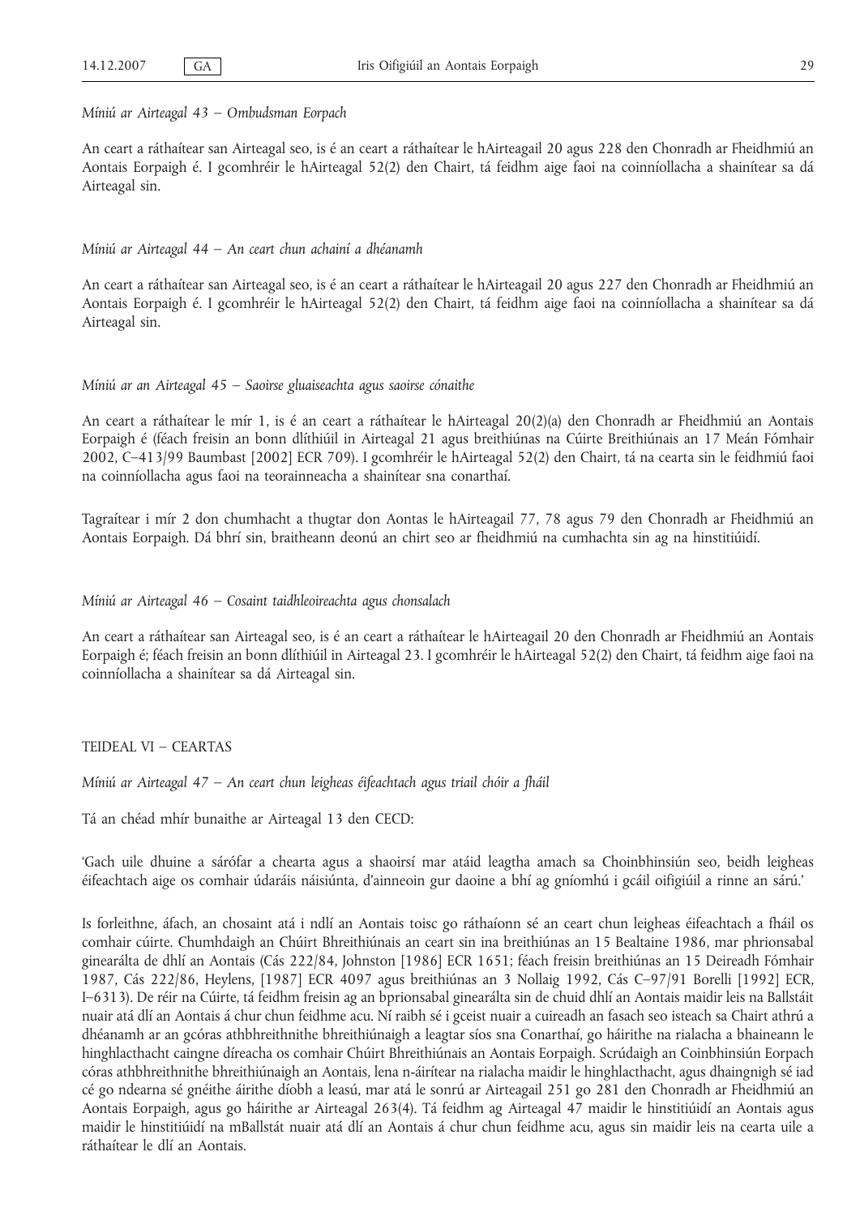*Míniú ar Airteagal 43 – Ombudsman Eorpach*

An ceart a ráthaítear san Airteagal seo, is é an ceart a ráthaítear le hAirteagail 20 agus 228 den Chonradh ar Fheidhmiú an Aontais Eorpaigh é. I gcomhréir le hAirteagal 52(2) den Chairt, tá feidhm aige faoi na coinníollacha a shainítear sa dá Airteagal sin.

*Míniú ar Airteagal 44 – An ceart chun achainí a dhéanamh*

An ceart a ráthaítear san Airteagal seo, is é an ceart a ráthaítear le hAirteagail 20 agus 227 den Chonradh ar Fheidhmiú an Aontais Eorpaigh é. I gcomhréir le hAirteagal 52(2) den Chairt, tá feidhm aige faoi na coinníollacha a shainítear sa dá Airteagal sin.

*Míniú ar an Airteagal 45 – Saoirse gluaiseachta agus saoirse cónaithe*

An ceart a ráthaítear le mír 1, is é an ceart a ráthaítear le hAirteagal 20(2)(a) den Chonradh ar Fheidhmiú an Aontais Eorpaigh é (féach freisin an bonn dlíthiúil in Airteagal 21 agus breithiúnas na Cúirte Breithiúnais an 17 Meán Fómhair 2002, C–413/99 Baumbast [2002] ECR 709). I gcomhréir le hAirteagal 52(2) den Chairt, tá na cearta sin le feidhmiú faoi na coinníollacha agus faoi na teorainneacha a shainítear sna conarthaí.

Tagraítear i mír 2 don chumhacht a thugtar don Aontas le hAirteagail 77, 78 agus 79 den Chonradh ar Fheidhmiú an Aontais Eorpaigh. Dá bhrí sin, braitheann deonú an chirt seo ar fheidhmiú na cumhachta sin ag na hinstitiúidí.

*Míniú ar Airteagal 46 – Cosaint taidhleoireachta agus chonsalach*

An ceart a ráthaítear san Airteagal seo, is é an ceart a ráthaítear le hAirteagail 20 den Chonradh ar Fheidhmiú an Aontais Eorpaigh é; féach freisin an bonn dlíthiúil in Airteagal 23. I gcomhréir le hAirteagal 52(2) den Chairt, tá feidhm aige faoi na coinníollacha a shainítear sa dá Airteagal sin.

## TEIDEAL VI – CEARTAS

*Míniú ar Airteagal 47 – An ceart chun leigheas éifeachtach agus triail chóir a fháil*

Tá an chéad mhír bunaithe ar Airteagal 13 den CECD:

'Gach uile dhuine a sárófar a chearta agus a shaoirsí mar atáid leagtha amach sa Choinbhinsiún seo, beidh leigheas éifeachtach aige os comhair údaráis náisiúnta, d'ainneoin gur daoine a bhí ag gníomhú i gcáil oifigiúil a rinne an sárú.'

Is forleithne, áfach, an chosaint atá i ndlí an Aontais toisc go ráthaíonn sé an ceart chun leigheas éifeachtach a fháil os comhair cúirte. Chumhdaigh an Chúirt Bhreithiúnais an ceart sin ina breithiúnas an 15 Bealtaine 1986, mar phrionsabal ginearálta de dhlí an Aontais (Cás 222/84, Johnston [1986] ECR 1651; féach freisin breithiúnas an 15 Deireadh Fómhair 1987, Cás 222/86, Heylens, [1987] ECR 4097 agus breithiúnas an 3 Nollaig 1992, Cás C–97/91 Borelli [1992] ECR, I–6313). De réir na Cúirte, tá feidhm freisin ag an bprionsabal ginearálta sin de chuid dhlí an Aontais maidir leis na Ballstáit nuair atá dlí an Aontais á chur chun feidhme acu. Ní raibh sé i gceist nuair a cuireadh an fasach seo isteach sa Chairt athrú a dhéanamh ar an gcóras athbhreithnithe bhreithiúnaigh a leagtar síos sna Conarthaí, go háirithe na rialacha a bhaineann le hinghlacthacht caingne díreacha os comhair Chúirt Bhreithiúnais an Aontais Eorpaigh. Scrúdaigh an Coinbhinsiún Eorpach córas athbhreithnithe bhreithiúnaigh an Aontais, lena n-áirítear na rialacha maidir le hinghlacthacht, agus dhaingnigh sé iad cé go ndearna sé gnéithe áirithe díobh a leasú, mar atá le sonrú ar Airteagail 251 go 281 den Chonradh ar Fheidhmiú an Aontais Eorpaigh, agus go háirithe ar Airteagal 263(4). Tá feidhm ag Airteagal 47 maidir le hinstitiúidí an Aontais agus maidir le hinstitiúidí na mBallstát nuair atá dlí an Aontais á chur chun feidhme acu, agus sin maidir leis na cearta uile a ráthaítear le dlí an Aontais.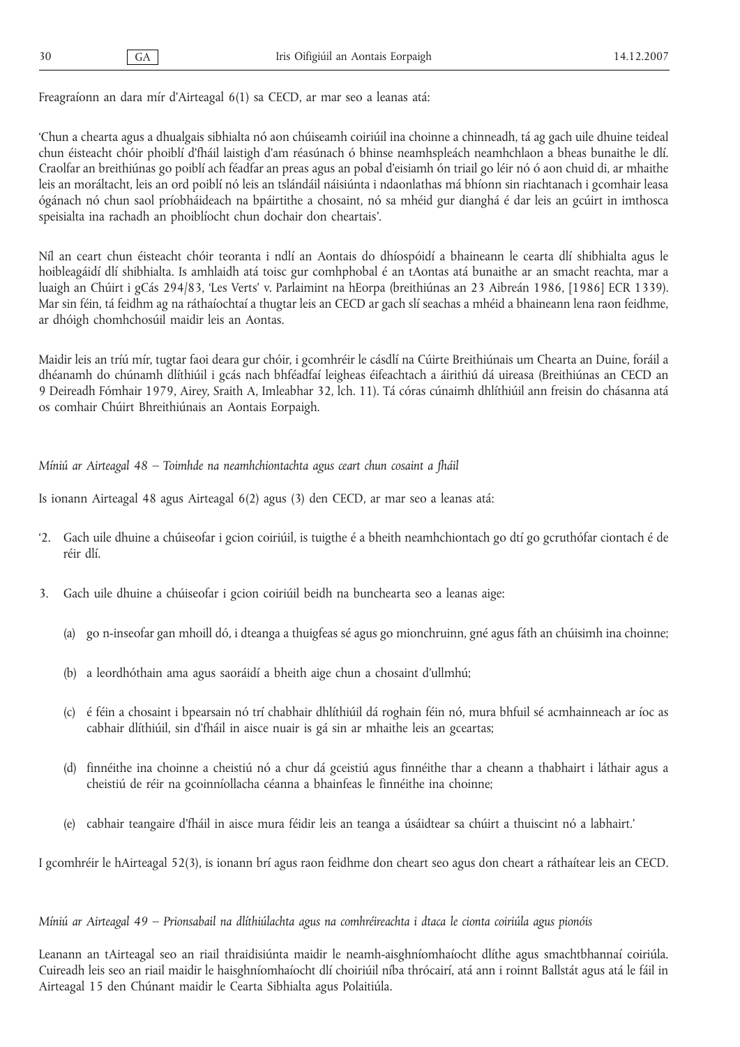Freagraíonn an dara mír d'Airteagal 6(1) sa CECD, ar mar seo a leanas atá:

'Chun a chearta agus a dhualgais sibhialta nó aon chúiseamh coiriúil ina choinne a chinneadh, tá ag gach uile dhuine teideal chun éisteacht chóir phoiblí d'fháil laistigh d'am réasúnach ó bhinse neamhspleách neamhchlaon a bheas bunaithe le dlí. Craolfar an breithiúnas go poiblí ach féadfar an preas agus an pobal d'eisiamh ón triail go léir nó ó aon chuid di, ar mhaithe leis an moráltacht, leis an ord poiblí nó leis an tslándáil náisiúnta i ndaonlathas má bhíonn sin riachtanach i gcomhair leasa ógánach nó chun saol príobháideach na bpáirtithe a chosaint, nó sa mhéid gur dianghá é dar leis an gcúirt in imthosca speisialta ina rachadh an phoiblíocht chun dochair don cheartais'.

Níl an ceart chun éisteacht chóir teoranta i ndlí an Aontais do dhíospóidí a bhaineann le cearta dlí shibhialta agus le hoibleagáidí dlí shibhialta. Is amhlaidh atá toisc gur comhphobal é an tAontas atá bunaithe ar an smacht reachta, mar a luaigh an Chúirt i gCás 294/83, 'Les Verts' v. Parlaimint na hEorpa (breithiúnas an 23 Aibreán 1986, [1986] ECR 1339). Mar sin féin, tá feidhm ag na ráthaíochtaí a thugtar leis an CECD ar gach slí seachas a mhéid a bhaineann lena raon feidhme, ar dhóigh chomhchosúil maidir leis an Aontas.

Maidir leis an tríú mír, tugtar faoi deara gur chóir, i gcomhréir le cásdlí na Cúirte Breithiúnais um Chearta an Duine, foráil a dhéanamh do chúnamh dlíthiúil i gcás nach bhféadfaí leigheas éifeachtach a áirithiú dá uireasa (Breithiúnas an CECD an 9 Deireadh Fómhair 1979, Airey, Sraith A, Imleabhar 32, lch. 11). Tá córas cúnaimh dhlíthiúil ann freisin do chásanna atá os comhair Chúirt Bhreithiúnais an Aontais Eorpaigh.

*Míniú ar Airteagal 48 – Toimhde na neamhchiontachta agus ceart chun cosaint a fháil*

Is ionann Airteagal 48 agus Airteagal 6(2) agus (3) den CECD, ar mar seo a leanas atá:

'2. Gach uile dhuine a chúiseofar i gcion coiriúil, is tuigthe é a bheith neamhchiontach go dtí go gcruthófar ciontach é de réir dlí.

3. Gach uile dhuine a chúiseofar i gcion coiriúil beidh na bunchearta seo a leanas aige:

   (a) go n-inseofar gan mhoill dó, i dteanga a thuigfeas sé agus go mionchruinn, gné agus fáth an chúisimh ina choinne;

   (b) a leordhóthain ama agus saoráidí a bheith aige chun a chosaint d'ullmhú;

   (c) é féin a chosaint i bpearsain nó trí chabhair dhlíthiúil dá roghain féin nó, mura bhfuil sé acmhainneach ar íoc as cabhair dlíthiúil, sin d'fháil in aisce nuair is gá sin ar mhaithe leis an gceartas;

   (d) finnéithe ina choinne a cheistiú nó a chur dá gceistiú agus finnéithe thar a cheann a thabhairt i láthair agus a cheistiú de réir na gcoinníollacha céanna a bhainfeas le finnéithe ina choinne;

   (e) cabhair teangaire d'fháil in aisce mura féidir leis an teanga a úsáidtear sa chúirt a thuiscint nó a labhairt.'

I gcomhréir le hAirteagal 52(3), is ionann brí agus raon feidhme don cheart seo agus don cheart a ráthaítear leis an CECD.

*Míniú ar Airteagal 49 – Prionsabail na dlíthiúlachta agus na comhréireachta i dtaca le cionta coiriúla agus pionóis*

Leanann an tAirteagal seo an riail thraidisiúnta maidir le neamh-aisghníomhaíocht dlíthe agus smachtbhannaí coiriúla. Cuireadh leis seo an riail maidir le haisghníomhaíocht dlí choiriúil níba thrócairí, atá ann i roinnt Ballstát agus atá le fáil in Airteagal 15 den Chúnant maidir le Cearta Sibhialta agus Polaitiúla.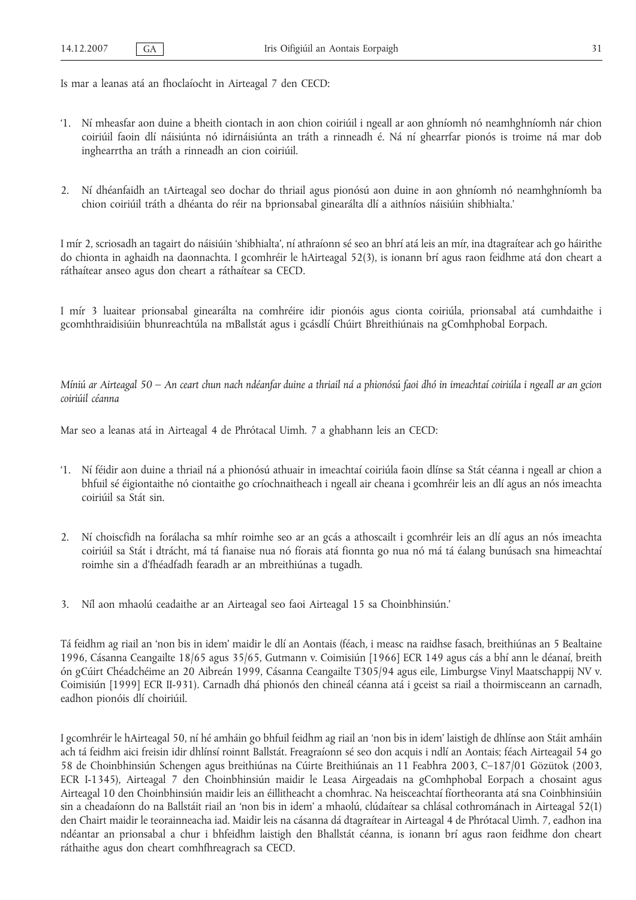Is mar a leanas atá an fhoclaíocht in Airteagal 7 den CECD:

'1. Ní mheasfar aon duine a bheith ciontach in aon chion coiriúil i ngeall ar aon ghníomh nó neamhghníomh nár chion coiriúil faoin dlí náisiúnta nó idirnáisiúnta an tráth a rinneadh é. Ná ní ghearrfar pionós is troime ná mar dob inghearrtha an tráth a rinneadh an cion coiriúil.

2. Ní dhéanfaidh an tAirteagal seo dochar do thriail agus pionósú aon duine in aon ghníomh nó neamhghníomh ba chion coiriúil tráth a dhéanta do réir na bprionsabal ginearálta dlí a aithníos náisiúin shibhialta.'

I mír 2, scriosadh an tagairt do náisiúin 'shibhialta', ní athraíonn sé seo an bhrí atá leis an mír, ina dtagraítear ach go háirithe do chionta in aghaidh na daonnachta. I gcomhréir le hAirteagal 52(3), is ionann brí agus raon feidhme atá don cheart a ráthaítear anseo agus don cheart a ráthaítear sa CECD.

I mír 3 luaitear prionsabal ginearálta na comhréire idir pionóis agus cionta coiriúla, prionsabal atá cumhdaithe i gcomhthraidisiúin bhunreachtúla na mBallstát agus i gcásdlí Chúirt Bhreithiúnais na gComhphobal Eorpach.

*Míniú ar Airteagal 50 – An ceart chun nach ndéanfar duine a thriail ná a phionósú faoi dhó in imeachtaí coiriúla i ngeall ar an gcion coiriúil céanna*

Mar seo a leanas atá in Airteagal 4 de Phrótacal Uimh. 7 a ghabhann leis an CECD:

'1. Ní féidir aon duine a thriail ná a phionósú athuair in imeachtaí coiriúla faoin dlínse sa Stát céanna i ngeall ar chion a bhfuil sé éigiontaithe nó ciontaithe go críochnaitheach i ngeall air cheana i gcomhréir leis an dlí agus an nós imeachta coiriúil sa Stát sin.

2. Ní choiscfidh na forálacha sa mhír roimhe seo ar an gcás a athoscailt i gcomhréir leis an dlí agus an nós imeachta coiriúil sa Stát i dtrácht, má tá fianaise nua nó fíorais atá fionnta go nua nó má tá éalang bunúsach sna himeachtaí roimhe sin a d'fhéadfadh fearadh ar an mbreithiúnas a tugadh.

3. Níl aon mhaolú ceadaithe ar an Airteagal seo faoi Airteagal 15 sa Choinbhinsiún.'

Tá feidhm ag riail an 'non bis in idem' maidir le dlí an Aontais (féach, i measc na raidhse fasach, breithiúnas an 5 Bealtaine 1996, Cásanna Ceangailte 18/65 agus 35/65, Gutmann v. Coimisiún [1966] ECR 149 agus cás a bhí ann le déanaí, breith ón gCúirt Chéadchéime an 20 Aibreán 1999, Cásanna Ceangailte T305/94 agus eile, Limburgse Vinyl Maatschappij NV v. Coimisiún [1999] ECR II-931). Carnadh dhá phionós den chineál céanna atá i gceist sa riail a thoirmisceann an carnadh, eadhon pionóis dlí choiriúil.

I gcomhréir le hAirteagal 50, ní hé amháin go bhfuil feidhm ag riail an 'non bis in idem' laistigh de dhlínse aon Stáit amháin ach tá feidhm aici freisin idir dhlínsí roinnt Ballstát. Freagraíonn sé seo don acquis i ndlí an Aontais; féach Airteagail 54 go 58 de Choinbhinsiún Schengen agus breithiúnas na Cúirte Breithiúnais an 11 Feabhra 2003, C–187/01 Gözütok (2003, ECR I-1345), Airteagal 7 den Choinbhinsiún maidir le Leasa Airgeadais na gComhphobal Eorpach a chosaint agus Airteagal 10 den Choinbhinsiún maidir leis an éillitheacht a chomhrac. Na heisceachtaí fíortheoranta atá sna Coinbhinsiúin sin a cheadaíonn do na Ballstáit riail an 'non bis in idem' a mhaolú, clúdaítear sa chlásal cothrománach in Airteagal 52(1) den Chairt maidir le teorainneacha iad. Maidir leis na cásanna dá dtagraítear in Airteagal 4 de Phrótacal Uimh. 7, eadhon ina ndéantar an prionsabal a chur i bhfeidhm laistigh den Bhallstát céanna, is ionann brí agus raon feidhme don cheart ráthaithe agus don cheart comhfhreagrach sa CECD.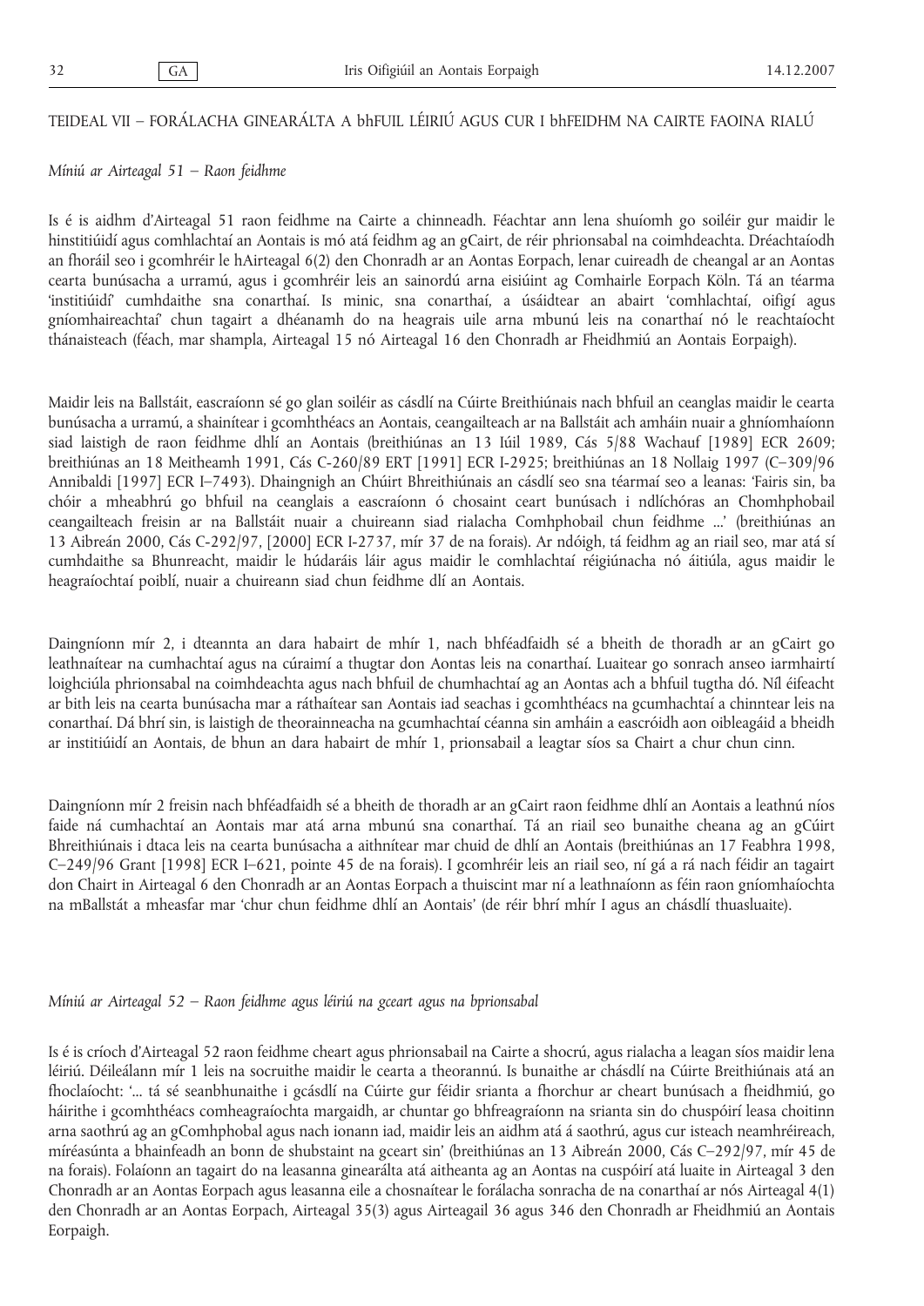## TEIDEAL VII – FORÁLACHA GINEARÁLTA A bhFUIL LÉIRIÚ AGUS CUR I bhFEIDHM NA CAIRTE FAOINA RIALÚ

*Míniú ar Airteagal 51 – Raon feidhme*

Is é is aidhm d'Airteagal 51 raon feidhme na Cairte a chinneadh. Féachtar ann lena shuíomh go soiléir gur maidir le hinstitiúidí agus comhlachtaí an Aontais is mó atá feidhm ag an gCairt, de réir phrionsabal na coimhdeachta. Dréachtaíodh an fhoráil seo i gcomhréir le hAirteagal 6(2) den Chonradh ar an Aontas Eorpach, lenar cuireadh de cheangal ar an Aontas cearta bunúsacha a urramú, agus i gcomhréir leis an sainordú arna eisiúint ag Comhairle Eorpach Köln. Tá an téarma 'institiúidí' cumhdaithe sna conarthaí. Is minic, sna conarthaí, a úsáidtear an abairt 'comhlachtaí, oifigí agus gníomhaireachtaí' chun tagairt a dhéanamh do na heagrais uile arna mbunú leis na conarthaí nó le reachtaíocht thánaisteach (féach, mar shampla, Airteagal 15 nó Airteagal 16 den Chonradh ar Fheidhmiú an Aontais Eorpaigh).

Maidir leis na Ballstáit, eascraíonn sé go glan soiléir as cásdlí na Cúirte Breithiúnais nach bhfuil an ceanglas maidir le cearta bunúsacha a urramú, a shainítear i gcomhthéacs an Aontais, ceangailteach ar na Ballstáit ach amháin nuair a ghníomhaíonn siad laistigh de raon feidhme dhlí an Aontais (breithiúnas an 13 Iúil 1989, Cás 5/88 Wachauf [1989] ECR 2609; breithiúnas an 18 Meitheamh 1991, Cás C-260/89 ERT [1991] ECR I-2925; breithiúnas an 18 Nollaig 1997 (C–309/96 Annibaldi [1997] ECR I–7493). Dhaingnigh an Chúirt Bhreithiúnais an cásdlí seo sna téarmaí seo a leanas: 'Fairis sin, ba chóir a mheabhrú go bhfuil na ceanglais a eascraíonn ó chosaint ceart bunúsach i ndlíchóras an Chomhphobail ceangailteach freisin ar na Ballstáit nuair a chuireann siad rialacha Comhphobail chun feidhme ...' (breithiúnas an 13 Aibreán 2000, Cás C-292/97, [2000] ECR I-2737, mír 37 de na forais). Ar ndóigh, tá feidhm ag an riail seo, mar atá sí cumhdaithe sa Bhunreacht, maidir le húdaráis láir agus maidir le comhlachtaí réigiúnacha nó áitiúla, agus maidir le heagraíochtaí poiblí, nuair a chuireann siad chun feidhme dlí an Aontais.

Daingníonn mír 2, i dteannta an dara habairt de mhír 1, nach bhféadfaidh sé a bheith de thoradh ar an gCairt go leathnaítear na cumhachtaí agus na cúraimí a thugtar don Aontas leis na conarthaí. Luaitear go sonrach anseo iarmhairtí loighciúla phrionsabal na coimhdeachta agus nach bhfuil de chumhachtaí ag an Aontas ach a bhfuil tugtha dó. Níl éifeacht ar bith leis na cearta bunúsacha mar a ráthaítear san Aontas iad seachas i gcomhthéacs na gcumhachtaí a chinntear leis na conarthaí. Dá bhrí sin, is laistigh de theorainneacha na gcumhachtaí céanna sin amháin a eascróidh aon oibleagáid a bheidh ar institiúidí an Aontais, de bhun an dara habairt de mhír 1, prionsabail a leagtar síos sa Chairt a chur chun cinn.

Daingníonn mír 2 freisin nach bhféadfaidh sé a bheith de thoradh ar an gCairt raon feidhme dhlí an Aontais a leathnú níos faide ná cumhachtaí an Aontais mar atá arna mbunú sna conarthaí. Tá an riail seo bunaithe cheana ag an gCúirt Bhreithiúnais i dtaca leis na cearta bunúsacha a aithnítear mar chuid de dhlí an Aontais (breithiúnas an 17 Feabhra 1998, C–249/96 Grant [1998] ECR I–621, pointe 45 de na forais). I gcomhréir leis an riail seo, ní gá a rá nach féidir an tagairt don Chairt in Airteagal 6 den Chonradh ar an Aontas Eorpach a thuiscint mar ní a leathnaíonn as féin raon gníomhaíochta na mBallstát a mheasfar mar 'chur chun feidhme dhlí an Aontais' (de réir bhrí mhír I agus an chásdlí thuasluaite).

*Míniú ar Airteagal 52 – Raon feidhme agus léiriú na gceart agus na bprionsabal*

Is é is críoch d'Airteagal 52 raon feidhme cheart agus phrionsabail na Cairte a shocrú, agus rialacha a leagan síos maidir lena léiriú. Déileálann mír 1 leis na socruithe maidir le cearta a theorannú. Is bunaithe ar chásdlí na Cúirte Breithiúnais atá an fhoclaíocht: '... tá sé seanbhunaithe i gcásdlí na Cúirte gur féidir srianta a fhorchur ar cheart bunúsach a fheidhmiú, go háirithe i gcomhthéacs comheagraíochta margaidh, ar chuntar go bhfreagraíonn na srianta sin do chuspóirí leasa choitinn arna saothrú ag an gComhphobal agus nach ionann iad, maidir leis an aidhm atá á saothrú, agus cur isteach neamhréireach, míréasúnta a bhainfeadh an bonn de shubstaint na gceart sin' (breithiúnas an 13 Aibreán 2000, Cás C–292/97, mír 45 de na forais). Folaíonn an tagairt do na leasanna ginearálta atá aitheanta ag an Aontas na cuspóirí atá luaite in Airteagal 3 den Chonradh ar an Aontas Eorpach agus leasanna eile a chosnaítear le forálacha sonracha de na conarthaí ar nós Airteagal 4(1) den Chonradh ar an Aontas Eorpach, Airteagal 35(3) agus Airteagail 36 agus 346 den Chonradh ar Fheidhmiú an Aontais Eorpaigh.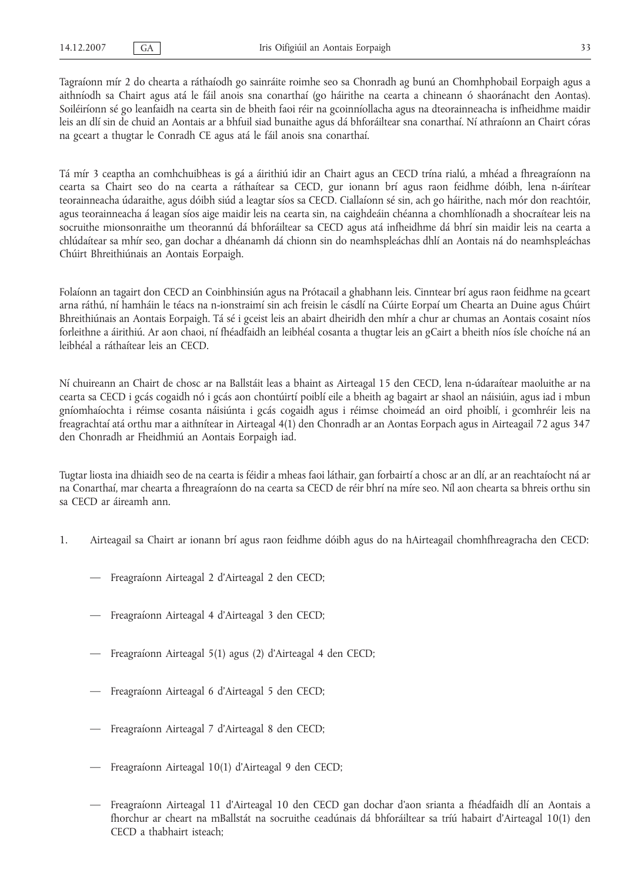Tagraíonn mír 2 do chearta a ráthaíodh go sainráite roimhe seo sa Chonradh ag bunú an Chomhphobail Eorpaigh agus a aithníodh sa Chairt agus atá le fáil anois sna conarthaí (go háirithe na cearta a chineann ó shaoránacht den Aontas). Soiléiríonn sé go leanfaidh na cearta sin de bheith faoi réir na gcoinníollacha agus na dteorainneacha is infheidhme maidir leis an dlí sin de chuid an Aontais ar a bhfuil siad bunaithe agus dá bhforáiltear sna conarthaí. Ní athraíonn an Chairt córas na gceart a thugtar le Conradh CE agus atá le fáil anois sna conarthaí.

Tá mír 3 ceaptha an comhchuibheas is gá a áirithiú idir an Chairt agus an CECD trína rialú, a mhéad a fhreagraíonn na cearta sa Chairt seo do na cearta a ráthaítear sa CECD, gur ionann brí agus raon feidhme dóibh, lena n-áirítear teorainneacha údaraithe, agus dóibh siúd a leagtar síos sa CECD. Ciallaíonn sé sin, ach go háirithe, nach mór don reachtóir, agus teorainneacha á leagan síos aige maidir leis na cearta sin, na caighdeáin chéanna a chomhlíonadh a shocraítear leis na socruithe mionsonraithe um theorannú dá bhforáiltear sa CECD agus atá infheidhme dá bhrí sin maidir leis na cearta a chlúdaítear sa mhír seo, gan dochar a dhéanamh dá chionn sin do neamhspleáchas dhlí an Aontais ná do neamhspleáchas Chúirt Bhreithiúnais an Aontais Eorpaigh.

Folaíonn an tagairt don CECD an Coinbhinsiún agus na Prótacail a ghabhann leis. Cinntear brí agus raon feidhme na gceart arna ráthú, ní hamháin le téacs na n-ionstraimí sin ach freisin le cásdlí na Cúirte Eorpaí um Chearta an Duine agus Chúirt Bhreithiúnais an Aontais Eorpaigh. Tá sé i gceist leis an abairt dheiridh den mhír a chur ar chumas an Aontais cosaint níos forleithne a áirithiú. Ar aon chaoi, ní fhéadfaidh an leibhéal cosanta a thugtar leis an gCairt a bheith níos ísle choíche ná an leibhéal a ráthaítear leis an CECD.

Ní chuireann an Chairt de chosc ar na Ballstáit leas a bhaint as Airteagal 15 den CECD, lena n-údaraítear maoluithe ar na cearta sa CECD i gcás cogaidh nó i gcás aon chontúirtí poiblí eile a bheith ag bagairt ar shaol an náisiúin, agus iad i mbun gníomhaíochta i réimse cosanta náisiúnta i gcás cogaidh agus i réimse choimeád an oird phoiblí, i gcomhréir leis na freagrachtaí atá orthu mar a aithnítear in Airteagal 4(1) den Chonradh ar an Aontas Eorpach agus in Airteagail 72 agus 347 den Chonradh ar Fheidhmiú an Aontais Eorpaigh iad.

Tugtar liosta ina dhiaidh seo de na cearta is féidir a mheas faoi láthair, gan forbairtí a chosc ar an dlí, ar an reachtaíocht ná ar na Conarthaí, mar chearta a fhreagraíonn do na cearta sa CECD de réir bhrí na míre seo. Níl aon chearta sa bhreis orthu sin sa CECD ar áireamh ann.

1. Airteagail sa Chairt ar ionann brí agus raon feidhme dóibh agus do na hAirteagail chomhfhreagracha den CECD:

   — Freagraíonn Airteagal 2 d'Airteagal 2 den CECD;

   — Freagraíonn Airteagal 4 d'Airteagal 3 den CECD;

   — Freagraíonn Airteagal 5(1) agus (2) d'Airteagal 4 den CECD;

   — Freagraíonn Airteagal 6 d'Airteagal 5 den CECD;

   — Freagraíonn Airteagal 7 d'Airteagal 8 den CECD;

   — Freagraíonn Airteagal 10(1) d'Airteagal 9 den CECD;

   — Freagraíonn Airteagal 11 d'Airteagal 10 den CECD gan dochar d'aon srianta a fhéadfaidh dlí an Aontais a fhorchur ar cheart na mBallstát na socruithe ceadúnais dá bhforáiltear sa tríú habairt d'Airteagal 10(1) den CECD a thabhairt isteach;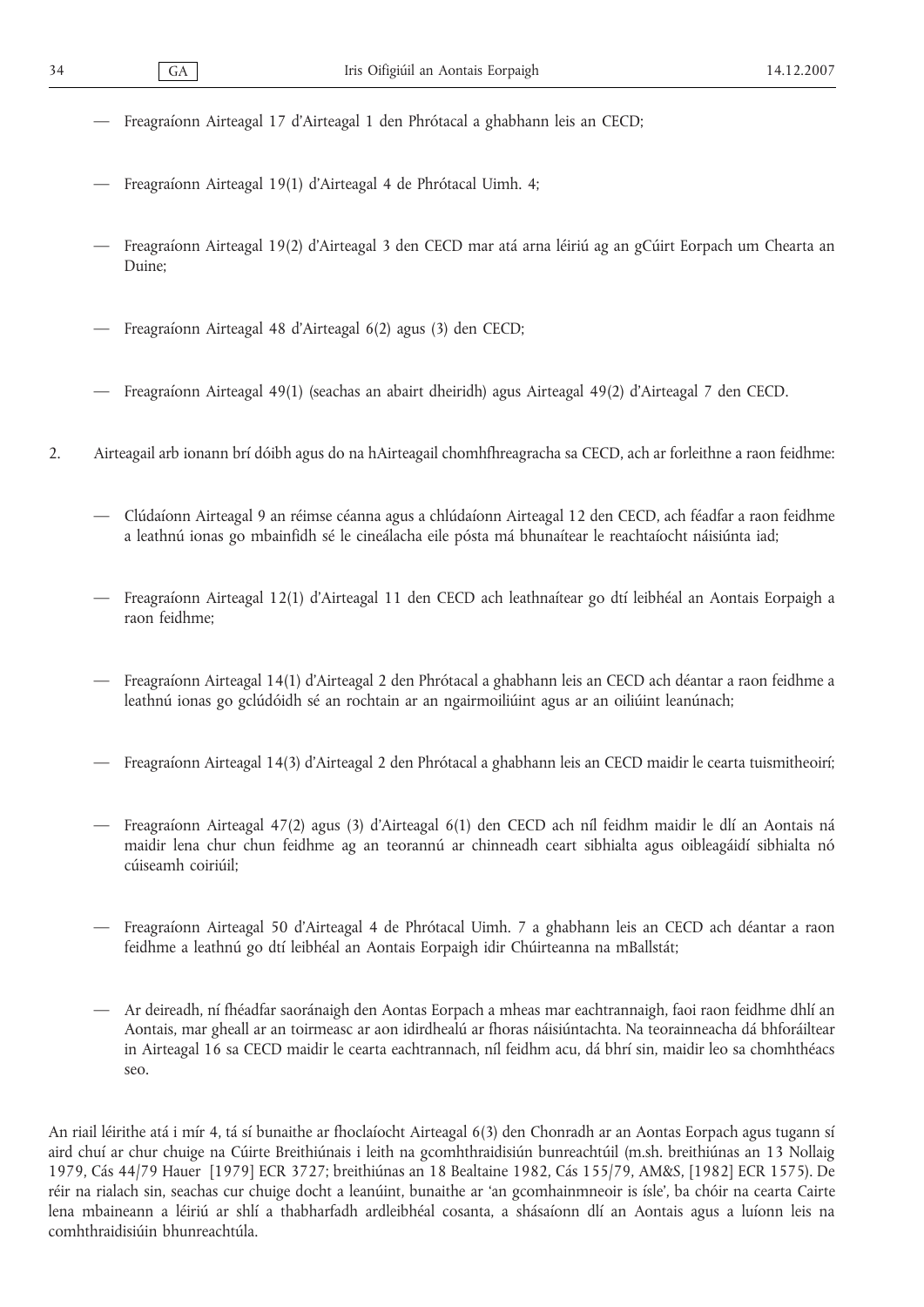— Freagraíonn Airteagal 17 d'Airteagal 1 den Phrótacal a ghabhann leis an CECD;

— Freagraíonn Airteagal 19(1) d'Airteagal 4 de Phrótacal Uimh. 4;

— Freagraíonn Airteagal 19(2) d'Airteagal 3 den CECD mar atá arna léiriú ag an gCúirt Eorpach um Chearta an Duine;

— Freagraíonn Airteagal 48 d'Airteagal 6(2) agus (3) den CECD;

— Freagraíonn Airteagal 49(1) (seachas an abairt dheiridh) agus Airteagal 49(2) d'Airteagal 7 den CECD.

2. Airteagail arb ionann brí dóibh agus do na hAirteagail chomhfhreagracha sa CECD, ach ar forleithne a raon feidhme:

— Clúdaíonn Airteagal 9 an réimse céanna agus a chlúdaíonn Airteagal 12 den CECD, ach féadfar a raon feidhme a leathnú ionas go mbainfidh sé le cineálacha eile pósta má bhunaítear le reachtaíocht náisiúnta iad;

— Freagraíonn Airteagal 12(1) d'Airteagal 11 den CECD ach leathnaítear go dtí leibhéal an Aontais Eorpaigh a raon feidhme;

— Freagraíonn Airteagal 14(1) d'Airteagal 2 den Phrótacal a ghabhann leis an CECD ach déantar a raon feidhme a leathnú ionas go gclúdóidh sé an rochtain ar an ngairmoiliúint agus ar an oiliúint leanúnach;

— Freagraíonn Airteagal 14(3) d'Airteagal 2 den Phrótacal a ghabhann leis an CECD maidir le cearta tuismitheoirí;

— Freagraíonn Airteagal 47(2) agus (3) d'Airteagal 6(1) den CECD ach níl feidhm maidir le dlí an Aontais ná maidir lena chur chun feidhme ag an teorannú ar chinneadh ceart sibhialta agus oibleagáidí sibhialta nó cúiseamh coiriúil;

— Freagraíonn Airteagal 50 d'Airteagal 4 de Phrótacal Uimh. 7 a ghabhann leis an CECD ach déantar a raon feidhme a leathnú go dtí leibhéal an Aontais Eorpaigh idir Chúirteanna na mBallstát;

— Ar deireadh, ní fhéadfar saoránaigh den Aontas Eorpach a mheas mar eachtrannaigh, faoi raon feidhme dhlí an Aontais, mar gheall ar an toirmeasc ar aon idirdhealú ar fhoras náisiúntachta. Na teorainneacha dá bhforáiltear in Airteagal 16 sa CECD maidir le cearta eachtrannach, níl feidhm acu, dá bhrí sin, maidir leo sa chomhthéacs seo.

An riail léirithe atá i mír 4, tá sí bunaithe ar fhoclaíocht Airteagal 6(3) den Chonradh ar an Aontas Eorpach agus tugann sí aird chuí ar chur chuige na Cúirte Breithiúnais i leith na gcomhthraidisiún bunreachtúil (m.sh. breithiúnas an 13 Nollaig 1979, Cás 44/79 Hauer [1979] ECR 3727; breithiúnas an 18 Bealtaine 1982, Cás 155/79, AM&S, [1982] ECR 1575). De réir na rialach sin, seachas cur chuige docht a leanúint, bunaithe ar 'an gcomhainmneoir is ísle', ba chóir na cearta Cairte lena mbaineann a léiriú ar shlí a thabharfadh ardleibhéal cosanta, a shásaíonn dlí an Aontais agus a luíonn leis na comhthraidisiúin bhunreachtúla.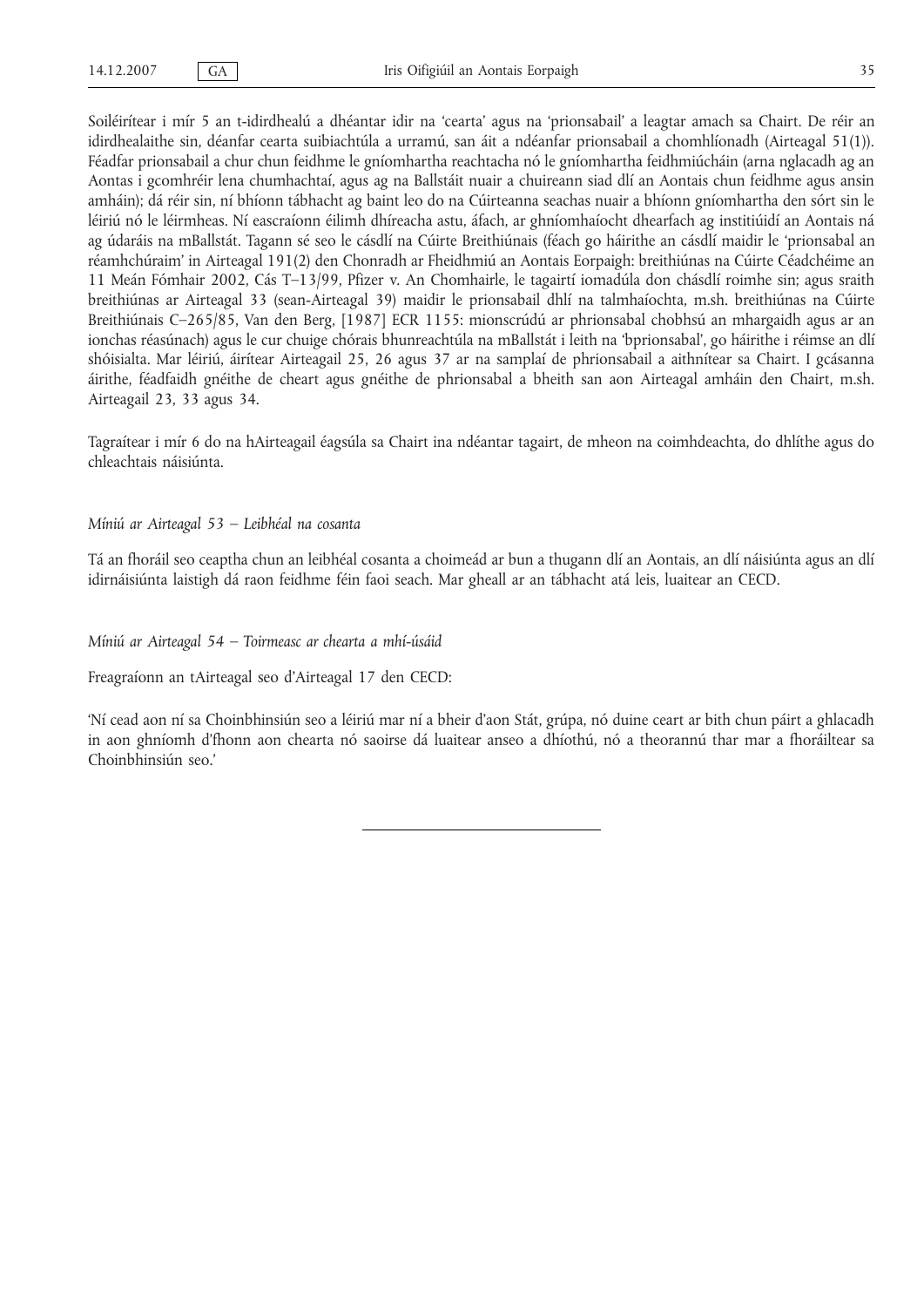Soiléirítear i mír 5 an t-idirdhealú a dhéantar idir na 'cearta' agus na 'prionsabail' a leagtar amach sa Chairt. De réir an idirdhealaithe sin, déanfar cearta suibiachtúla a urramú, san áit a ndéanfar prionsabail a chomhlíonadh (Airteagal 51(1)). Féadfar prionsabail a chur chun feidhme le gníomhartha reachtacha nó le gníomhartha feidhmiúcháin (arna nglacadh ag an Aontas i gcomhréir lena chumhachtaí, agus ag na Ballstáit nuair a chuireann siad dlí an Aontais chun feidhme agus ansin amháin); dá réir sin, ní bhíonn tábhacht ag baint leo do na Cúirteanna seachas nuair a bhíonn gníomhartha den sórt sin le léiriú nó le léirmheas. Ní eascraíonn éilimh dhíreacha astu, áfach, ar ghníomhaíocht dhearfach ag institiúidí an Aontais ná ag údaráis na mBallstát. Tagann sé seo le cásdlí na Cúirte Breithiúnais (féach go háirithe an cásdlí maidir le 'prionsabal an réamhchúraim' in Airteagal 191(2) den Chonradh ar Fheidhmiú an Aontais Eorpaigh: breithiúnas na Cúirte Céadchéime an 11 Meán Fómhair 2002, Cás T–13/99, Pfizer v. An Chomhairle, le tagairtí iomadúla don chásdlí roimhe sin; agus sraith breithiúnas ar Airteagal 33 (sean-Airteagal 39) maidir le prionsabail dhlí na talmhaíochta, m.sh. breithiúnas na Cúirte Breithiúnais C–265/85, Van den Berg, [1987] ECR 1155: mionscrúdú ar phrionsabal chobhsú an mhargaidh agus ar an ionchas réasúnach) agus le cur chuige chórais bhunreachtúla na mBallstát i leith na 'bprionsabal', go háirithe i réimse an dlí shóisialta. Mar léiriú, áirítear Airteagail 25, 26 agus 37 ar na samplaí de phrionsabail a aithnítear sa Chairt. I gcásanna áirithe, féadfaidh gnéithe de cheart agus gnéithe de phrionsabal a bheith san aon Airteagal amháin den Chairt, m.sh. Airteagail 23, 33 agus 34.

Tagraítear i mír 6 do na hAirteagail éagsúla sa Chairt ina ndéantar tagairt, de mheon na coimhdeachta, do dhlíthe agus do chleachtais náisiúnta.

*Míniú ar Airteagal 53 – Leibhéal na cosanta*

Tá an fhoráil seo ceaptha chun an leibhéal cosanta a choimeád ar bun a thugann dlí an Aontais, an dlí náisiúnta agus an dlí idirnáisiúnta laistigh dá raon feidhme féin faoi seach. Mar gheall ar an tábhacht atá leis, luaitear an CECD.

*Míniú ar Airteagal 54 – Toirmeasc ar chearta a mhí-úsáid*

Freagraíonn an tAirteagal seo d'Airteagal 17 den CECD:

'Ní cead aon ní sa Choinbhinsiún seo a léiriú mar ní a bheir d'aon Stát, grúpa, nó duine ceart ar bith chun páirt a ghlacadh in aon ghníomh d'fhonn aon chearta nó saoirse dá luaitear anseo a dhíothú, nó a theorannú thar mar a fhoráiltear sa Choinbhinsiún seo.'